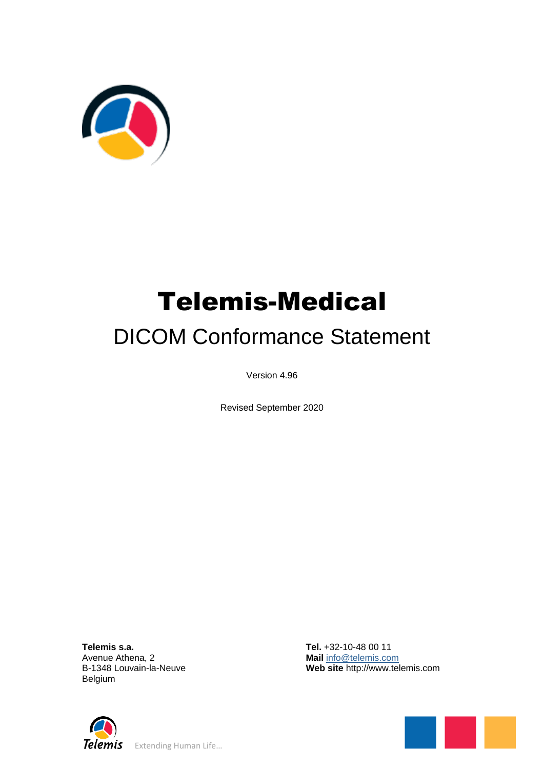# Telemis-Medical

## DICOM Conformance Statement

Version 4.96

Revised September 2020

**Telemis s.a.**
Avenue Athena, 2
B-1348 Louvain-la-Neuve
Belgium

**Tel.** +32-10-48 00 11
**Mail** info@telemis.com
**Web site** http://www.telemis.com

Telemis Extending Human Life…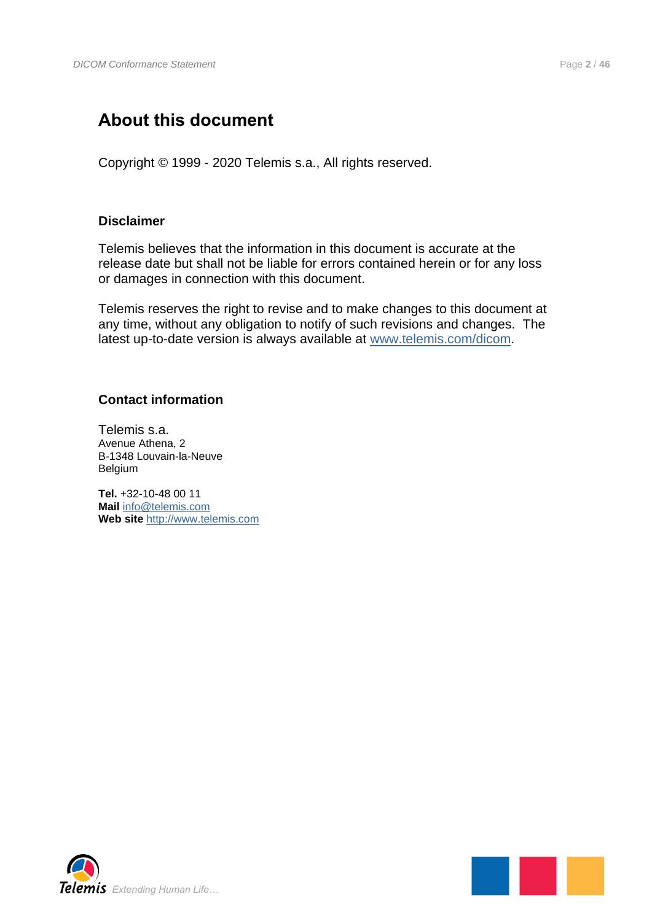# About this document

Copyright © 1999 - 2020 Telemis s.a., All rights reserved.

### Disclaimer

Telemis believes that the information in this document is accurate at the release date but shall not be liable for errors contained herein or for any loss or damages in connection with this document.

Telemis reserves the right to revise and to make changes to this document at any time, without any obligation to notify of such revisions and changes. The latest up-to-date version is always available at www.telemis.com/dicom.

### Contact information

Telemis s.a.
Avenue Athena, 2
B-1348 Louvain-la-Neuve
Belgium

**Tel.** +32-10-48 00 11
**Mail** info@telemis.com
**Web site** http://www.telemis.com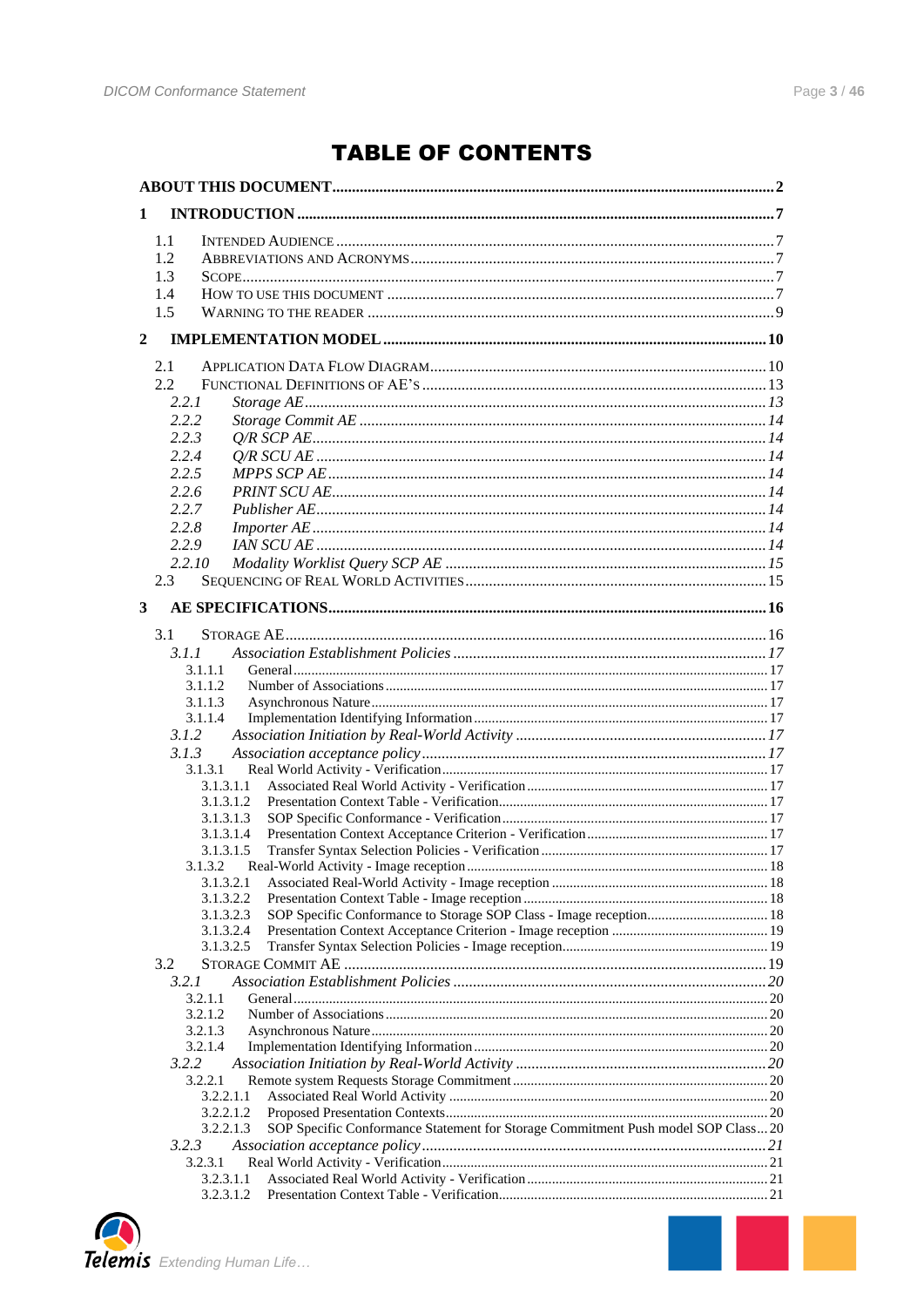# TABLE OF CONTENTS

**ABOUT THIS DOCUMENT** .......... 2

**1 INTRODUCTION** .......... 7

- 1.1 INTENDED AUDIENCE .......... 7
- 1.2 ABBREVIATIONS AND ACRONYMS .......... 7
- 1.3 SCOPE .......... 7
- 1.4 HOW TO USE THIS DOCUMENT .......... 7
- 1.5 WARNING TO THE READER .......... 9

**2 IMPLEMENTATION MODEL** .......... 10

- 2.1 APPLICATION DATA FLOW DIAGRAM .......... 10
- 2.2 FUNCTIONAL DEFINITIONS OF AE'S .......... 13
  - *2.2.1 Storage AE* .......... 13
  - *2.2.2 Storage Commit AE* .......... 14
  - *2.2.3 Q/R SCP AE* .......... 14
  - *2.2.4 Q/R SCU AE* .......... 14
  - *2.2.5 MPPS SCP AE* .......... 14
  - *2.2.6 PRINT SCU AE* .......... 14
  - *2.2.7 Publisher AE* .......... 14
  - *2.2.8 Importer AE* .......... 14
  - *2.2.9 IAN SCU AE* .......... 14
  - *2.2.10 Modality Worklist Query SCP AE* .......... 15
- 2.3 SEQUENCING OF REAL WORLD ACTIVITIES .......... 15

**3 AE SPECIFICATIONS** .......... 16

- 3.1 STORAGE AE .......... 16
  - *3.1.1 Association Establishment Policies* .......... 17
    - 3.1.1.1 General .......... 17
    - 3.1.1.2 Number of Associations .......... 17
    - 3.1.1.3 Asynchronous Nature .......... 17
    - 3.1.1.4 Implementation Identifying Information .......... 17
  - *3.1.2 Association Initiation by Real-World Activity* .......... 17
  - *3.1.3 Association acceptance policy* .......... 17
    - 3.1.3.1 Real World Activity - Verification .......... 17
      - 3.1.3.1.1 Associated Real World Activity - Verification .......... 17
      - 3.1.3.1.2 Presentation Context Table - Verification .......... 17
      - 3.1.3.1.3 SOP Specific Conformance - Verification .......... 17
      - 3.1.3.1.4 Presentation Context Acceptance Criterion - Verification .......... 17
      - 3.1.3.1.5 Transfer Syntax Selection Policies - Verification .......... 17
    - 3.1.3.2 Real-World Activity - Image reception .......... 18
      - 3.1.3.2.1 Associated Real-World Activity - Image reception .......... 18
      - 3.1.3.2.2 Presentation Context Table - Image reception .......... 18
      - 3.1.3.2.3 SOP Specific Conformance to Storage SOP Class - Image reception .......... 18
      - 3.1.3.2.4 Presentation Context Acceptance Criterion - Image reception .......... 19
      - 3.1.3.2.5 Transfer Syntax Selection Policies - Image reception .......... 19
- 3.2 STORAGE COMMIT AE .......... 19
  - *3.2.1 Association Establishment Policies* .......... 20
    - 3.2.1.1 General .......... 20
    - 3.2.1.2 Number of Associations .......... 20
    - 3.2.1.3 Asynchronous Nature .......... 20
    - 3.2.1.4 Implementation Identifying Information .......... 20
  - *3.2.2 Association Initiation by Real-World Activity* .......... 20
    - 3.2.2.1 Remote system Requests Storage Commitment .......... 20
      - 3.2.2.1.1 Associated Real World Activity .......... 20
      - 3.2.2.1.2 Proposed Presentation Contexts .......... 20
      - 3.2.2.1.3 SOP Specific Conformance Statement for Storage Commitment Push model SOP Class .......... 20
  - *3.2.3 Association acceptance policy* .......... 21
    - 3.2.3.1 Real World Activity - Verification .......... 21
      - 3.2.3.1.1 Associated Real World Activity - Verification .......... 21
      - 3.2.3.1.2 Presentation Context Table - Verification .......... 21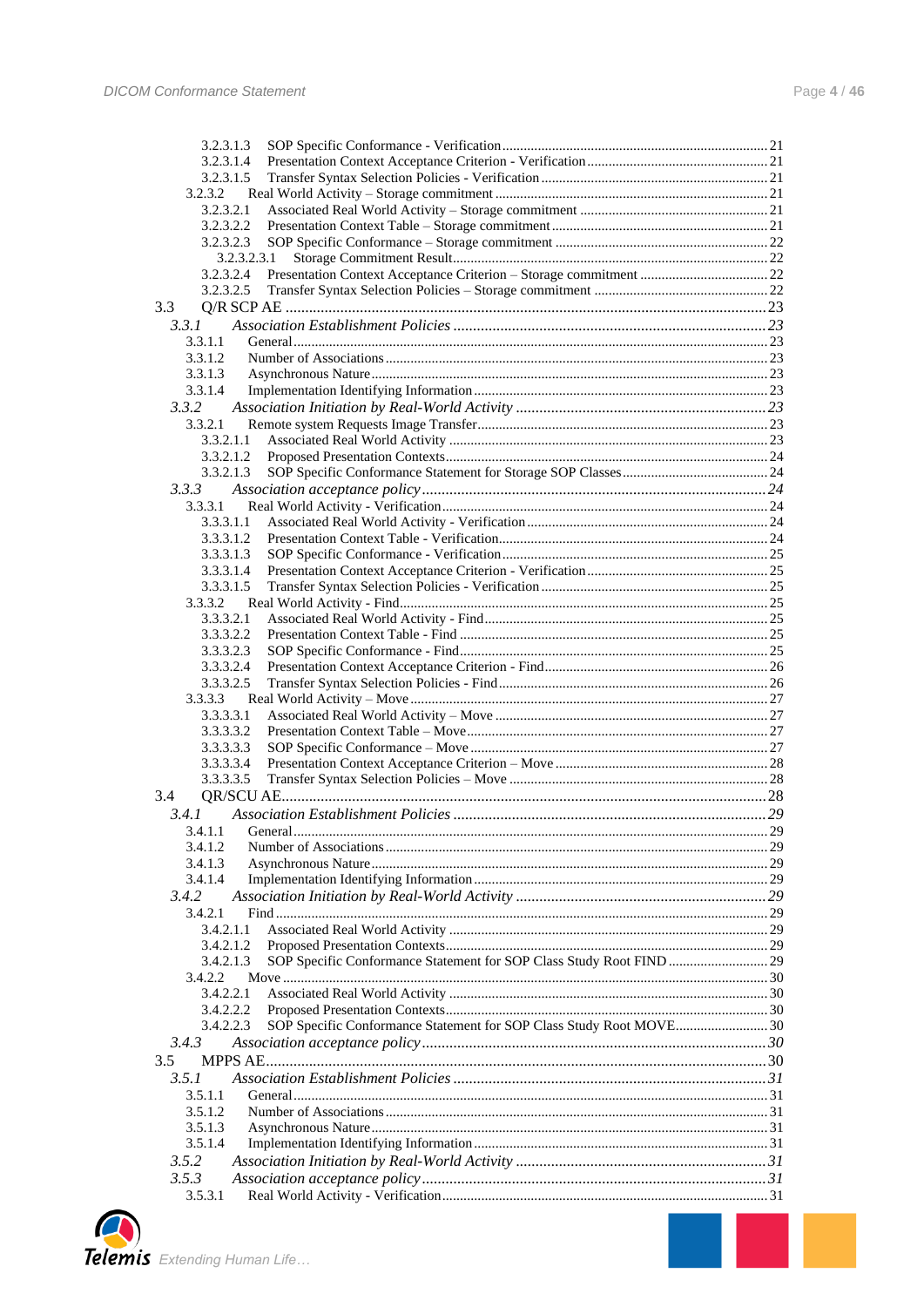3.2.3.1.3 SOP Specific Conformance - Verification ..... 21
3.2.3.1.4 Presentation Context Acceptance Criterion - Verification ..... 21
3.2.3.1.5 Transfer Syntax Selection Policies - Verification ..... 21
3.2.3.2 Real World Activity – Storage commitment ..... 21
3.2.3.2.1 Associated Real World Activity – Storage commitment ..... 21
3.2.3.2.2 Presentation Context Table – Storage commitment ..... 21
3.2.3.2.3 SOP Specific Conformance – Storage commitment ..... 22
3.2.3.2.3.1 Storage Commitment Result ..... 22
3.2.3.2.4 Presentation Context Acceptance Criterion – Storage commitment ..... 22
3.2.3.2.5 Transfer Syntax Selection Policies – Storage commitment ..... 22
3.3 Q/R SCP AE ..... 23
*3.3.1 Association Establishment Policies ..... 23*
3.3.1.1 General ..... 23
3.3.1.2 Number of Associations ..... 23
3.3.1.3 Asynchronous Nature ..... 23
3.3.1.4 Implementation Identifying Information ..... 23
*3.3.2 Association Initiation by Real-World Activity ..... 23*
3.3.2.1 Remote system Requests Image Transfer ..... 23
3.3.2.1.1 Associated Real World Activity ..... 23
3.3.2.1.2 Proposed Presentation Contexts ..... 24
3.3.2.1.3 SOP Specific Conformance Statement for Storage SOP Classes ..... 24
*3.3.3 Association acceptance policy ..... 24*
3.3.3.1 Real World Activity - Verification ..... 24
3.3.3.1.1 Associated Real World Activity - Verification ..... 24
3.3.3.1.2 Presentation Context Table - Verification ..... 24
3.3.3.1.3 SOP Specific Conformance - Verification ..... 25
3.3.3.1.4 Presentation Context Acceptance Criterion - Verification ..... 25
3.3.3.1.5 Transfer Syntax Selection Policies - Verification ..... 25
3.3.3.2 Real World Activity - Find ..... 25
3.3.3.2.1 Associated Real World Activity - Find ..... 25
3.3.3.2.2 Presentation Context Table - Find ..... 25
3.3.3.2.3 SOP Specific Conformance - Find ..... 25
3.3.3.2.4 Presentation Context Acceptance Criterion - Find ..... 26
3.3.3.2.5 Transfer Syntax Selection Policies - Find ..... 26
3.3.3.3 Real World Activity – Move ..... 27
3.3.3.3.1 Associated Real World Activity – Move ..... 27
3.3.3.3.2 Presentation Context Table – Move ..... 27
3.3.3.3.3 SOP Specific Conformance – Move ..... 27
3.3.3.3.4 Presentation Context Acceptance Criterion – Move ..... 28
3.3.3.3.5 Transfer Syntax Selection Policies – Move ..... 28
3.4 QR/SCU AE ..... 28
*3.4.1 Association Establishment Policies ..... 29*
3.4.1.1 General ..... 29
3.4.1.2 Number of Associations ..... 29
3.4.1.3 Asynchronous Nature ..... 29
3.4.1.4 Implementation Identifying Information ..... 29
*3.4.2 Association Initiation by Real-World Activity ..... 29*
3.4.2.1 Find ..... 29
3.4.2.1.1 Associated Real World Activity ..... 29
3.4.2.1.2 Proposed Presentation Contexts ..... 29
3.4.2.1.3 SOP Specific Conformance Statement for SOP Class Study Root FIND ..... 29
3.4.2.2 Move ..... 30
3.4.2.2.1 Associated Real World Activity ..... 30
3.4.2.2.2 Proposed Presentation Contexts ..... 30
3.4.2.2.3 SOP Specific Conformance Statement for SOP Class Study Root MOVE ..... 30
*3.4.3 Association acceptance policy ..... 30*
3.5 MPPS AE ..... 30
*3.5.1 Association Establishment Policies ..... 31*
3.5.1.1 General ..... 31
3.5.1.2 Number of Associations ..... 31
3.5.1.3 Asynchronous Nature ..... 31
3.5.1.4 Implementation Identifying Information ..... 31
*3.5.2 Association Initiation by Real-World Activity ..... 31*
*3.5.3 Association acceptance policy ..... 31*
3.5.3.1 Real World Activity - Verification ..... 31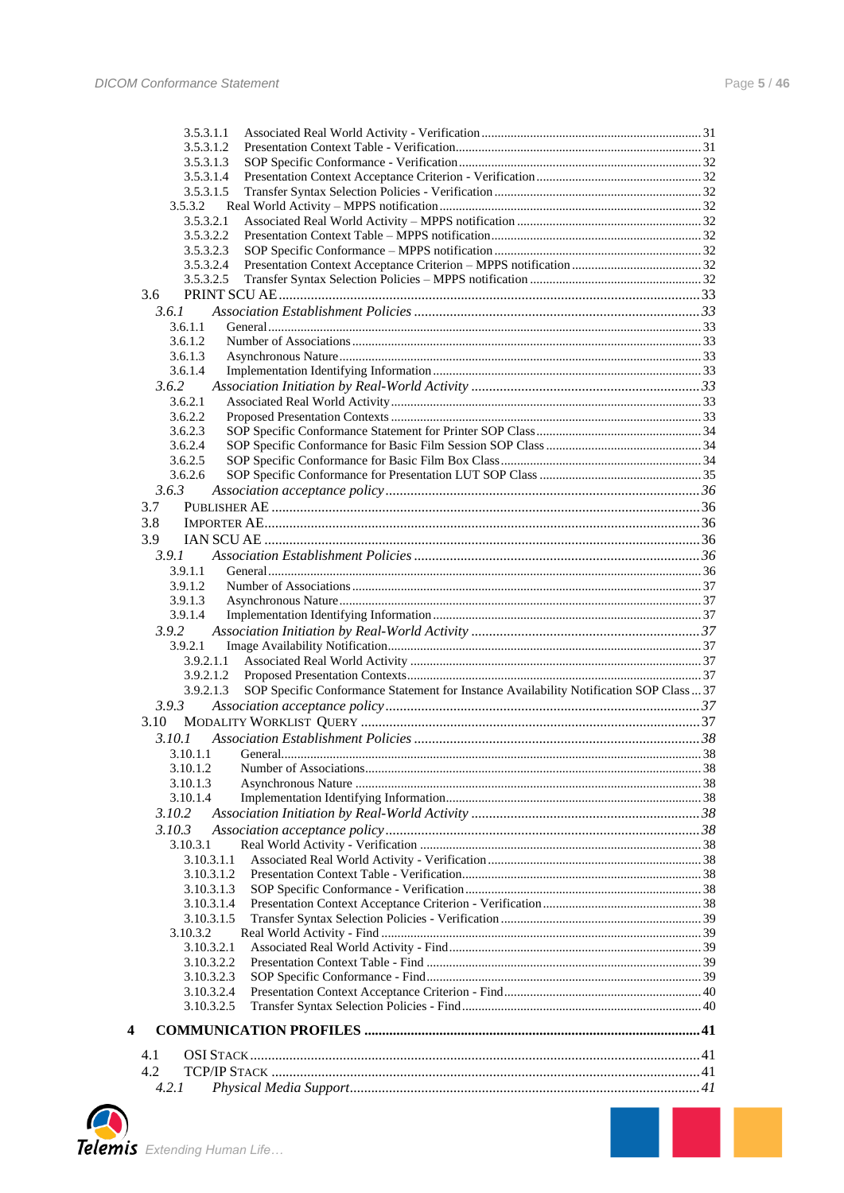3.5.3.1.1 Associated Real World Activity - Verification ..... 31
3.5.3.1.2 Presentation Context Table - Verification ..... 31
3.5.3.1.3 SOP Specific Conformance - Verification ..... 32
3.5.3.1.4 Presentation Context Acceptance Criterion - Verification ..... 32
3.5.3.1.5 Transfer Syntax Selection Policies - Verification ..... 32
3.5.3.2 Real World Activity – MPPS notification ..... 32
3.5.3.2.1 Associated Real World Activity – MPPS notification ..... 32
3.5.3.2.2 Presentation Context Table – MPPS notification ..... 32
3.5.3.2.3 SOP Specific Conformance – MPPS notification ..... 32
3.5.3.2.4 Presentation Context Acceptance Criterion – MPPS notification ..... 32
3.5.3.2.5 Transfer Syntax Selection Policies – MPPS notification ..... 32
3.6 PRINT SCU AE ..... 33
*3.6.1 Association Establishment Policies ..... 33*
3.6.1.1 General ..... 33
3.6.1.2 Number of Associations ..... 33
3.6.1.3 Asynchronous Nature ..... 33
3.6.1.4 Implementation Identifying Information ..... 33
*3.6.2 Association Initiation by Real-World Activity ..... 33*
3.6.2.1 Associated Real World Activity ..... 33
3.6.2.2 Proposed Presentation Contexts ..... 33
3.6.2.3 SOP Specific Conformance Statement for Printer SOP Class ..... 34
3.6.2.4 SOP Specific Conformance for Basic Film Session SOP Class ..... 34
3.6.2.5 SOP Specific Conformance for Basic Film Box Class ..... 34
3.6.2.6 SOP Specific Conformance for Presentation LUT SOP Class ..... 35
*3.6.3 Association acceptance policy ..... 36*
3.7 PUBLISHER AE ..... 36
3.8 IMPORTER AE ..... 36
3.9 IAN SCU AE ..... 36
*3.9.1 Association Establishment Policies ..... 36*
3.9.1.1 General ..... 36
3.9.1.2 Number of Associations ..... 37
3.9.1.3 Asynchronous Nature ..... 37
3.9.1.4 Implementation Identifying Information ..... 37
*3.9.2 Association Initiation by Real-World Activity ..... 37*
3.9.2.1 Image Availability Notification ..... 37
3.9.2.1.1 Associated Real World Activity ..... 37
3.9.2.1.2 Proposed Presentation Contexts ..... 37
3.9.2.1.3 SOP Specific Conformance Statement for Instance Availability Notification SOP Class ..... 37
*3.9.3 Association acceptance policy ..... 37*
3.10 MODALITY WORKLIST QUERY ..... 37
*3.10.1 Association Establishment Policies ..... 38*
3.10.1.1 General ..... 38
3.10.1.2 Number of Associations ..... 38
3.10.1.3 Asynchronous Nature ..... 38
3.10.1.4 Implementation Identifying Information ..... 38
*3.10.2 Association Initiation by Real-World Activity ..... 38*
*3.10.3 Association acceptance policy ..... 38*
3.10.3.1 Real World Activity - Verification ..... 38
3.10.3.1.1 Associated Real World Activity - Verification ..... 38
3.10.3.1.2 Presentation Context Table - Verification ..... 38
3.10.3.1.3 SOP Specific Conformance - Verification ..... 38
3.10.3.1.4 Presentation Context Acceptance Criterion - Verification ..... 38
3.10.3.1.5 Transfer Syntax Selection Policies - Verification ..... 39
3.10.3.2 Real World Activity - Find ..... 39
3.10.3.2.1 Associated Real World Activity - Find ..... 39
3.10.3.2.2 Presentation Context Table - Find ..... 39
3.10.3.2.3 SOP Specific Conformance - Find ..... 39
3.10.3.2.4 Presentation Context Acceptance Criterion - Find ..... 40
3.10.3.2.5 Transfer Syntax Selection Policies - Find ..... 40

**4 COMMUNICATION PROFILES ..... 41**

4.1 OSI STACK ..... 41
4.2 TCP/IP STACK ..... 41
*4.2.1 Physical Media Support ..... 41*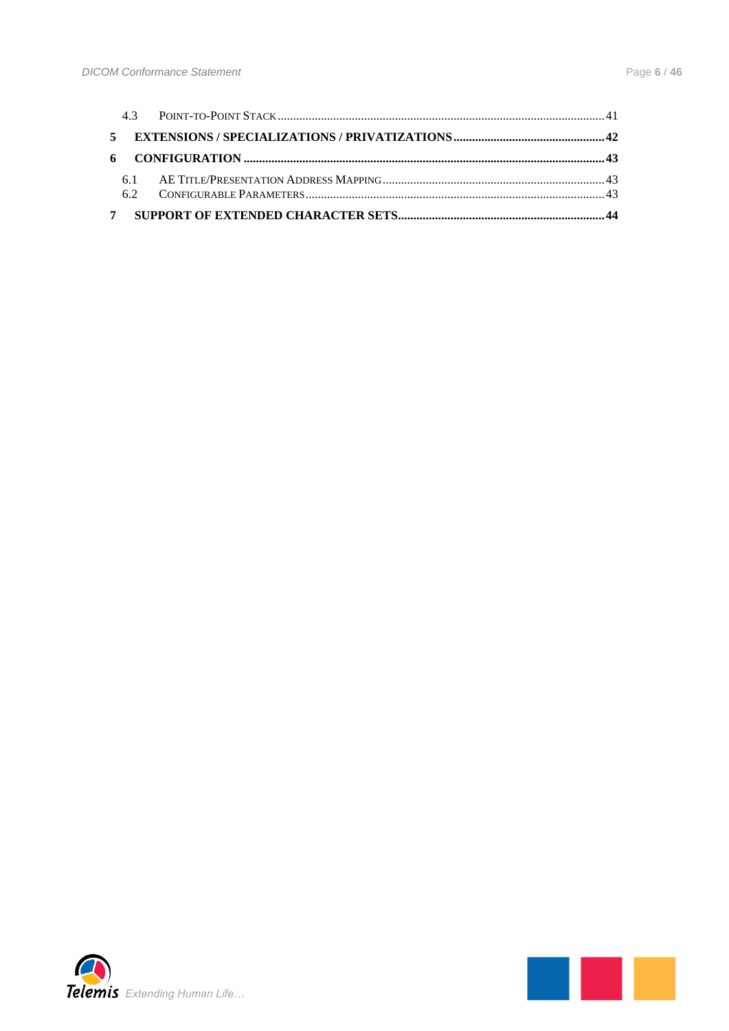4.3 POINT-TO-POINT STACK ..... 41

**5 EXTENSIONS / SPECIALIZATIONS / PRIVATIZATIONS ..... 42**

**6 CONFIGURATION ..... 43**

6.1 AE TITLE/PRESENTATION ADDRESS MAPPING ..... 43

6.2 CONFIGURABLE PARAMETERS ..... 43

**7 SUPPORT OF EXTENDED CHARACTER SETS ..... 44**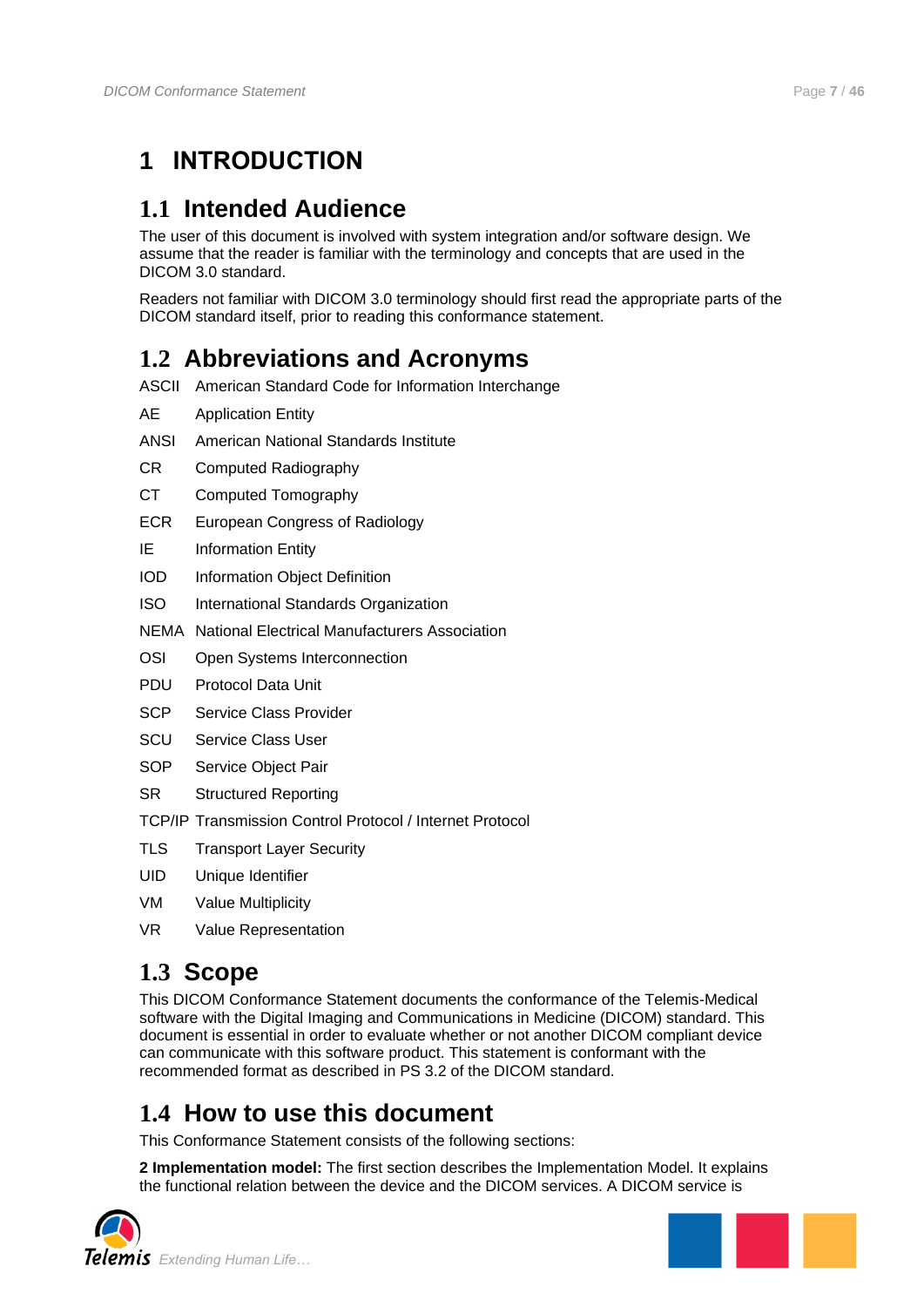# 1 INTRODUCTION

## 1.1 Intended Audience

The user of this document is involved with system integration and/or software design. We assume that the reader is familiar with the terminology and concepts that are used in the DICOM 3.0 standard.

Readers not familiar with DICOM 3.0 terminology should first read the appropriate parts of the DICOM standard itself, prior to reading this conformance statement.

## 1.2 Abbreviations and Acronyms

| | |
|---|---|
| ASCII | American Standard Code for Information Interchange |
| AE | Application Entity |
| ANSI | American National Standards Institute |
| CR | Computed Radiography |
| CT | Computed Tomography |
| ECR | European Congress of Radiology |
| IE | Information Entity |
| IOD | Information Object Definition |
| ISO | International Standards Organization |
| NEMA | National Electrical Manufacturers Association |
| OSI | Open Systems Interconnection |
| PDU | Protocol Data Unit |
| SCP | Service Class Provider |
| SCU | Service Class User |
| SOP | Service Object Pair |
| SR | Structured Reporting |
| TCP/IP | Transmission Control Protocol / Internet Protocol |
| TLS | Transport Layer Security |
| UID | Unique Identifier |
| VM | Value Multiplicity |
| VR | Value Representation |

## 1.3 Scope

This DICOM Conformance Statement documents the conformance of the Telemis-Medical software with the Digital Imaging and Communications in Medicine (DICOM) standard. This document is essential in order to evaluate whether or not another DICOM compliant device can communicate with this software product. This statement is conformant with the recommended format as described in PS 3.2 of the DICOM standard.

## 1.4 How to use this document

This Conformance Statement consists of the following sections:

**2 Implementation model:** The first section describes the Implementation Model. It explains the functional relation between the device and the DICOM services. A DICOM service is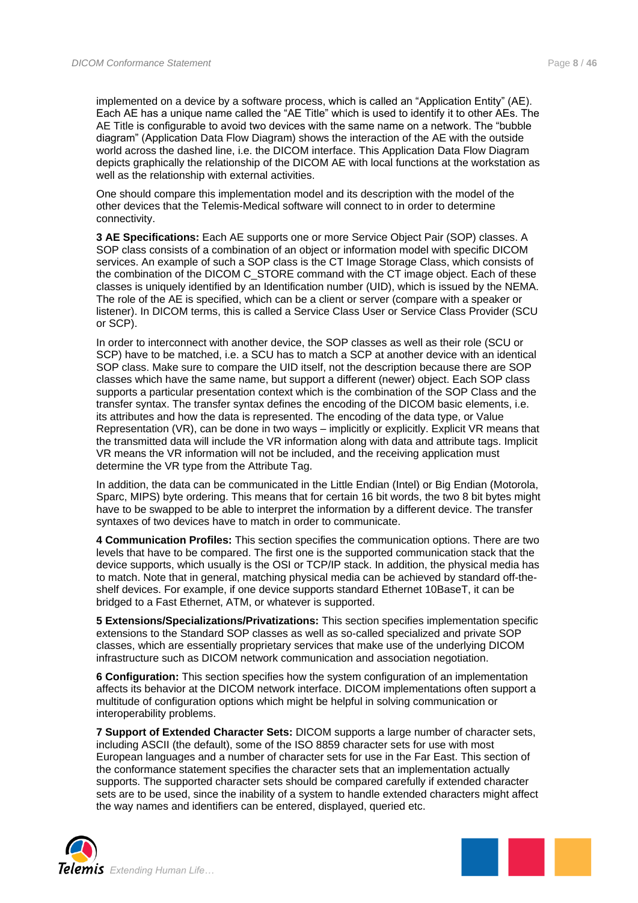implemented on a device by a software process, which is called an “Application Entity” (AE). Each AE has a unique name called the “AE Title” which is used to identify it to other AEs. The AE Title is configurable to avoid two devices with the same name on a network. The “bubble diagram” (Application Data Flow Diagram) shows the interaction of the AE with the outside world across the dashed line, i.e. the DICOM interface. This Application Data Flow Diagram depicts graphically the relationship of the DICOM AE with local functions at the workstation as well as the relationship with external activities.

One should compare this implementation model and its description with the model of the other devices that the Telemis-Medical software will connect to in order to determine connectivity.

**3 AE Specifications:** Each AE supports one or more Service Object Pair (SOP) classes. A SOP class consists of a combination of an object or information model with specific DICOM services. An example of such a SOP class is the CT Image Storage Class, which consists of the combination of the DICOM C_STORE command with the CT image object. Each of these classes is uniquely identified by an Identification number (UID), which is issued by the NEMA. The role of the AE is specified, which can be a client or server (compare with a speaker or listener). In DICOM terms, this is called a Service Class User or Service Class Provider (SCU or SCP).

In order to interconnect with another device, the SOP classes as well as their role (SCU or SCP) have to be matched, i.e. a SCU has to match a SCP at another device with an identical SOP class. Make sure to compare the UID itself, not the description because there are SOP classes which have the same name, but support a different (newer) object. Each SOP class supports a particular presentation context which is the combination of the SOP Class and the transfer syntax. The transfer syntax defines the encoding of the DICOM basic elements, i.e. its attributes and how the data is represented. The encoding of the data type, or Value Representation (VR), can be done in two ways – implicitly or explicitly. Explicit VR means that the transmitted data will include the VR information along with data and attribute tags. Implicit VR means the VR information will not be included, and the receiving application must determine the VR type from the Attribute Tag.

In addition, the data can be communicated in the Little Endian (Intel) or Big Endian (Motorola, Sparc, MIPS) byte ordering. This means that for certain 16 bit words, the two 8 bit bytes might have to be swapped to be able to interpret the information by a different device. The transfer syntaxes of two devices have to match in order to communicate.

**4 Communication Profiles:** This section specifies the communication options. There are two levels that have to be compared. The first one is the supported communication stack that the device supports, which usually is the OSI or TCP/IP stack. In addition, the physical media has to match. Note that in general, matching physical media can be achieved by standard off-the-shelf devices. For example, if one device supports standard Ethernet 10BaseT, it can be bridged to a Fast Ethernet, ATM, or whatever is supported.

**5 Extensions/Specializations/Privatizations:** This section specifies implementation specific extensions to the Standard SOP classes as well as so-called specialized and private SOP classes, which are essentially proprietary services that make use of the underlying DICOM infrastructure such as DICOM network communication and association negotiation.

**6 Configuration:** This section specifies how the system configuration of an implementation affects its behavior at the DICOM network interface. DICOM implementations often support a multitude of configuration options which might be helpful in solving communication or interoperability problems.

**7 Support of Extended Character Sets:** DICOM supports a large number of character sets, including ASCII (the default), some of the ISO 8859 character sets for use with most European languages and a number of character sets for use in the Far East. This section of the conformance statement specifies the character sets that an implementation actually supports. The supported character sets should be compared carefully if extended character sets are to be used, since the inability of a system to handle extended characters might affect the way names and identifiers can be entered, displayed, queried etc.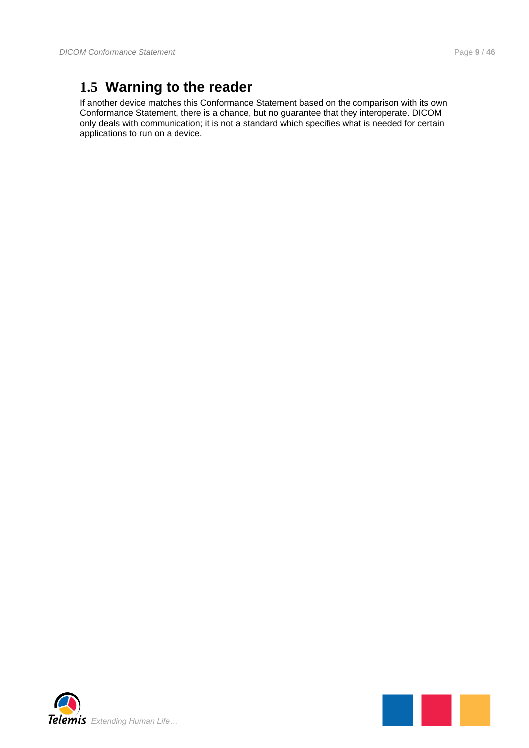## 1.5 Warning to the reader

If another device matches this Conformance Statement based on the comparison with its own Conformance Statement, there is a chance, but no guarantee that they interoperate. DICOM only deals with communication; it is not a standard which specifies what is needed for certain applications to run on a device.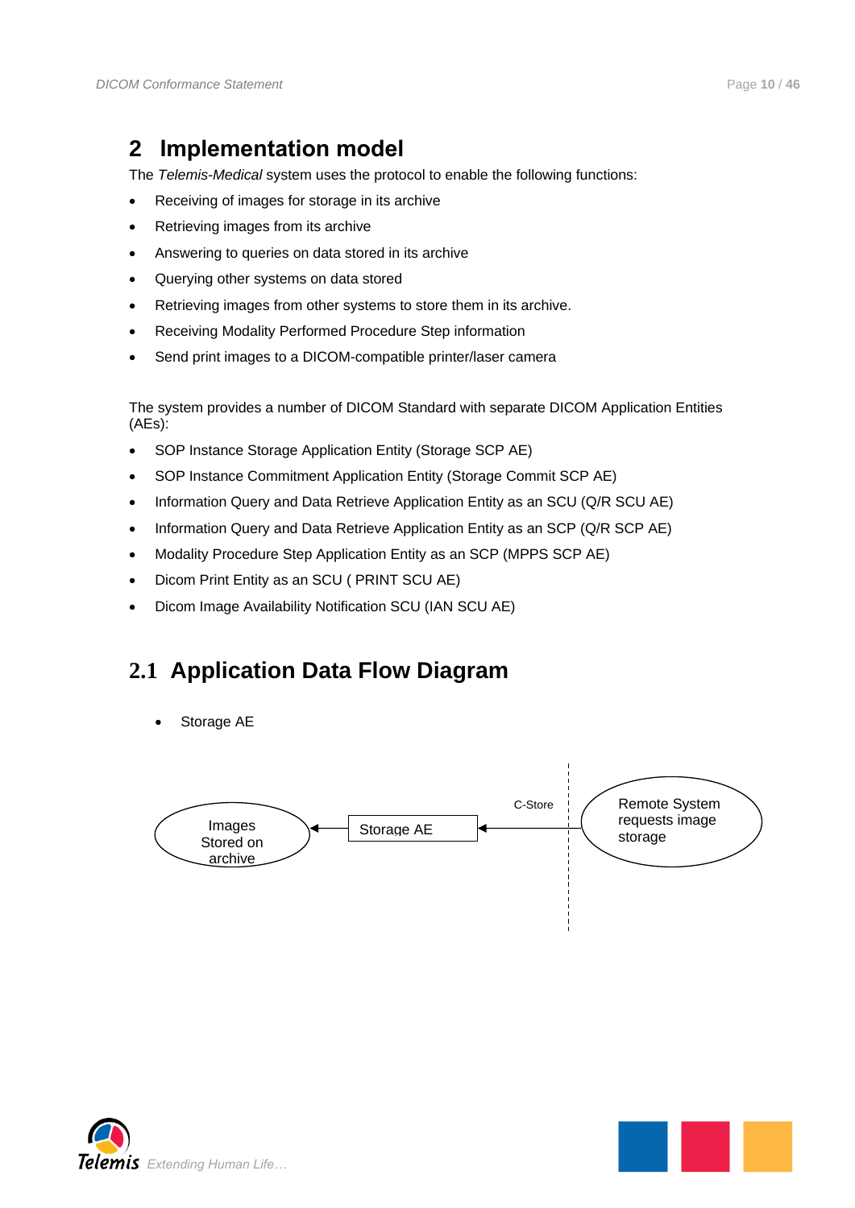# 2 Implementation model

The *Telemis-Medical* system uses the protocol to enable the following functions:

- Receiving of images for storage in its archive
- Retrieving images from its archive
- Answering to queries on data stored in its archive
- Querying other systems on data stored
- Retrieving images from other systems to store them in its archive.
- Receiving Modality Performed Procedure Step information
- Send print images to a DICOM-compatible printer/laser camera

The system provides a number of DICOM Standard with separate DICOM Application Entities (AEs):

- SOP Instance Storage Application Entity (Storage SCP AE)
- SOP Instance Commitment Application Entity (Storage Commit SCP AE)
- Information Query and Data Retrieve Application Entity as an SCU (Q/R SCU AE)
- Information Query and Data Retrieve Application Entity as an SCP (Q/R SCP AE)
- Modality Procedure Step Application Entity as an SCP (MPPS SCP AE)
- Dicom Print Entity as an SCU ( PRINT SCU AE)
- Dicom Image Availability Notification SCU (IAN SCU AE)

## 2.1 Application Data Flow Diagram

- Storage AE

Images Stored on archive ← Storage AE ← C-Store ← Remote System requests image storage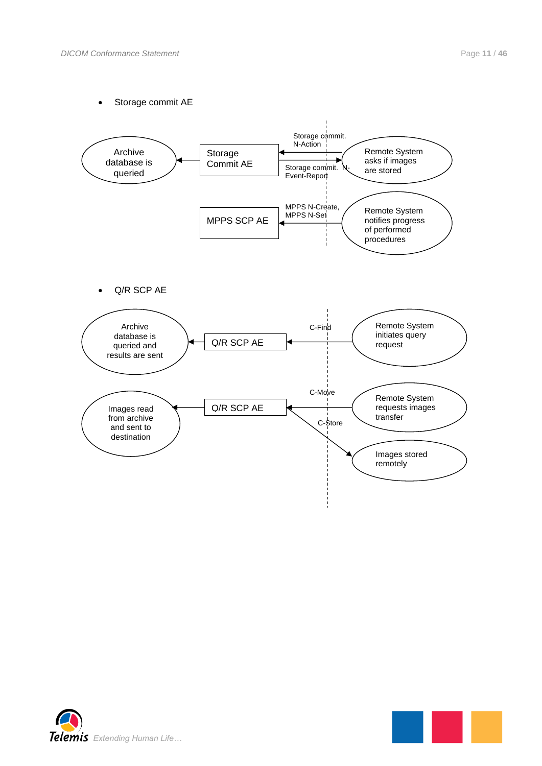- Storage commit AE

Archive database is queried

Storage Commit AE

Storage commit. N-Action

Storage commit. N-Event-Report

Remote System asks if images are stored

MPPS SCP AE

MPPS N-Create, MPPS N-Set

Remote System notifies progress of performed procedures

- Q/R SCP AE

Archive database is queried and results are sent

Q/R SCP AE

C-Find

Remote System initiates query request

Images read from archive and sent to destination

Q/R SCP AE

C-Move

C-Store

Remote System requests images transfer

Images stored remotely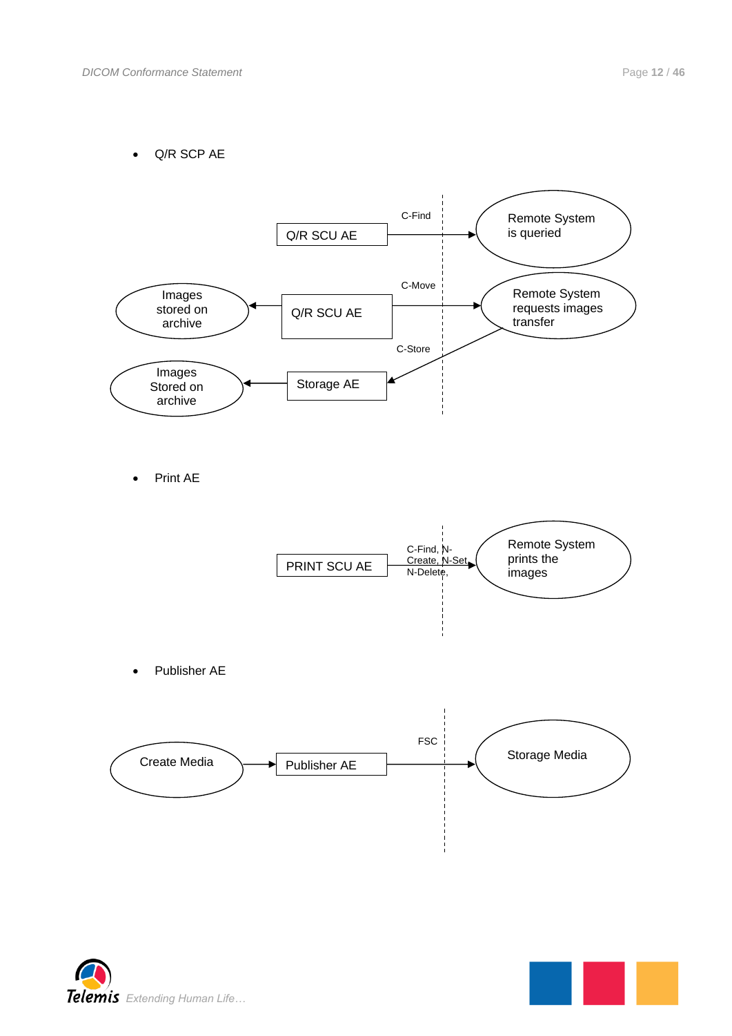- Q/R SCP AE

Q/R SCU AE — C-Find → Remote System is queried

Images stored on archive ← Q/R SCU AE — C-Move → Remote System requests images transfer

Images Stored on archive ← Storage AE ← C-Store — Remote System requests images transfer

- Print AE

PRINT SCU AE — C-Find, N-Create, N-Set, N-Delete, → Remote System prints the images

- Publisher AE

Create Media → Publisher AE — FSC → Storage Media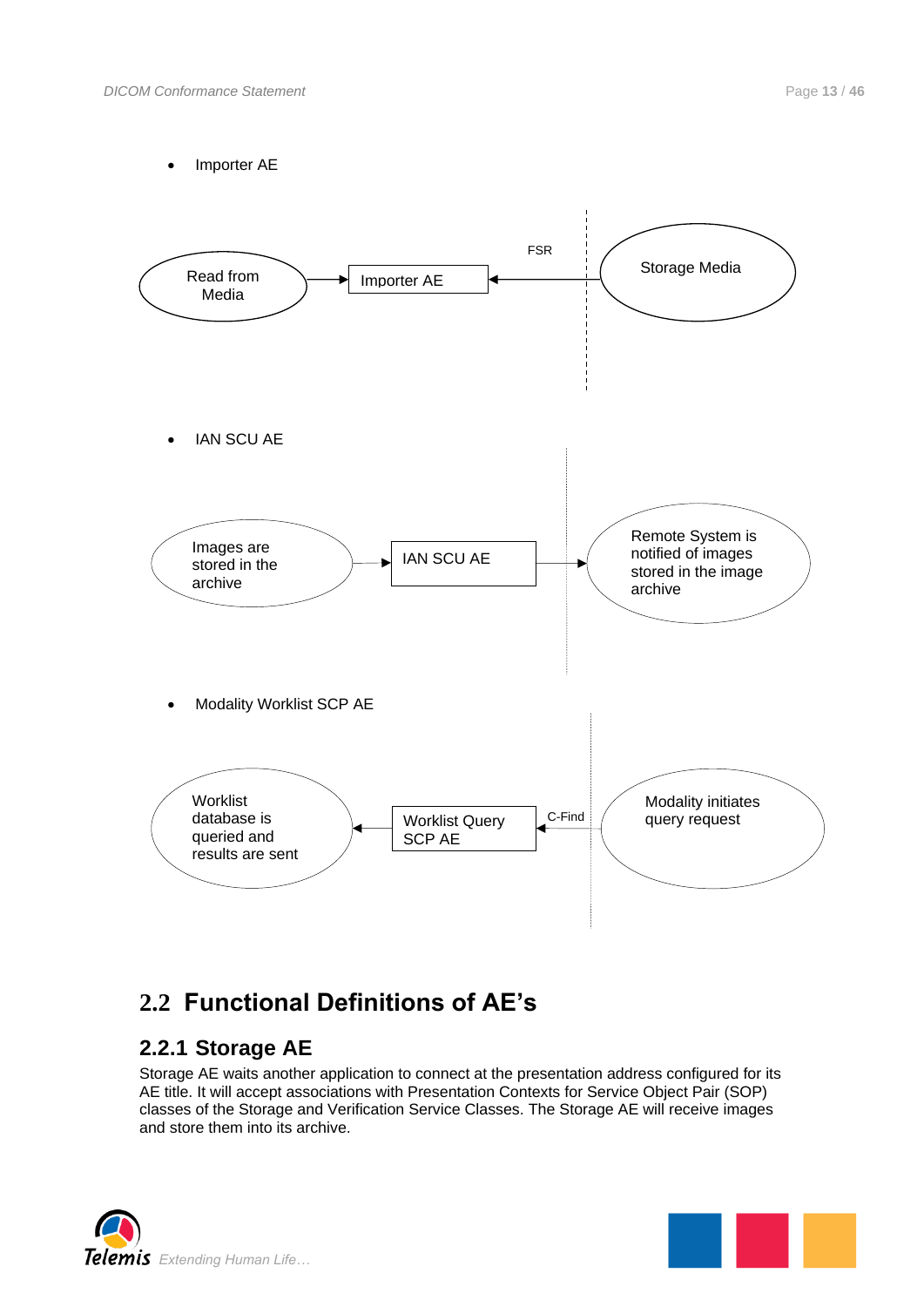- Importer AE

Read from Media → Importer AE ← FSR ← Storage Media

- IAN SCU AE

Images are stored in the archive → IAN SCU AE → Remote System is notified of images stored in the image archive

- Modality Worklist SCP AE

Worklist database is queried and results are sent ← Worklist Query SCP AE ← C-Find ← Modality initiates query request

## 2.2 Functional Definitions of AE's

### 2.2.1 Storage AE

Storage AE waits another application to connect at the presentation address configured for its AE title. It will accept associations with Presentation Contexts for Service Object Pair (SOP) classes of the Storage and Verification Service Classes. The Storage AE will receive images and store them into its archive.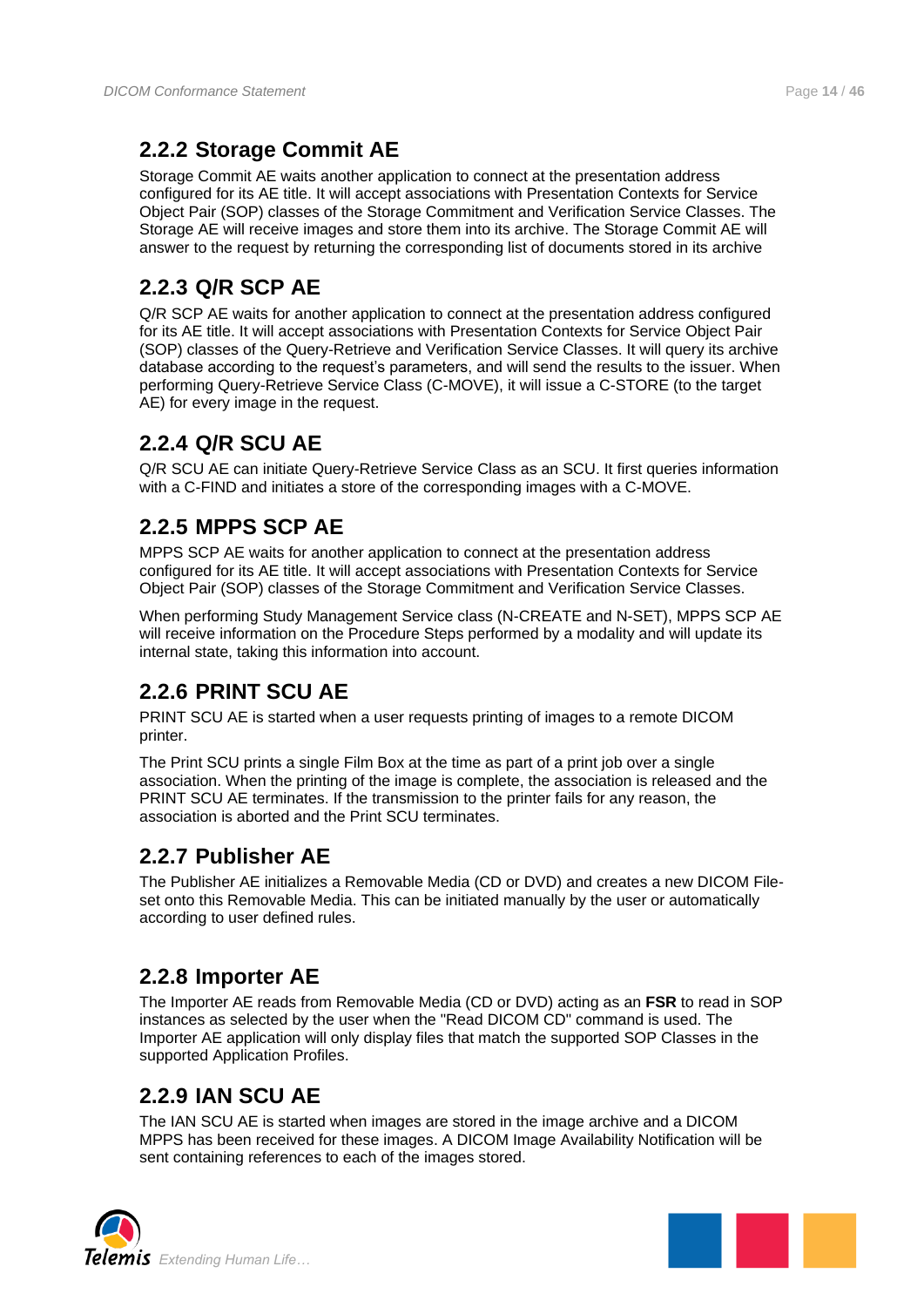### 2.2.2 Storage Commit AE

Storage Commit AE waits another application to connect at the presentation address configured for its AE title. It will accept associations with Presentation Contexts for Service Object Pair (SOP) classes of the Storage Commitment and Verification Service Classes. The Storage AE will receive images and store them into its archive. The Storage Commit AE will answer to the request by returning the corresponding list of documents stored in its archive

### 2.2.3 Q/R SCP AE

Q/R SCP AE waits for another application to connect at the presentation address configured for its AE title. It will accept associations with Presentation Contexts for Service Object Pair (SOP) classes of the Query-Retrieve and Verification Service Classes. It will query its archive database according to the request's parameters, and will send the results to the issuer. When performing Query-Retrieve Service Class (C-MOVE), it will issue a C-STORE (to the target AE) for every image in the request.

### 2.2.4 Q/R SCU AE

Q/R SCU AE can initiate Query-Retrieve Service Class as an SCU. It first queries information with a C-FIND and initiates a store of the corresponding images with a C-MOVE.

### 2.2.5 MPPS SCP AE

MPPS SCP AE waits for another application to connect at the presentation address configured for its AE title. It will accept associations with Presentation Contexts for Service Object Pair (SOP) classes of the Storage Commitment and Verification Service Classes.

When performing Study Management Service class (N-CREATE and N-SET), MPPS SCP AE will receive information on the Procedure Steps performed by a modality and will update its internal state, taking this information into account.

### 2.2.6 PRINT SCU AE

PRINT SCU AE is started when a user requests printing of images to a remote DICOM printer.

The Print SCU prints a single Film Box at the time as part of a print job over a single association. When the printing of the image is complete, the association is released and the PRINT SCU AE terminates. If the transmission to the printer fails for any reason, the association is aborted and the Print SCU terminates.

### 2.2.7 Publisher AE

The Publisher AE initializes a Removable Media (CD or DVD) and creates a new DICOM File-set onto this Removable Media. This can be initiated manually by the user or automatically according to user defined rules.

### 2.2.8 Importer AE

The Importer AE reads from Removable Media (CD or DVD) acting as an **FSR** to read in SOP instances as selected by the user when the "Read DICOM CD" command is used. The Importer AE application will only display files that match the supported SOP Classes in the supported Application Profiles.

### 2.2.9 IAN SCU AE

The IAN SCU AE is started when images are stored in the image archive and a DICOM MPPS has been received for these images. A DICOM Image Availability Notification will be sent containing references to each of the images stored.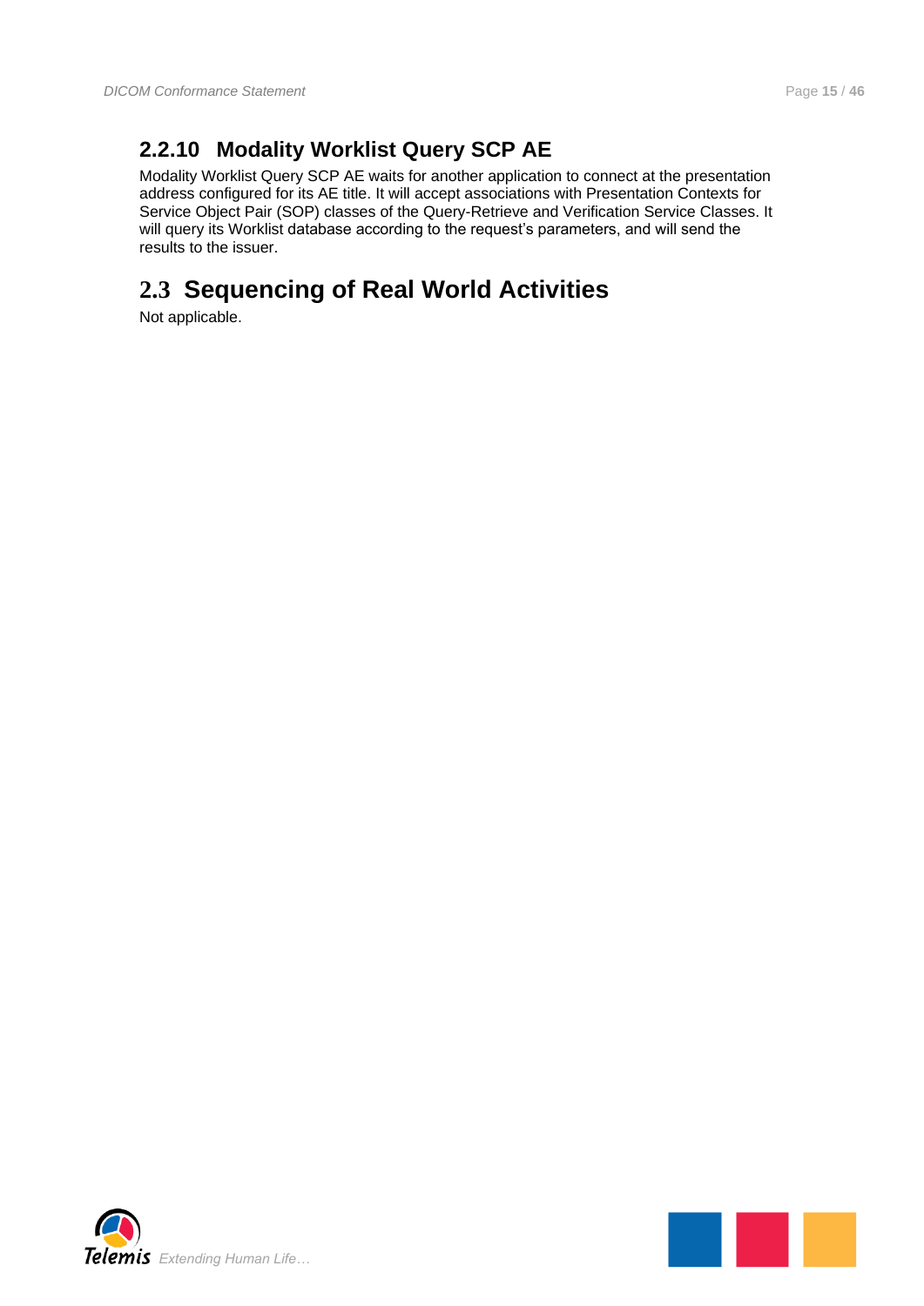### 2.2.10 Modality Worklist Query SCP AE

Modality Worklist Query SCP AE waits for another application to connect at the presentation address configured for its AE title. It will accept associations with Presentation Contexts for Service Object Pair (SOP) classes of the Query-Retrieve and Verification Service Classes. It will query its Worklist database according to the request's parameters, and will send the results to the issuer.

## 2.3 Sequencing of Real World Activities

Not applicable.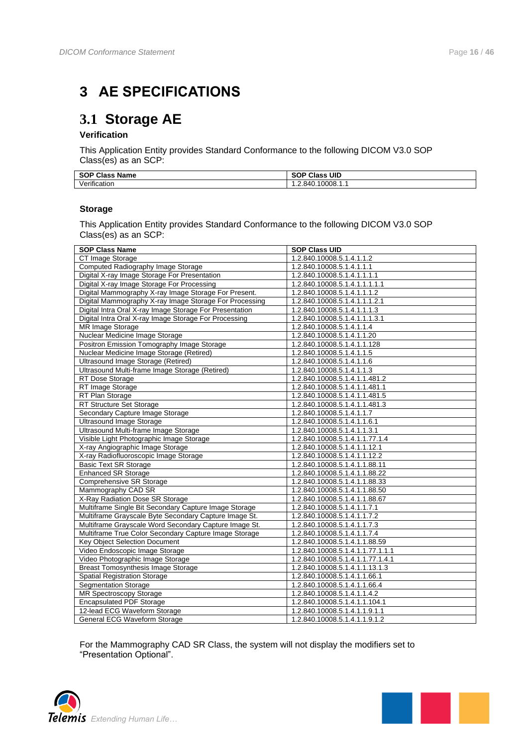# 3 AE SPECIFICATIONS

## 3.1 Storage AE

### Verification

This Application Entity provides Standard Conformance to the following DICOM V3.0 SOP Class(es) as an SCP:

| SOP Class Name | SOP Class UID |
|---|---|
| Verification | 1.2.840.10008.1.1 |

### Storage

This Application Entity provides Standard Conformance to the following DICOM V3.0 SOP Class(es) as an SCP:

| SOP Class Name | SOP Class UID |
|---|---|
| CT Image Storage | 1.2.840.10008.5.1.4.1.1.2 |
| Computed Radiography Image Storage | 1.2.840.10008.5.1.4.1.1.1 |
| Digital X-ray Image Storage For Presentation | 1.2.840.10008.5.1.4.1.1.1.1 |
| Digital X-ray Image Storage For Processing | 1.2.840.10008.5.1.4.1.1.1.1.1 |
| Digital Mammography X-ray Image Storage For Present. | 1.2.840.10008.5.1.4.1.1.1.2 |
| Digital Mammography X-ray Image Storage For Processing | 1.2.840.10008.5.1.4.1.1.1.2.1 |
| Digital Intra Oral X-ray Image Storage For Presentation | 1.2.840.10008.5.1.4.1.1.1.3 |
| Digital Intra Oral X-ray Image Storage For Processing | 1.2.840.10008.5.1.4.1.1.1.3.1 |
| MR Image Storage | 1.2.840.10008.5.1.4.1.1.4 |
| Nuclear Medicine Image Storage | 1.2.840.10008.5.1.4.1.1.20 |
| Positron Emission Tomography Image Storage | 1.2.840.10008.5.1.4.1.1.128 |
| Nuclear Medicine Image Storage (Retired) | 1.2.840.10008.5.1.4.1.1.5 |
| Ultrasound Image Storage (Retired) | 1.2.840.10008.5.1.4.1.1.6 |
| Ultrasound Multi-frame Image Storage (Retired) | 1.2.840.10008.5.1.4.1.1.3 |
| RT Dose Storage | 1.2.840.10008.5.1.4.1.1.481.2 |
| RT Image Storage | 1.2.840.10008.5.1.4.1.1.481.1 |
| RT Plan Storage | 1.2.840.10008.5.1.4.1.1.481.5 |
| RT Structure Set Storage | 1.2.840.10008.5.1.4.1.1.481.3 |
| Secondary Capture Image Storage | 1.2.840.10008.5.1.4.1.1.7 |
| Ultrasound Image Storage | 1.2.840.10008.5.1.4.1.1.6.1 |
| Ultrasound Multi-frame Image Storage | 1.2.840.10008.5.1.4.1.1.3.1 |
| Visible Light Photographic Image Storage | 1.2.840.10008.5.1.4.1.1.77.1.4 |
| X-ray Angiographic Image Storage | 1.2.840.10008.5.1.4.1.1.12.1 |
| X-ray Radiofluoroscopic Image Storage | 1.2.840.10008.5.1.4.1.1.12.2 |
| Basic Text SR Storage | 1.2.840.10008.5.1.4.1.1.88.11 |
| Enhanced SR Storage | 1.2.840.10008.5.1.4.1.1.88.22 |
| Comprehensive SR Storage | 1.2.840.10008.5.1.4.1.1.88.33 |
| Mammography CAD SR | 1.2.840.10008.5.1.4.1.1.88.50 |
| X-Ray Radiation Dose SR Storage | 1.2.840.10008.5.1.4.1.1.88.67 |
| Multiframe Single Bit Secondary Capture Image Storage | 1.2.840.10008.5.1.4.1.1.7.1 |
| Multiframe Grayscale Byte Secondary Capture Image St. | 1.2.840.10008.5.1.4.1.1.7.2 |
| Multiframe Grayscale Word Secondary Capture Image St. | 1.2.840.10008.5.1.4.1.1.7.3 |
| Multiframe True Color Secondary Capture Image Storage | 1.2.840.10008.5.1.4.1.1.7.4 |
| Key Object Selection Document | 1.2.840.10008.5.1.4.1.1.88.59 |
| Video Endoscopic Image Storage | 1.2.840.10008.5.1.4.1.1.77.1.1.1 |
| Video Photographic Image Storage | 1.2.840.10008.5.1.4.1.1.77.1.4.1 |
| Breast Tomosynthesis Image Storage | 1.2.840.10008.5.1.4.1.1.13.1.3 |
| Spatial Registration Storage | 1.2.840.10008.5.1.4.1.1.66.1 |
| Segmentation Storage | 1.2.840.10008.5.1.4.1.1.66.4 |
| MR Spectroscopy Storage | 1.2.840.10008.5.1.4.1.1.4.2 |
| Encapsulated PDF Storage | 1.2.840.10008.5.1.4.1.1.104.1 |
| 12-lead ECG Waveform Storage | 1.2.840.10008.5.1.4.1.1.9.1.1 |
| General ECG Waveform Storage | 1.2.840.10008.5.1.4.1.1.9.1.2 |

For the Mammography CAD SR Class, the system will not display the modifiers set to "Presentation Optional".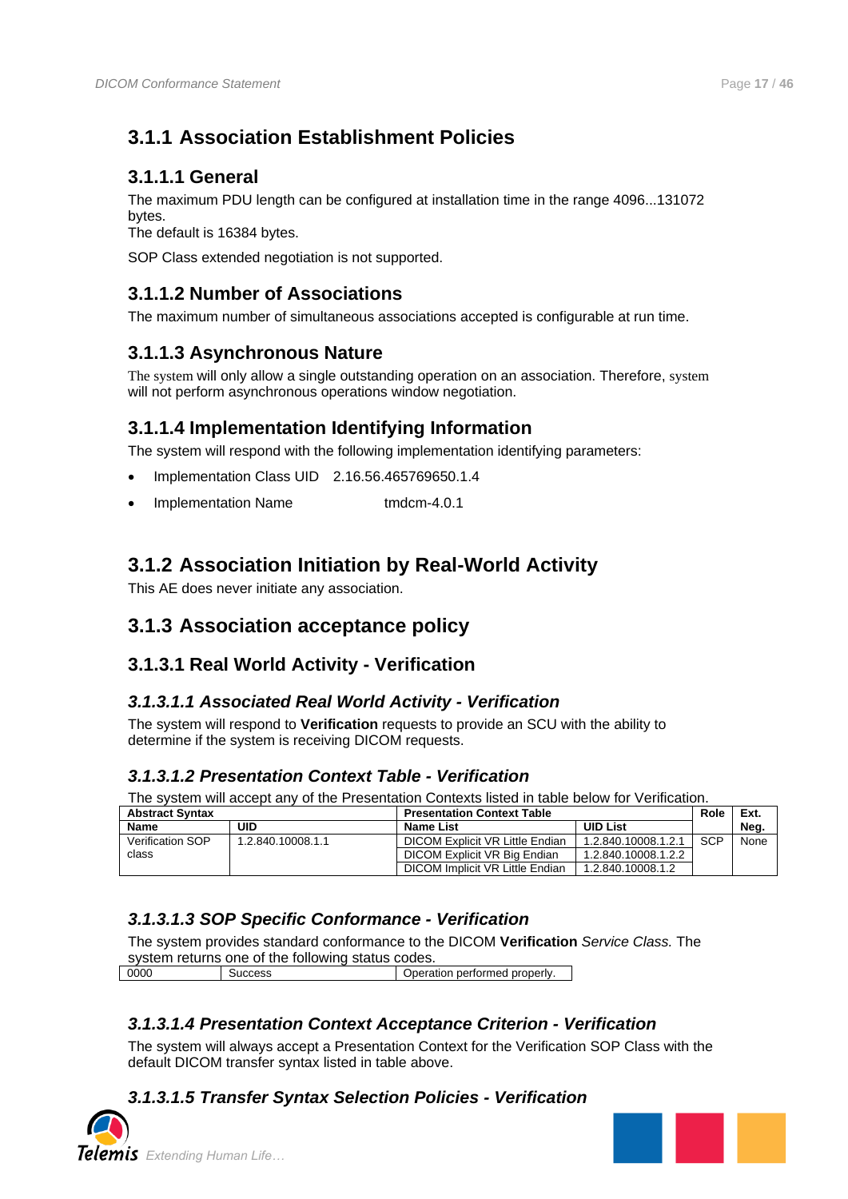## 3.1.1 Association Establishment Policies

### 3.1.1.1 General

The maximum PDU length can be configured at installation time in the range 4096...131072 bytes.
The default is 16384 bytes.

SOP Class extended negotiation is not supported.

### 3.1.1.2 Number of Associations

The maximum number of simultaneous associations accepted is configurable at run time.

### 3.1.1.3 Asynchronous Nature

The system will only allow a single outstanding operation on an association. Therefore, system will not perform asynchronous operations window negotiation.

### 3.1.1.4 Implementation Identifying Information

The system will respond with the following implementation identifying parameters:

- Implementation Class UID 2.16.56.465769650.1.4
- Implementation Name tmdcm-4.0.1

## 3.1.2 Association Initiation by Real-World Activity

This AE does never initiate any association.

## 3.1.3 Association acceptance policy

### 3.1.3.1 Real World Activity - Verification

#### *3.1.3.1.1 Associated Real World Activity - Verification*

The system will respond to **Verification** requests to provide an SCU with the ability to determine if the system is receiving DICOM requests.

#### *3.1.3.1.2 Presentation Context Table - Verification*

The system will accept any of the Presentation Contexts listed in table below for Verification.

| **Abstract Syntax** | | **Presentation Context Table** | | **Role** | **Ext. Neg.** |
|---|---|---|---|---|---|
| **Name** | **UID** | **Name List** | **UID List** | | |
| Verification SOP class | 1.2.840.10008.1.1 | DICOM Explicit VR Little Endian | 1.2.840.10008.1.2.1 | SCP | None |
| | | DICOM Explicit VR Big Endian | 1.2.840.10008.1.2.2 | | |
| | | DICOM Implicit VR Little Endian | 1.2.840.10008.1.2 | | |

#### *3.1.3.1.3 SOP Specific Conformance - Verification*

The system provides standard conformance to the DICOM **Verification** *Service Class.* The system returns one of the following status codes.

| 0000 | Success | Operation performed properly. |
|---|---|---|

#### *3.1.3.1.4 Presentation Context Acceptance Criterion - Verification*

The system will always accept a Presentation Context for the Verification SOP Class with the default DICOM transfer syntax listed in table above.

#### *3.1.3.1.5 Transfer Syntax Selection Policies - Verification*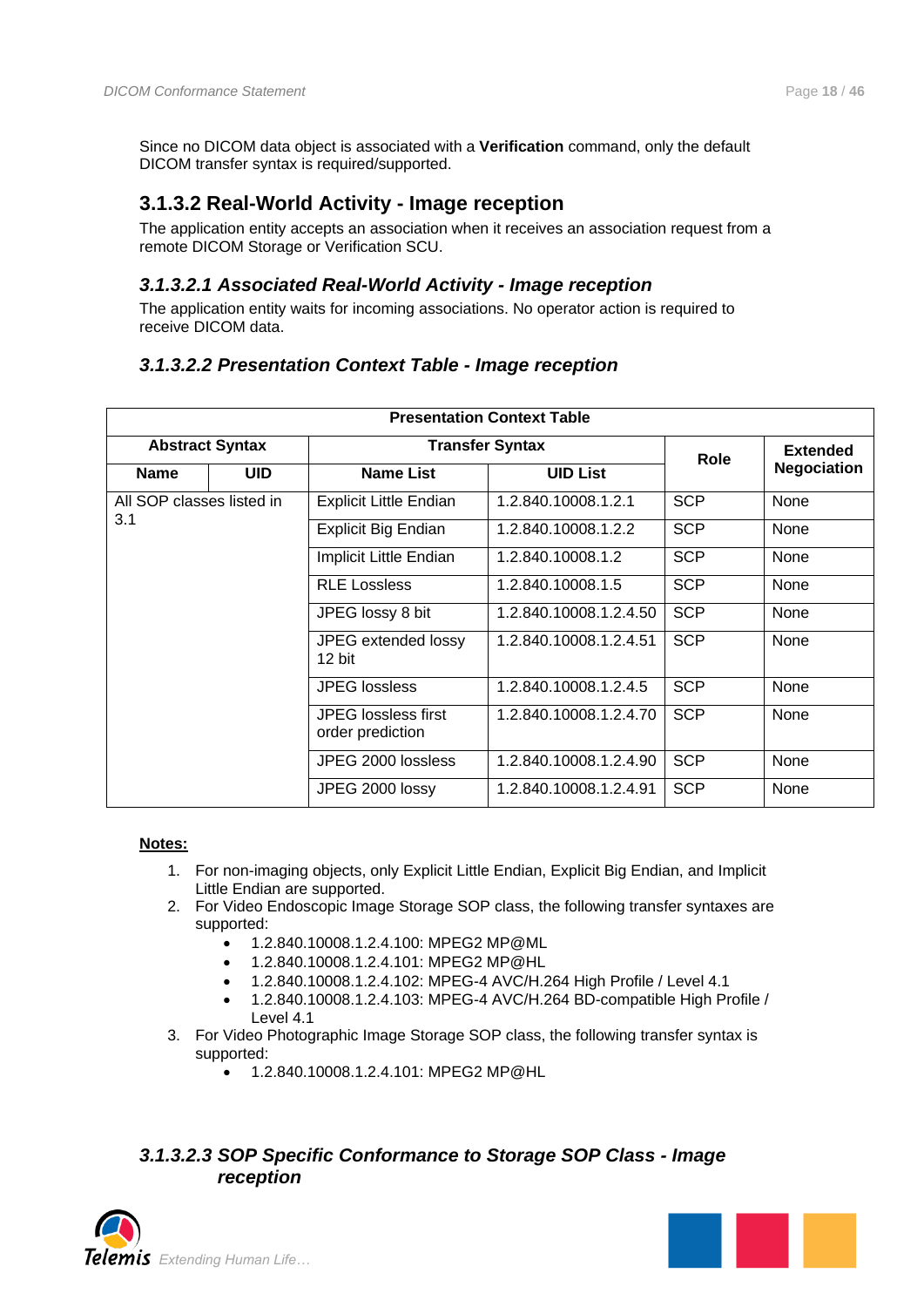Since no DICOM data object is associated with a **Verification** command, only the default DICOM transfer syntax is required/supported.

### 3.1.3.2 Real-World Activity - Image reception

The application entity accepts an association when it receives an association request from a remote DICOM Storage or Verification SCU.

#### *3.1.3.2.1 Associated Real-World Activity - Image reception*

The application entity waits for incoming associations. No operator action is required to receive DICOM data.

#### *3.1.3.2.2 Presentation Context Table - Image reception*

| **Presentation Context Table** | | | | | |
|---|---|---|---|---|---|
| **Abstract Syntax** | | **Transfer Syntax** | | **Role** | **Extended Negociation** |
| **Name** | **UID** | **Name List** | **UID List** | | |
| All SOP classes listed in 3.1 | | Explicit Little Endian | 1.2.840.10008.1.2.1 | SCP | None |
| | | Explicit Big Endian | 1.2.840.10008.1.2.2 | SCP | None |
| | | Implicit Little Endian | 1.2.840.10008.1.2 | SCP | None |
| | | RLE Lossless | 1.2.840.10008.1.5 | SCP | None |
| | | JPEG lossy 8 bit | 1.2.840.10008.1.2.4.50 | SCP | None |
| | | JPEG extended lossy 12 bit | 1.2.840.10008.1.2.4.51 | SCP | None |
| | | JPEG lossless | 1.2.840.10008.1.2.4.5 | SCP | None |
| | | JPEG lossless first order prediction | 1.2.840.10008.1.2.4.70 | SCP | None |
| | | JPEG 2000 lossless | 1.2.840.10008.1.2.4.90 | SCP | None |
| | | JPEG 2000 lossy | 1.2.840.10008.1.2.4.91 | SCP | None |

**Notes:**

1. For non-imaging objects, only Explicit Little Endian, Explicit Big Endian, and Implicit Little Endian are supported.
2. For Video Endoscopic Image Storage SOP class, the following transfer syntaxes are supported:
   - 1.2.840.10008.1.2.4.100: MPEG2 MP@ML
   - 1.2.840.10008.1.2.4.101: MPEG2 MP@HL
   - 1.2.840.10008.1.2.4.102: MPEG-4 AVC/H.264 High Profile / Level 4.1
   - 1.2.840.10008.1.2.4.103: MPEG-4 AVC/H.264 BD-compatible High Profile / Level 4.1
3. For Video Photographic Image Storage SOP class, the following transfer syntax is supported:
   - 1.2.840.10008.1.2.4.101: MPEG2 MP@HL

#### *3.1.3.2.3 SOP Specific Conformance to Storage SOP Class - Image reception*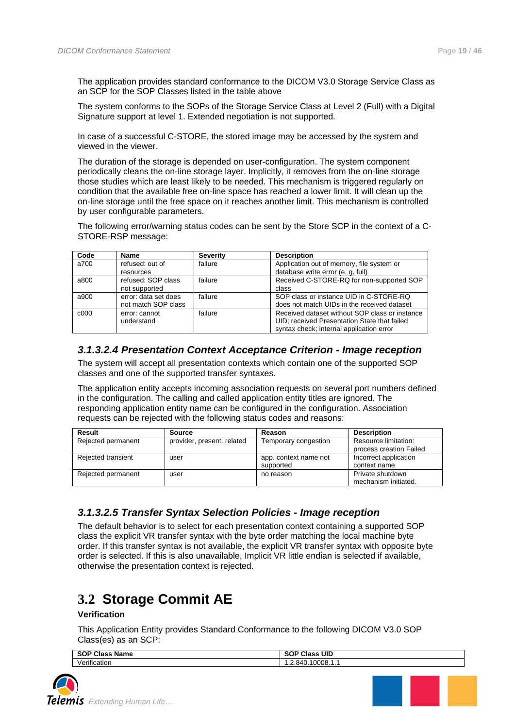The application provides standard conformance to the DICOM V3.0 Storage Service Class as an SCP for the SOP Classes listed in the table above

The system conforms to the SOPs of the Storage Service Class at Level 2 (Full) with a Digital Signature support at level 1. Extended negotiation is not supported.

In case of a successful C-STORE, the stored image may be accessed by the system and viewed in the viewer.

The duration of the storage is depended on user-configuration. The system component periodically cleans the on-line storage layer. Implicitly, it removes from the on-line storage those studies which are least likely to be needed. This mechanism is triggered regularly on condition that the available free on-line space has reached a lower limit. It will clean up the on-line storage until the free space on it reaches another limit. This mechanism is controlled by user configurable parameters.

The following error/warning status codes can be sent by the Store SCP in the context of a C-STORE-RSP message:

| Code | Name | Severity | Description |
|---|---|---|---|
| a700 | refused: out of resources | failure | Application out of memory, file system or database write error (e. g. full) |
| a800 | refused: SOP class not supported | failure | Received C-STORE-RQ for non-supported SOP class |
| a900 | error: data set does not match SOP class | failure | SOP class or instance UID in C-STORE-RQ does not match UIDs in the received dataset |
| c000 | error: cannot understand | failure | Received dataset without SOP class or instance UID; received Presentation State that failed syntax check; internal application error |

### 3.1.3.2.4 Presentation Context Acceptance Criterion - Image reception

The system will accept all presentation contexts which contain one of the supported SOP classes and one of the supported transfer syntaxes.

The application entity accepts incoming association requests on several port numbers defined in the configuration. The calling and called application entity titles are ignored. The responding application entity name can be configured in the configuration. Association requests can be rejected with the following status codes and reasons:

| Result | Source | Reason | Description |
|---|---|---|---|
| Rejected permanent | provider, present. related | Temporary congestion | Resource limitation: process creation Failed |
| Rejected transient | user | app. context name not supported | Incorrect application context name |
| Rejected permanent | user | no reason | Private shutdown mechanism initiated. |

### 3.1.3.2.5 Transfer Syntax Selection Policies - Image reception

The default behavior is to select for each presentation context containing a supported SOP class the explicit VR transfer syntax with the byte order matching the local machine byte order. If this transfer syntax is not available, the explicit VR transfer syntax with opposite byte order is selected. If this is also unavailable, Implicit VR little endian is selected if available, otherwise the presentation context is rejected.

## 3.2 Storage Commit AE

**Verification**

This Application Entity provides Standard Conformance to the following DICOM V3.0 SOP Class(es) as an SCP:

| SOP Class Name | SOP Class UID |
|---|---|
| Verification | 1.2.840.10008.1.1 |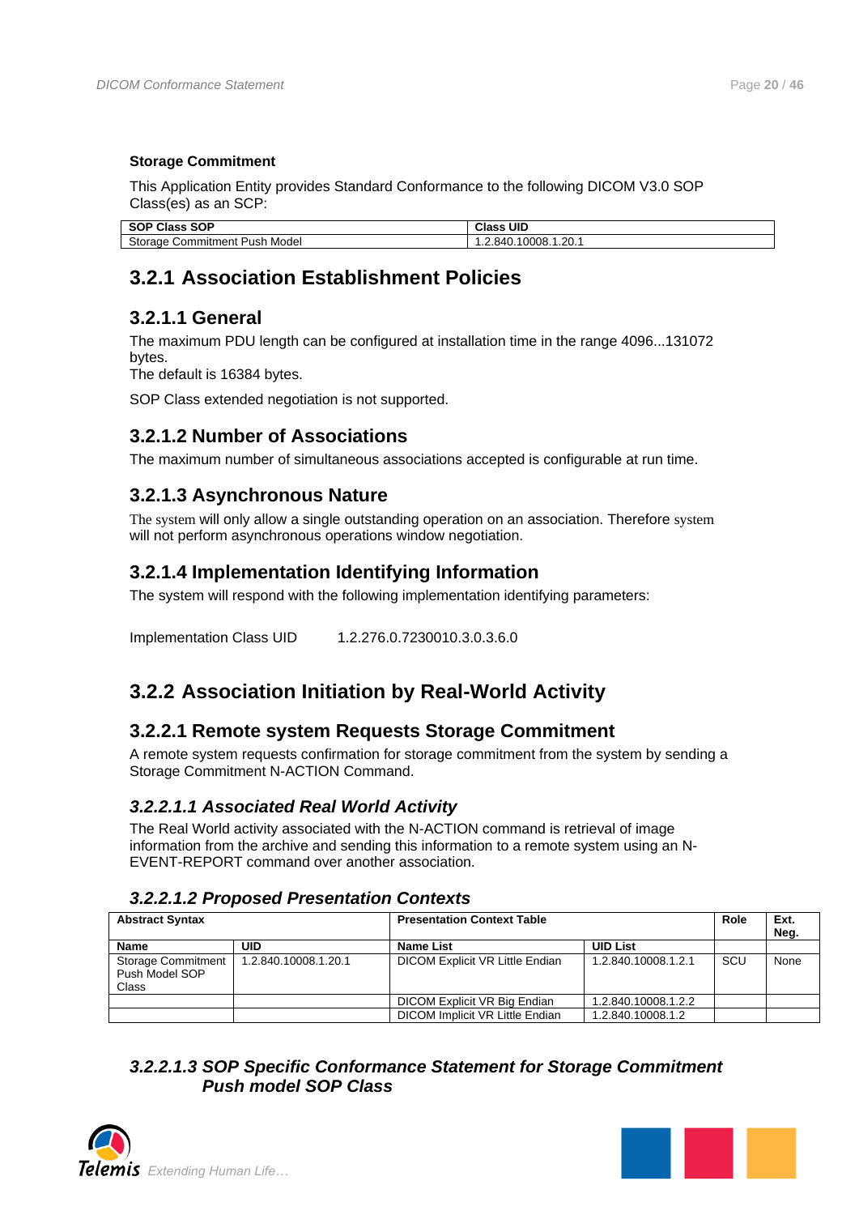**Storage Commitment**

This Application Entity provides Standard Conformance to the following DICOM V3.0 SOP Class(es) as an SCP:

| SOP Class SOP | Class UID |
| --- | --- |
| Storage Commitment Push Model | 1.2.840.10008.1.20.1 |

## 3.2.1 Association Establishment Policies

### 3.2.1.1 General

The maximum PDU length can be configured at installation time in the range 4096...131072 bytes.
The default is 16384 bytes.

SOP Class extended negotiation is not supported.

### 3.2.1.2 Number of Associations

The maximum number of simultaneous associations accepted is configurable at run time.

### 3.2.1.3 Asynchronous Nature

The system will only allow a single outstanding operation on an association. Therefore system will not perform asynchronous operations window negotiation.

### 3.2.1.4 Implementation Identifying Information

The system will respond with the following implementation identifying parameters:

Implementation Class UID    1.2.276.0.7230010.3.0.3.6.0

## 3.2.2 Association Initiation by Real-World Activity

### 3.2.2.1 Remote system Requests Storage Commitment

A remote system requests confirmation for storage commitment from the system by sending a Storage Commitment N-ACTION Command.

#### *3.2.2.1.1 Associated Real World Activity*

The Real World activity associated with the N-ACTION command is retrieval of image information from the archive and sending this information to a remote system using an N-EVENT-REPORT command over another association.

#### *3.2.2.1.2 Proposed Presentation Contexts*

| Abstract Syntax | | Presentation Context Table | | Role | Ext. Neg. |
| --- | --- | --- | --- | --- | --- |
| **Name** | **UID** | **Name List** | **UID List** | | |
| Storage Commitment Push Model SOP Class | 1.2.840.10008.1.20.1 | DICOM Explicit VR Little Endian | 1.2.840.10008.1.2.1 | SCU | None |
| | | DICOM Explicit VR Big Endian | 1.2.840.10008.1.2.2 | | |
| | | DICOM Implicit VR Little Endian | 1.2.840.10008.1.2 | | |

#### *3.2.2.1.3 SOP Specific Conformance Statement for Storage Commitment Push model SOP Class*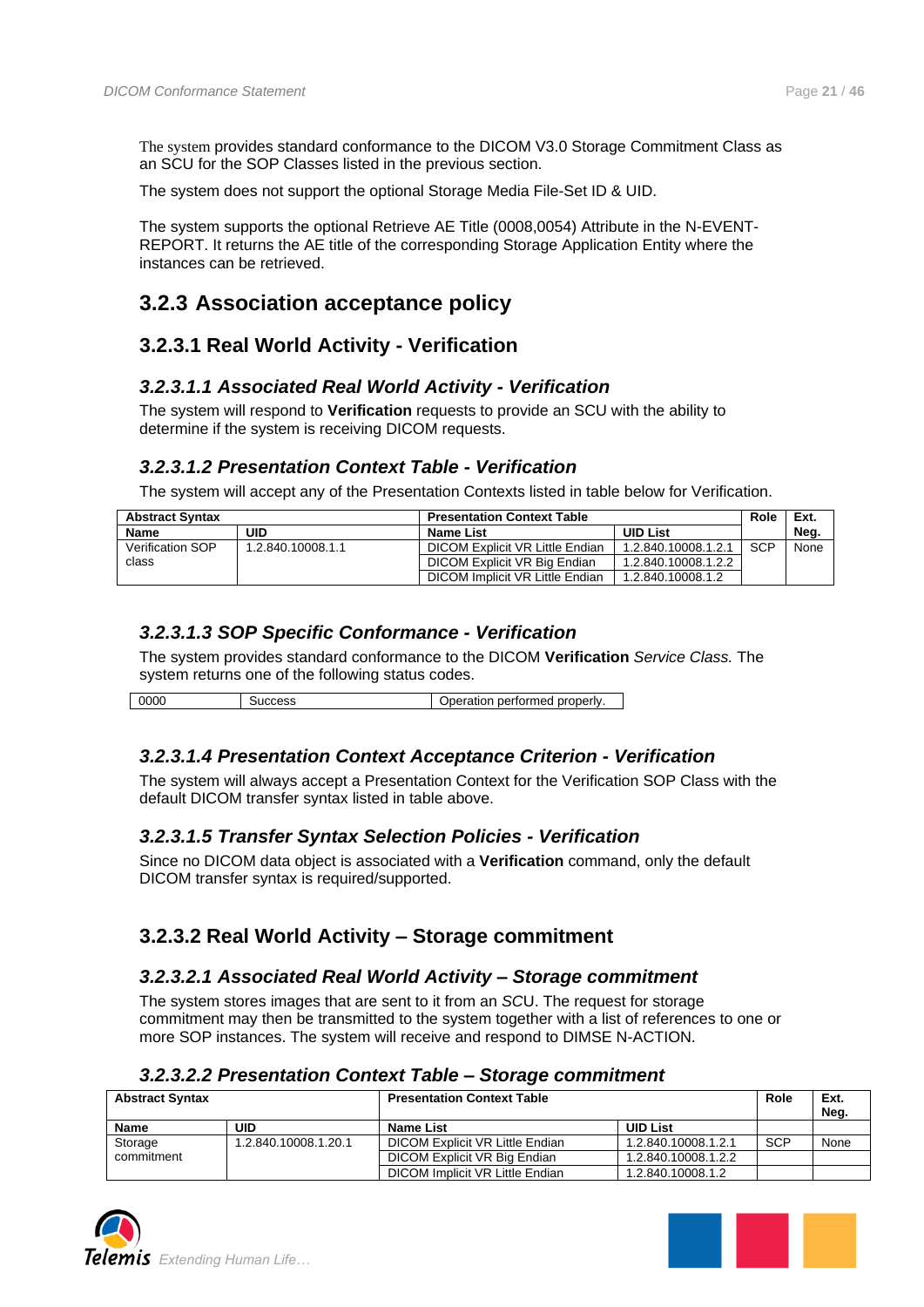The system provides standard conformance to the DICOM V3.0 Storage Commitment Class as an SCU for the SOP Classes listed in the previous section.

The system does not support the optional Storage Media File-Set ID & UID.

The system supports the optional Retrieve AE Title (0008,0054) Attribute in the N-EVENT-REPORT. It returns the AE title of the corresponding Storage Application Entity where the instances can be retrieved.

## 3.2.3 Association acceptance policy

### 3.2.3.1 Real World Activity - Verification

#### *3.2.3.1.1 Associated Real World Activity - Verification*

The system will respond to **Verification** requests to provide an SCU with the ability to determine if the system is receiving DICOM requests.

#### *3.2.3.1.2 Presentation Context Table - Verification*

The system will accept any of the Presentation Contexts listed in table below for Verification.

| **Abstract Syntax** | | **Presentation Context Table** | | **Role** | **Ext. Neg.** |
|---|---|---|---|---|---|
| **Name** | **UID** | **Name List** | **UID List** | | |
| Verification SOP class | 1.2.840.10008.1.1 | DICOM Explicit VR Little Endian | 1.2.840.10008.1.2.1 | SCP | None |
| | | DICOM Explicit VR Big Endian | 1.2.840.10008.1.2.2 | | |
| | | DICOM Implicit VR Little Endian | 1.2.840.10008.1.2 | | |

#### *3.2.3.1.3 SOP Specific Conformance - Verification*

The system provides standard conformance to the DICOM **Verification** *Service Class.* The system returns one of the following status codes.

| 0000 | Success | Operation performed properly. |
|---|---|---|

#### *3.2.3.1.4 Presentation Context Acceptance Criterion - Verification*

The system will always accept a Presentation Context for the Verification SOP Class with the default DICOM transfer syntax listed in table above.

#### *3.2.3.1.5 Transfer Syntax Selection Policies - Verification*

Since no DICOM data object is associated with a **Verification** command, only the default DICOM transfer syntax is required/supported.

### 3.2.3.2 Real World Activity – Storage commitment

#### *3.2.3.2.1 Associated Real World Activity – Storage commitment*

The system stores images that are sent to it from an *SCU*. The request for storage commitment may then be transmitted to the system together with a list of references to one or more SOP instances. The system will receive and respond to DIMSE N-ACTION.

#### *3.2.3.2.2 Presentation Context Table – Storage commitment*

| **Abstract Syntax** | | **Presentation Context Table** | | **Role** | **Ext. Neg.** |
|---|---|---|---|---|---|
| **Name** | **UID** | **Name List** | **UID List** | | |
| Storage commitment | 1.2.840.10008.1.20.1 | DICOM Explicit VR Little Endian | 1.2.840.10008.1.2.1 | SCP | None |
| | | DICOM Explicit VR Big Endian | 1.2.840.10008.1.2.2 | | |
| | | DICOM Implicit VR Little Endian | 1.2.840.10008.1.2 | | |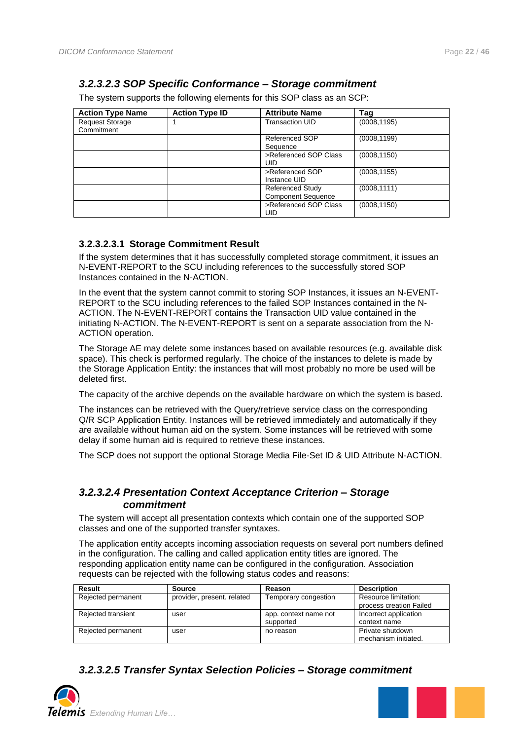### 3.2.3.2.3 SOP Specific Conformance – Storage commitment

The system supports the following elements for this SOP class as an SCP:

| Action Type Name | Action Type ID | Attribute Name | Tag |
|---|---|---|---|
| Request Storage Commitment | 1 | Transaction UID | (0008,1195) |
| | | Referenced SOP Sequence | (0008,1199) |
| | | >Referenced SOP Class UID | (0008,1150) |
| | | >Referenced SOP Instance UID | (0008,1155) |
| | | Referenced Study Component Sequence | (0008,1111) |
| | | >Referenced SOP Class UID | (0008,1150) |

#### 3.2.3.2.3.1 Storage Commitment Result

If the system determines that it has successfully completed storage commitment, it issues an N-EVENT-REPORT to the SCU including references to the successfully stored SOP Instances contained in the N-ACTION.

In the event that the system cannot commit to storing SOP Instances, it issues an N-EVENT-REPORT to the SCU including references to the failed SOP Instances contained in the N-ACTION. The N-EVENT-REPORT contains the Transaction UID value contained in the initiating N-ACTION. The N-EVENT-REPORT is sent on a separate association from the N-ACTION operation.

The Storage AE may delete some instances based on available resources (e.g. available disk space). This check is performed regularly. The choice of the instances to delete is made by the Storage Application Entity: the instances that will most probably no more be used will be deleted first.

The capacity of the archive depends on the available hardware on which the system is based.

The instances can be retrieved with the Query/retrieve service class on the corresponding Q/R SCP Application Entity. Instances will be retrieved immediately and automatically if they are available without human aid on the system. Some instances will be retrieved with some delay if some human aid is required to retrieve these instances.

The SCP does not support the optional Storage Media File-Set ID & UID Attribute N-ACTION.

### 3.2.3.2.4 Presentation Context Acceptance Criterion – Storage commitment

The system will accept all presentation contexts which contain one of the supported SOP classes and one of the supported transfer syntaxes.

The application entity accepts incoming association requests on several port numbers defined in the configuration. The calling and called application entity titles are ignored. The responding application entity name can be configured in the configuration. Association requests can be rejected with the following status codes and reasons:

| Result | Source | Reason | Description |
|---|---|---|---|
| Rejected permanent | provider, present. related | Temporary congestion | Resource limitation: process creation Failed |
| Rejected transient | user | app. context name not supported | Incorrect application context name |
| Rejected permanent | user | no reason | Private shutdown mechanism initiated. |

### 3.2.3.2.5 Transfer Syntax Selection Policies – Storage commitment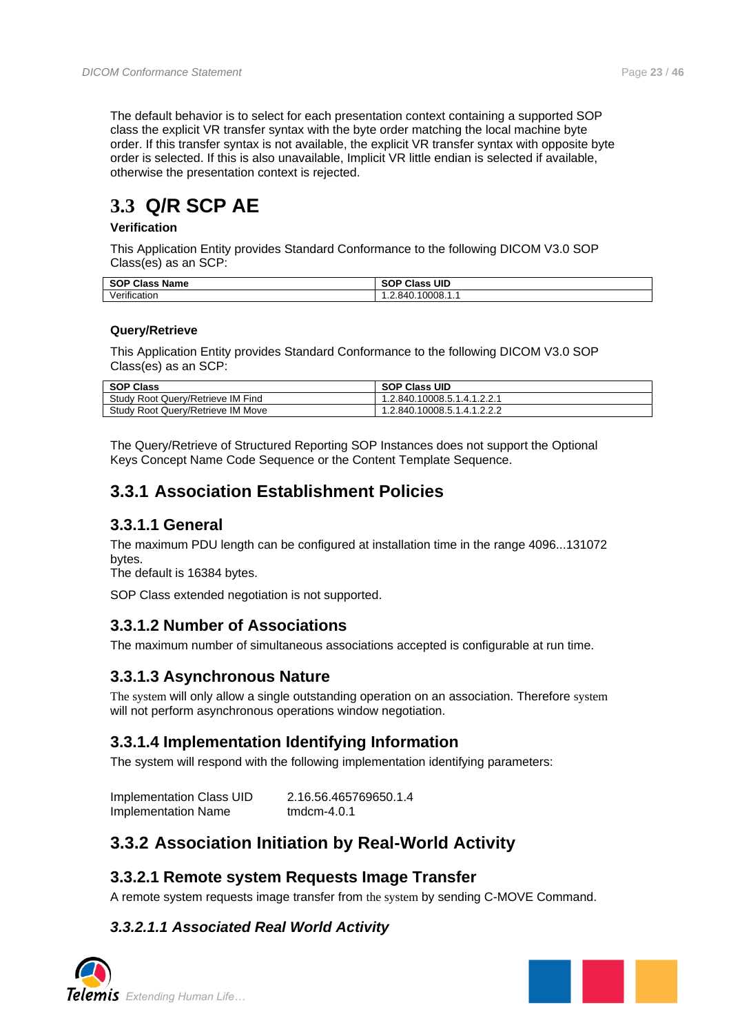The default behavior is to select for each presentation context containing a supported SOP class the explicit VR transfer syntax with the byte order matching the local machine byte order. If this transfer syntax is not available, the explicit VR transfer syntax with opposite byte order is selected. If this is also unavailable, Implicit VR little endian is selected if available, otherwise the presentation context is rejected.

## 3.3 Q/R SCP AE

**Verification**

This Application Entity provides Standard Conformance to the following DICOM V3.0 SOP Class(es) as an SCP:

| SOP Class Name | SOP Class UID |
|---|---|
| Verification | 1.2.840.10008.1.1 |

**Query/Retrieve**

This Application Entity provides Standard Conformance to the following DICOM V3.0 SOP Class(es) as an SCP:

| SOP Class | SOP Class UID |
|---|---|
| Study Root Query/Retrieve IM Find | 1.2.840.10008.5.1.4.1.2.2.1 |
| Study Root Query/Retrieve IM Move | 1.2.840.10008.5.1.4.1.2.2.2 |

The Query/Retrieve of Structured Reporting SOP Instances does not support the Optional Keys Concept Name Code Sequence or the Content Template Sequence.

### 3.3.1 Association Establishment Policies

#### 3.3.1.1 General

The maximum PDU length can be configured at installation time in the range 4096...131072 bytes.
The default is 16384 bytes.

SOP Class extended negotiation is not supported.

#### 3.3.1.2 Number of Associations

The maximum number of simultaneous associations accepted is configurable at run time.

#### 3.3.1.3 Asynchronous Nature

The system will only allow a single outstanding operation on an association. Therefore system will not perform asynchronous operations window negotiation.

#### 3.3.1.4 Implementation Identifying Information

The system will respond with the following implementation identifying parameters:

| | |
|---|---|
| Implementation Class UID | 2.16.56.465769650.1.4 |
| Implementation Name | tmdcm-4.0.1 |

### 3.3.2 Association Initiation by Real-World Activity

#### 3.3.2.1 Remote system Requests Image Transfer

A remote system requests image transfer from the system by sending C-MOVE Command.

##### *3.3.2.1.1 Associated Real World Activity*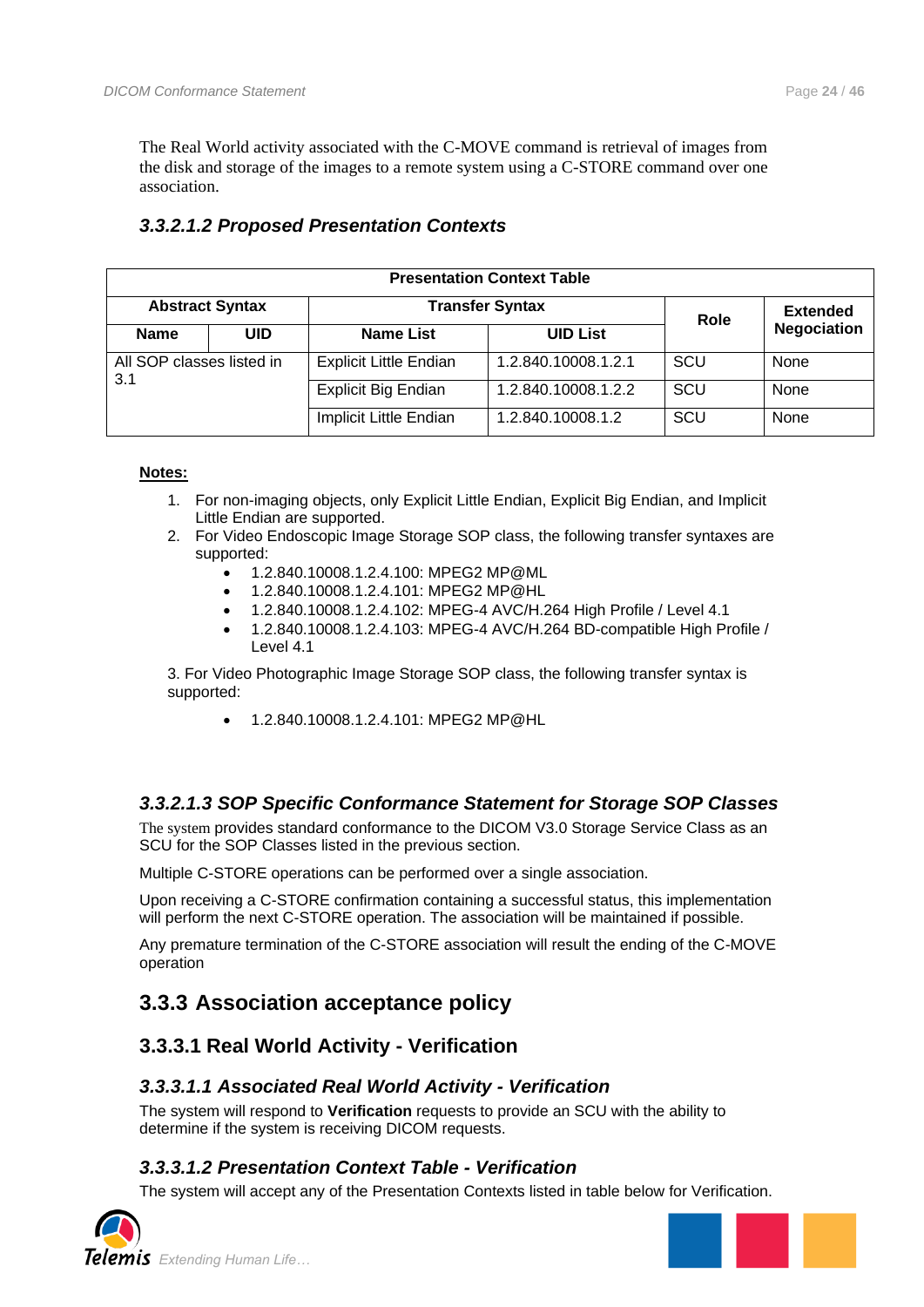The Real World activity associated with the C-MOVE command is retrieval of images from the disk and storage of the images to a remote system using a C-STORE command over one association.

#### 3.3.2.1.2 Proposed Presentation Contexts

| Presentation Context Table | | | | | |
|---|---|---|---|---|---|
| **Abstract Syntax** | | **Transfer Syntax** | | **Role** | **Extended Negociation** |
| **Name** | **UID** | **Name List** | **UID List** | | |
| All SOP classes listed in 3.1 | | Explicit Little Endian | 1.2.840.10008.1.2.1 | SCU | None |
| | | Explicit Big Endian | 1.2.840.10008.1.2.2 | SCU | None |
| | | Implicit Little Endian | 1.2.840.10008.1.2 | SCU | None |

**Notes:**

1. For non-imaging objects, only Explicit Little Endian, Explicit Big Endian, and Implicit Little Endian are supported.
2. For Video Endoscopic Image Storage SOP class, the following transfer syntaxes are supported:
   - 1.2.840.10008.1.2.4.100: MPEG2 MP@ML
   - 1.2.840.10008.1.2.4.101: MPEG2 MP@HL
   - 1.2.840.10008.1.2.4.102: MPEG-4 AVC/H.264 High Profile / Level 4.1
   - 1.2.840.10008.1.2.4.103: MPEG-4 AVC/H.264 BD-compatible High Profile / Level 4.1

3. For Video Photographic Image Storage SOP class, the following transfer syntax is supported:

   - 1.2.840.10008.1.2.4.101: MPEG2 MP@HL

#### 3.3.2.1.3 SOP Specific Conformance Statement for Storage SOP Classes

The system provides standard conformance to the DICOM V3.0 Storage Service Class as an SCU for the SOP Classes listed in the previous section.

Multiple C-STORE operations can be performed over a single association.

Upon receiving a C-STORE confirmation containing a successful status, this implementation will perform the next C-STORE operation. The association will be maintained if possible.

Any premature termination of the C-STORE association will result the ending of the C-MOVE operation

## 3.3.3 Association acceptance policy

### 3.3.3.1 Real World Activity - Verification

#### 3.3.3.1.1 Associated Real World Activity - Verification

The system will respond to **Verification** requests to provide an SCU with the ability to determine if the system is receiving DICOM requests.

#### 3.3.3.1.2 Presentation Context Table - Verification

The system will accept any of the Presentation Contexts listed in table below for Verification.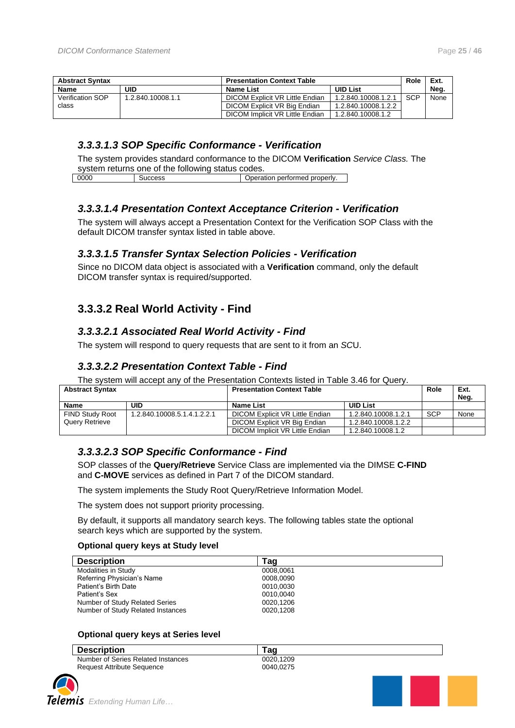| Abstract Syntax | | Presentation Context Table | | Role | Ext. Neg. |
|---|---|---|---|---|---|
| Name | UID | Name List | UID List | | |
| Verification SOP class | 1.2.840.10008.1.1 | DICOM Explicit VR Little Endian | 1.2.840.10008.1.2.1 | SCP | None |
| | | DICOM Explicit VR Big Endian | 1.2.840.10008.1.2.2 | | |
| | | DICOM Implicit VR Little Endian | 1.2.840.10008.1.2 | | |

### *3.3.3.1.3 SOP Specific Conformance - Verification*

The system provides standard conformance to the DICOM **Verification** *Service Class.* The system returns one of the following status codes.

| 0000 | Success | Operation performed properly. |
|---|---|---|

### *3.3.3.1.4 Presentation Context Acceptance Criterion - Verification*

The system will always accept a Presentation Context for the Verification SOP Class with the default DICOM transfer syntax listed in table above.

### *3.3.3.1.5 Transfer Syntax Selection Policies - Verification*

Since no DICOM data object is associated with a **Verification** command, only the default DICOM transfer syntax is required/supported.

## 3.3.3.2 Real World Activity - Find

### *3.3.3.2.1 Associated Real World Activity - Find*

The system will respond to query requests that are sent to it from an *SC*U.

### *3.3.3.2.2 Presentation Context Table - Find*

The system will accept any of the Presentation Contexts listed in Table 3.46 for Query.

| Abstract Syntax | | Presentation Context Table | | Role | Ext. Neg. |
|---|---|---|---|---|---|
| Name | UID | Name List | UID List | | |
| FIND Study Root Query Retrieve | 1.2.840.10008.5.1.4.1.2.2.1 | DICOM Explicit VR Little Endian | 1.2.840.10008.1.2.1 | SCP | None |
| | | DICOM Explicit VR Big Endian | 1.2.840.10008.1.2.2 | | |
| | | DICOM Implicit VR Little Endian | 1.2.840.10008.1.2 | | |

### *3.3.3.2.3 SOP Specific Conformance - Find*

SOP classes of the **Query/Retrieve** Service Class are implemented via the DIMSE **C-FIND** and **C-MOVE** services as defined in Part 7 of the DICOM standard.

The system implements the Study Root Query/Retrieve Information Model.

The system does not support priority processing.

By default, it supports all mandatory search keys. The following tables state the optional search keys which are supported by the system.

**Optional query keys at Study level**

| Description | Tag |
|---|---|
| Modalities in Study | 0008,0061 |
| Referring Physician's Name | 0008,0090 |
| Patient's Birth Date | 0010,0030 |
| Patient's Sex | 0010,0040 |
| Number of Study Related Series | 0020,1206 |
| Number of Study Related Instances | 0020,1208 |

**Optional query keys at Series level**

| Description | Tag |
|---|---|
| Number of Series Related Instances | 0020,1209 |
| Request Attribute Sequence | 0040,0275 |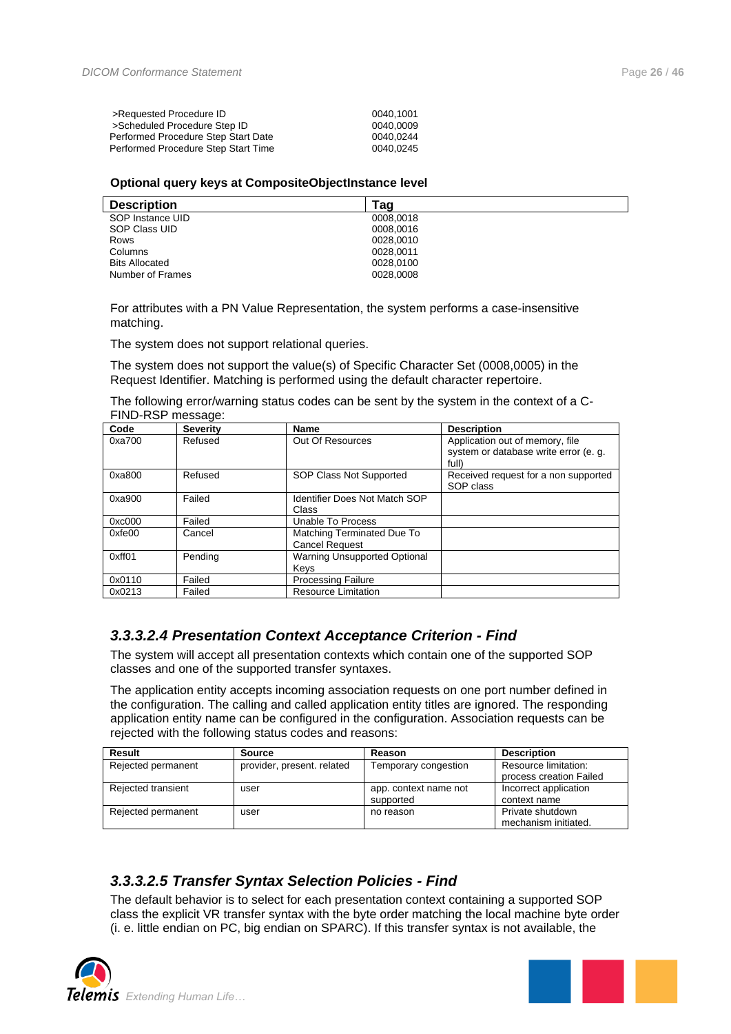| | |
|---|---|
| >Requested Procedure ID | 0040,1001 |
| >Scheduled Procedure Step ID | 0040,0009 |
| Performed Procedure Step Start Date | 0040,0244 |
| Performed Procedure Step Start Time | 0040,0245 |

**Optional query keys at CompositeObjectInstance level**

| Description | Tag |
|---|---|
| SOP Instance UID | 0008,0018 |
| SOP Class UID | 0008,0016 |
| Rows | 0028,0010 |
| Columns | 0028,0011 |
| Bits Allocated | 0028,0100 |
| Number of Frames | 0028,0008 |

For attributes with a PN Value Representation, the system performs a case-insensitive matching.

The system does not support relational queries.

The system does not support the value(s) of Specific Character Set (0008,0005) in the Request Identifier. Matching is performed using the default character repertoire.

The following error/warning status codes can be sent by the system in the context of a C-FIND-RSP message:

| Code | Severity | Name | Description |
|---|---|---|---|
| 0xa700 | Refused | Out Of Resources | Application out of memory, file system or database write error (e. g. full) |
| 0xa800 | Refused | SOP Class Not Supported | Received request for a non supported SOP class |
| 0xa900 | Failed | Identifier Does Not Match SOP Class | |
| 0xc000 | Failed | Unable To Process | |
| 0xfe00 | Cancel | Matching Terminated Due To Cancel Request | |
| 0xff01 | Pending | Warning Unsupported Optional Keys | |
| 0x0110 | Failed | Processing Failure | |
| 0x0213 | Failed | Resource Limitation | |

### *3.3.3.2.4 Presentation Context Acceptance Criterion - Find*

The system will accept all presentation contexts which contain one of the supported SOP classes and one of the supported transfer syntaxes.

The application entity accepts incoming association requests on one port number defined in the configuration. The calling and called application entity titles are ignored. The responding application entity name can be configured in the configuration. Association requests can be rejected with the following status codes and reasons:

| Result | Source | Reason | Description |
|---|---|---|---|
| Rejected permanent | provider, present. related | Temporary congestion | Resource limitation: process creation Failed |
| Rejected transient | user | app. context name not supported | Incorrect application context name |
| Rejected permanent | user | no reason | Private shutdown mechanism initiated. |

### *3.3.3.2.5 Transfer Syntax Selection Policies - Find*

The default behavior is to select for each presentation context containing a supported SOP class the explicit VR transfer syntax with the byte order matching the local machine byte order (i. e. little endian on PC, big endian on SPARC). If this transfer syntax is not available, the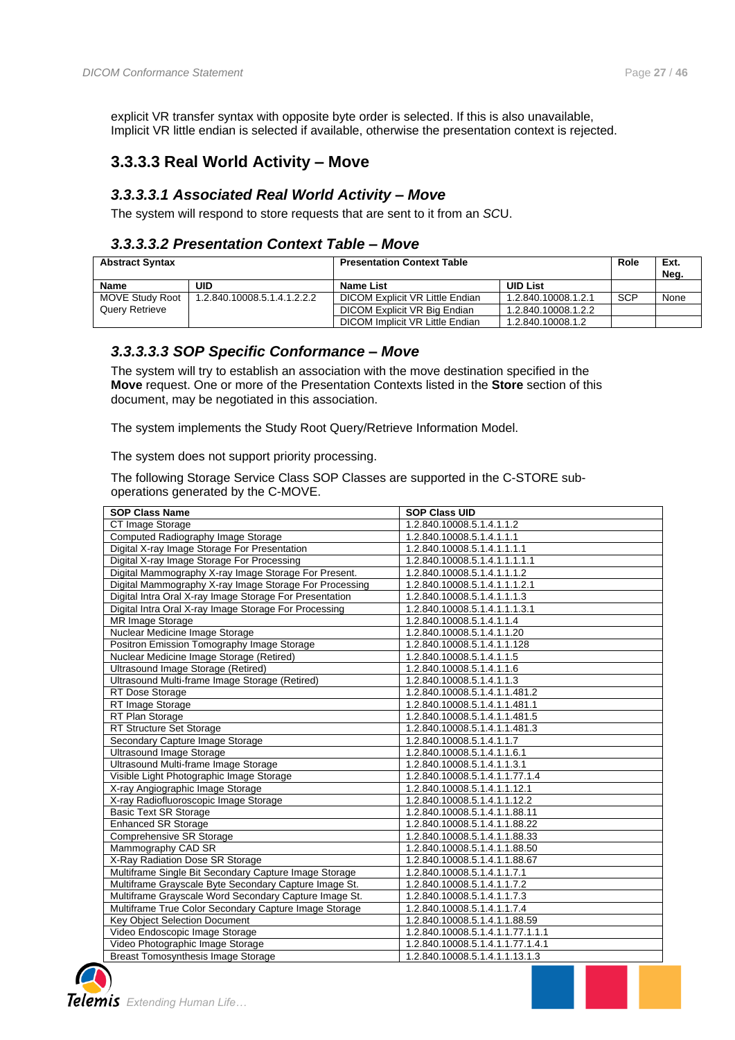explicit VR transfer syntax with opposite byte order is selected. If this is also unavailable, Implicit VR little endian is selected if available, otherwise the presentation context is rejected.

### 3.3.3.3 Real World Activity – Move

#### *3.3.3.3.1 Associated Real World Activity – Move*

The system will respond to store requests that are sent to it from an *SCU*.

#### *3.3.3.3.2 Presentation Context Table – Move*

| **Abstract Syntax** | | **Presentation Context Table** | | **Role** | **Ext. Neg.** |
|---|---|---|---|---|---|
| **Name** | **UID** | **Name List** | **UID List** | | |
| MOVE Study Root Query Retrieve | 1.2.840.10008.5.1.4.1.2.2.2 | DICOM Explicit VR Little Endian | 1.2.840.10008.1.2.1 | SCP | None |
| | | DICOM Explicit VR Big Endian | 1.2.840.10008.1.2.2 | | |
| | | DICOM Implicit VR Little Endian | 1.2.840.10008.1.2 | | |

#### *3.3.3.3.3 SOP Specific Conformance – Move*

The system will try to establish an association with the move destination specified in the **Move** request. One or more of the Presentation Contexts listed in the **Store** section of this document, may be negotiated in this association.

The system implements the Study Root Query/Retrieve Information Model.

The system does not support priority processing.

The following Storage Service Class SOP Classes are supported in the C-STORE sub-operations generated by the C-MOVE.

| **SOP Class Name** | **SOP Class UID** |
|---|---|
| CT Image Storage | 1.2.840.10008.5.1.4.1.1.2 |
| Computed Radiography Image Storage | 1.2.840.10008.5.1.4.1.1.1 |
| Digital X-ray Image Storage For Presentation | 1.2.840.10008.5.1.4.1.1.1.1 |
| Digital X-ray Image Storage For Processing | 1.2.840.10008.5.1.4.1.1.1.1.1 |
| Digital Mammography X-ray Image Storage For Present. | 1.2.840.10008.5.1.4.1.1.1.2 |
| Digital Mammography X-ray Image Storage For Processing | 1.2.840.10008.5.1.4.1.1.1.2.1 |
| Digital Intra Oral X-ray Image Storage For Presentation | 1.2.840.10008.5.1.4.1.1.1.3 |
| Digital Intra Oral X-ray Image Storage For Processing | 1.2.840.10008.5.1.4.1.1.1.3.1 |
| MR Image Storage | 1.2.840.10008.5.1.4.1.1.4 |
| Nuclear Medicine Image Storage | 1.2.840.10008.5.1.4.1.1.20 |
| Positron Emission Tomography Image Storage | 1.2.840.10008.5.1.4.1.1.128 |
| Nuclear Medicine Image Storage (Retired) | 1.2.840.10008.5.1.4.1.1.5 |
| Ultrasound Image Storage (Retired) | 1.2.840.10008.5.1.4.1.1.6 |
| Ultrasound Multi-frame Image Storage (Retired) | 1.2.840.10008.5.1.4.1.1.3 |
| RT Dose Storage | 1.2.840.10008.5.1.4.1.1.481.2 |
| RT Image Storage | 1.2.840.10008.5.1.4.1.1.481.1 |
| RT Plan Storage | 1.2.840.10008.5.1.4.1.1.481.5 |
| RT Structure Set Storage | 1.2.840.10008.5.1.4.1.1.481.3 |
| Secondary Capture Image Storage | 1.2.840.10008.5.1.4.1.1.7 |
| Ultrasound Image Storage | 1.2.840.10008.5.1.4.1.1.6.1 |
| Ultrasound Multi-frame Image Storage | 1.2.840.10008.5.1.4.1.1.3.1 |
| Visible Light Photographic Image Storage | 1.2.840.10008.5.1.4.1.1.77.1.4 |
| X-ray Angiographic Image Storage | 1.2.840.10008.5.1.4.1.1.12.1 |
| X-ray Radiofluoroscopic Image Storage | 1.2.840.10008.5.1.4.1.1.12.2 |
| Basic Text SR Storage | 1.2.840.10008.5.1.4.1.1.88.11 |
| Enhanced SR Storage | 1.2.840.10008.5.1.4.1.1.88.22 |
| Comprehensive SR Storage | 1.2.840.10008.5.1.4.1.1.88.33 |
| Mammography CAD SR | 1.2.840.10008.5.1.4.1.1.88.50 |
| X-Ray Radiation Dose SR Storage | 1.2.840.10008.5.1.4.1.1.88.67 |
| Multiframe Single Bit Secondary Capture Image Storage | 1.2.840.10008.5.1.4.1.1.7.1 |
| Multiframe Grayscale Byte Secondary Capture Image St. | 1.2.840.10008.5.1.4.1.1.7.2 |
| Multiframe Grayscale Word Secondary Capture Image St. | 1.2.840.10008.5.1.4.1.1.7.3 |
| Multiframe True Color Secondary Capture Image Storage | 1.2.840.10008.5.1.4.1.1.7.4 |
| Key Object Selection Document | 1.2.840.10008.5.1.4.1.1.88.59 |
| Video Endoscopic Image Storage | 1.2.840.10008.5.1.4.1.1.77.1.1.1 |
| Video Photographic Image Storage | 1.2.840.10008.5.1.4.1.1.77.1.4.1 |
| Breast Tomosynthesis Image Storage | 1.2.840.10008.5.1.4.1.1.13.1.3 |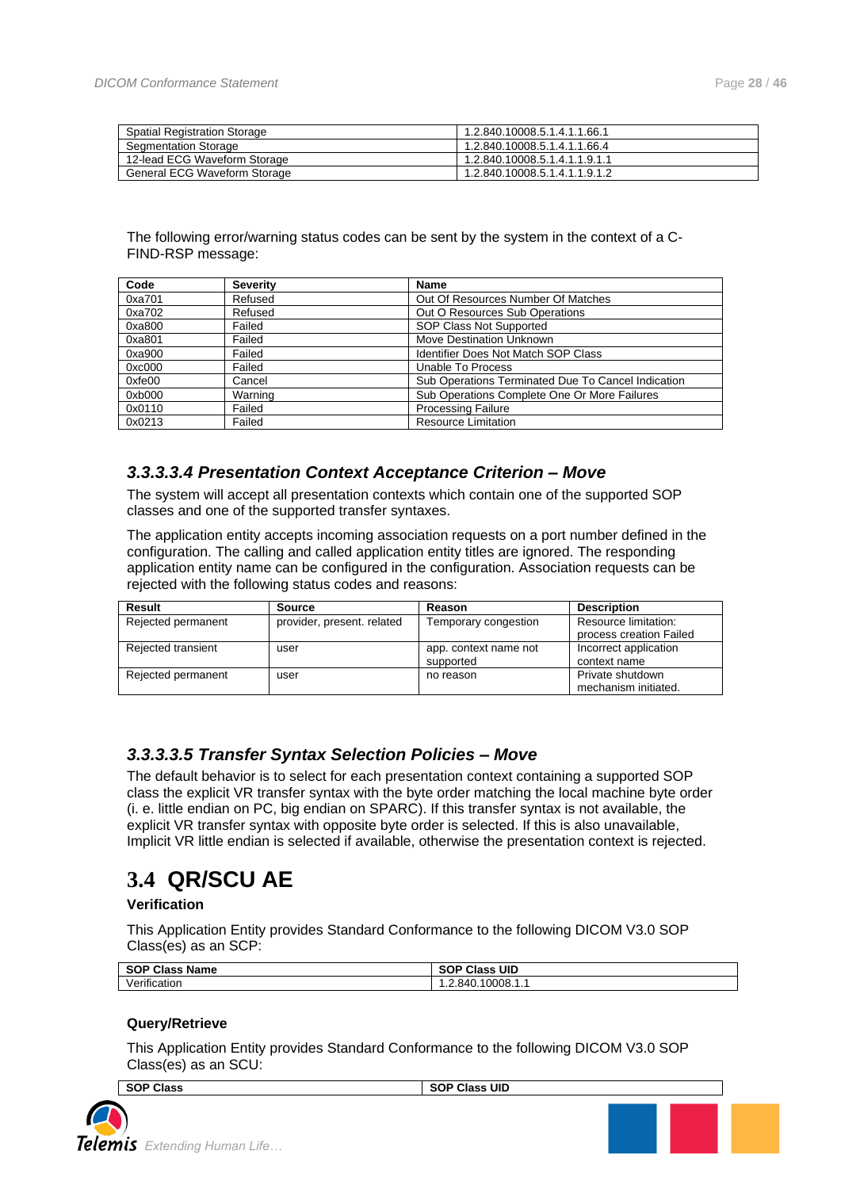| | |
|---|---|
| Spatial Registration Storage | 1.2.840.10008.5.1.4.1.1.66.1 |
| Segmentation Storage | 1.2.840.10008.5.1.4.1.1.66.4 |
| 12-lead ECG Waveform Storage | 1.2.840.10008.5.1.4.1.1.9.1.1 |
| General ECG Waveform Storage | 1.2.840.10008.5.1.4.1.1.9.1.2 |

The following error/warning status codes can be sent by the system in the context of a C-FIND-RSP message:

| Code | Severity | Name |
|---|---|---|
| 0xa701 | Refused | Out Of Resources Number Of Matches |
| 0xa702 | Refused | Out O Resources Sub Operations |
| 0xa800 | Failed | SOP Class Not Supported |
| 0xa801 | Failed | Move Destination Unknown |
| 0xa900 | Failed | Identifier Does Not Match SOP Class |
| 0xc000 | Failed | Unable To Process |
| 0xfe00 | Cancel | Sub Operations Terminated Due To Cancel Indication |
| 0xb000 | Warning | Sub Operations Complete One Or More Failures |
| 0x0110 | Failed | Processing Failure |
| 0x0213 | Failed | Resource Limitation |

### *3.3.3.3.4 Presentation Context Acceptance Criterion – Move*

The system will accept all presentation contexts which contain one of the supported SOP classes and one of the supported transfer syntaxes.

The application entity accepts incoming association requests on a port number defined in the configuration. The calling and called application entity titles are ignored. The responding application entity name can be configured in the configuration. Association requests can be rejected with the following status codes and reasons:

| Result | Source | Reason | Description |
|---|---|---|---|
| Rejected permanent | provider, present. related | Temporary congestion | Resource limitation: process creation Failed |
| Rejected transient | user | app. context name not supported | Incorrect application context name |
| Rejected permanent | user | no reason | Private shutdown mechanism initiated. |

### *3.3.3.3.5 Transfer Syntax Selection Policies – Move*

The default behavior is to select for each presentation context containing a supported SOP class the explicit VR transfer syntax with the byte order matching the local machine byte order (i. e. little endian on PC, big endian on SPARC). If this transfer syntax is not available, the explicit VR transfer syntax with opposite byte order is selected. If this is also unavailable, Implicit VR little endian is selected if available, otherwise the presentation context is rejected.

## 3.4 QR/SCU AE

**Verification**

This Application Entity provides Standard Conformance to the following DICOM V3.0 SOP Class(es) as an SCP:

| SOP Class Name | SOP Class UID |
|---|---|
| Verification | 1.2.840.10008.1.1 |

**Query/Retrieve**

This Application Entity provides Standard Conformance to the following DICOM V3.0 SOP Class(es) as an SCU:

| SOP Class | SOP Class UID |
|---|---|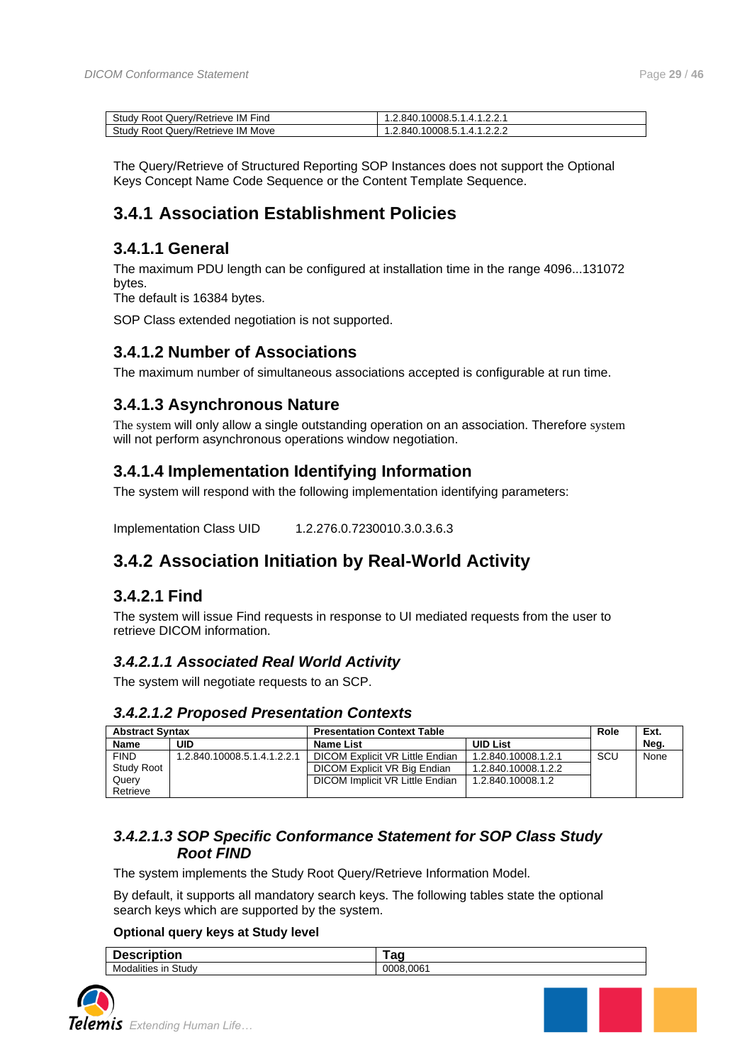| Study Root Query/Retrieve IM Find | 1.2.840.10008.5.1.4.1.2.2.1 |
|---|---|
| Study Root Query/Retrieve IM Move | 1.2.840.10008.5.1.4.1.2.2.2 |

The Query/Retrieve of Structured Reporting SOP Instances does not support the Optional Keys Concept Name Code Sequence or the Content Template Sequence.

## 3.4.1 Association Establishment Policies

### 3.4.1.1 General

The maximum PDU length can be configured at installation time in the range 4096...131072 bytes.
The default is 16384 bytes.

SOP Class extended negotiation is not supported.

### 3.4.1.2 Number of Associations

The maximum number of simultaneous associations accepted is configurable at run time.

### 3.4.1.3 Asynchronous Nature

The system will only allow a single outstanding operation on an association. Therefore system will not perform asynchronous operations window negotiation.

### 3.4.1.4 Implementation Identifying Information

The system will respond with the following implementation identifying parameters:

Implementation Class UID 1.2.276.0.7230010.3.0.3.6.3

## 3.4.2 Association Initiation by Real-World Activity

### 3.4.2.1 Find

The system will issue Find requests in response to UI mediated requests from the user to retrieve DICOM information.

#### *3.4.2.1.1 Associated Real World Activity*

The system will negotiate requests to an SCP.

#### *3.4.2.1.2 Proposed Presentation Contexts*

| **Abstract Syntax** | | **Presentation Context Table** | | **Role** | **Ext. Neg.** |
|---|---|---|---|---|---|
| **Name** | **UID** | **Name List** | **UID List** | | |
| FIND Study Root Query Retrieve | 1.2.840.10008.5.1.4.1.2.2.1 | DICOM Explicit VR Little Endian | 1.2.840.10008.1.2.1 | SCU | None |
| | | DICOM Explicit VR Big Endian | 1.2.840.10008.1.2.2 | | |
| | | DICOM Implicit VR Little Endian | 1.2.840.10008.1.2 | | |

#### *3.4.2.1.3 SOP Specific Conformance Statement for SOP Class Study Root FIND*

The system implements the Study Root Query/Retrieve Information Model.

By default, it supports all mandatory search keys. The following tables state the optional search keys which are supported by the system.

**Optional query keys at Study level**

| Description | Tag |
|---|---|
| Modalities in Study | 0008,0061 |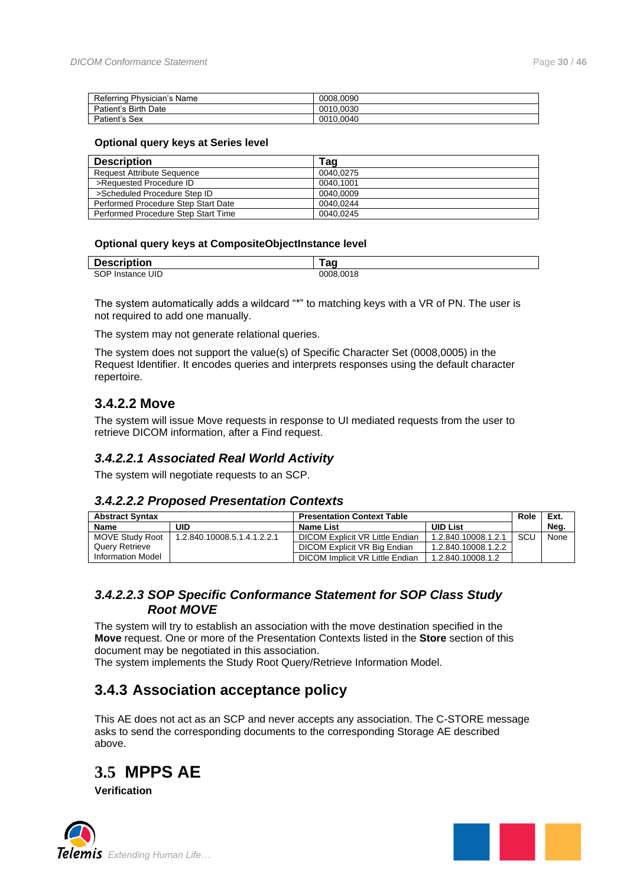| Referring Physician's Name | 0008,0090 |
|---|---|
| Patient's Birth Date | 0010,0030 |
| Patient's Sex | 0010,0040 |

**Optional query keys at Series level**

| Description | Tag |
|---|---|
| Request Attribute Sequence | 0040,0275 |
| >Requested Procedure ID | 0040,1001 |
| >Scheduled Procedure Step ID | 0040,0009 |
| Performed Procedure Step Start Date | 0040,0244 |
| Performed Procedure Step Start Time | 0040,0245 |

**Optional query keys at CompositeObjectInstance level**

| Description | Tag |
|---|---|
| SOP Instance UID | 0008,0018 |

The system automatically adds a wildcard "*" to matching keys with a VR of PN. The user is not required to add one manually.

The system may not generate relational queries.

The system does not support the value(s) of Specific Character Set (0008,0005) in the Request Identifier. It encodes queries and interprets responses using the default character repertoire.

### 3.4.2.2 Move

The system will issue Move requests in response to UI mediated requests from the user to retrieve DICOM information, after a Find request.

#### *3.4.2.2.1 Associated Real World Activity*

The system will negotiate requests to an SCP.

#### *3.4.2.2.2 Proposed Presentation Contexts*

| Abstract Syntax | | Presentation Context Table | | Role | Ext. Neg. |
|---|---|---|---|---|---|
| **Name** | **UID** | **Name List** | **UID List** | | |
| MOVE Study Root Query Retrieve Information Model | 1.2.840.10008.5.1.4.1.2.2.1 | DICOM Explicit VR Little Endian | 1.2.840.10008.1.2.1 | SCU | None |
| | | DICOM Explicit VR Big Endian | 1.2.840.10008.1.2.2 | | |
| | | DICOM Implicit VR Little Endian | 1.2.840.10008.1.2 | | |

#### *3.4.2.2.3 SOP Specific Conformance Statement for SOP Class Study Root MOVE*

The system will try to establish an association with the move destination specified in the **Move** request. One or more of the Presentation Contexts listed in the **Store** section of this document may be negotiated in this association.
The system implements the Study Root Query/Retrieve Information Model.

## 3.4.3 Association acceptance policy

This AE does not act as an SCP and never accepts any association. The C-STORE message asks to send the corresponding documents to the corresponding Storage AE described above.

# 3.5 MPPS AE

**Verification**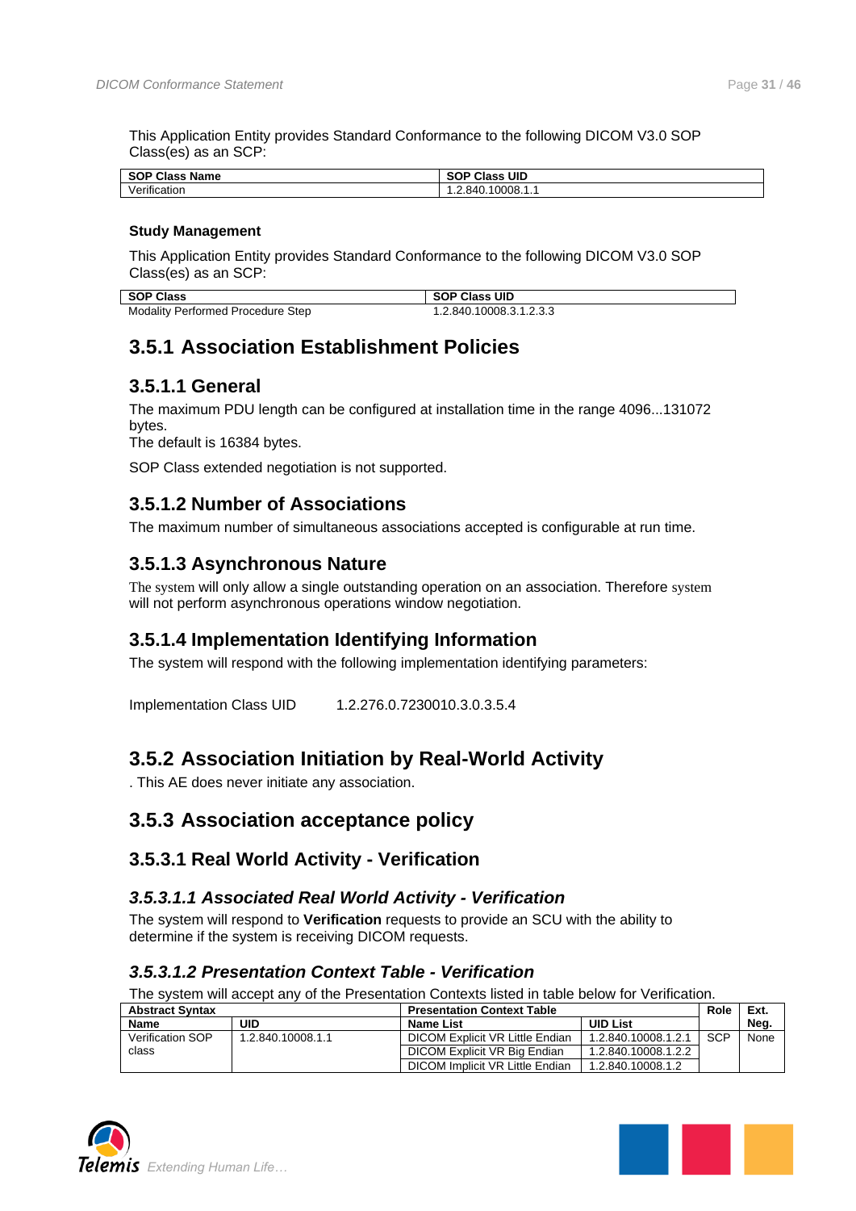This Application Entity provides Standard Conformance to the following DICOM V3.0 SOP Class(es) as an SCP:

| SOP Class Name | SOP Class UID |
|---|---|
| Verification | 1.2.840.10008.1.1 |

**Study Management**

This Application Entity provides Standard Conformance to the following DICOM V3.0 SOP Class(es) as an SCP:

| SOP Class | SOP Class UID |
|---|---|
| Modality Performed Procedure Step | 1.2.840.10008.3.1.2.3.3 |

## 3.5.1 Association Establishment Policies

### 3.5.1.1 General

The maximum PDU length can be configured at installation time in the range 4096...131072 bytes.
The default is 16384 bytes.

SOP Class extended negotiation is not supported.

### 3.5.1.2 Number of Associations

The maximum number of simultaneous associations accepted is configurable at run time.

### 3.5.1.3 Asynchronous Nature

The system will only allow a single outstanding operation on an association. Therefore system will not perform asynchronous operations window negotiation.

### 3.5.1.4 Implementation Identifying Information

The system will respond with the following implementation identifying parameters:

Implementation Class UID 1.2.276.0.7230010.3.0.3.5.4

## 3.5.2 Association Initiation by Real-World Activity

. This AE does never initiate any association.

## 3.5.3 Association acceptance policy

### 3.5.3.1 Real World Activity - Verification

#### *3.5.3.1.1 Associated Real World Activity - Verification*

The system will respond to **Verification** requests to provide an SCU with the ability to determine if the system is receiving DICOM requests.

#### *3.5.3.1.2 Presentation Context Table - Verification*

The system will accept any of the Presentation Contexts listed in table below for Verification.

| Abstract Syntax | | Presentation Context Table | | Role | Ext. Neg. |
|---|---|---|---|---|---|
| **Name** | **UID** | **Name List** | **UID List** | | |
| Verification SOP class | 1.2.840.10008.1.1 | DICOM Explicit VR Little Endian | 1.2.840.10008.1.2.1 | SCP | None |
| | | DICOM Explicit VR Big Endian | 1.2.840.10008.1.2.2 | | |
| | | DICOM Implicit VR Little Endian | 1.2.840.10008.1.2 | | |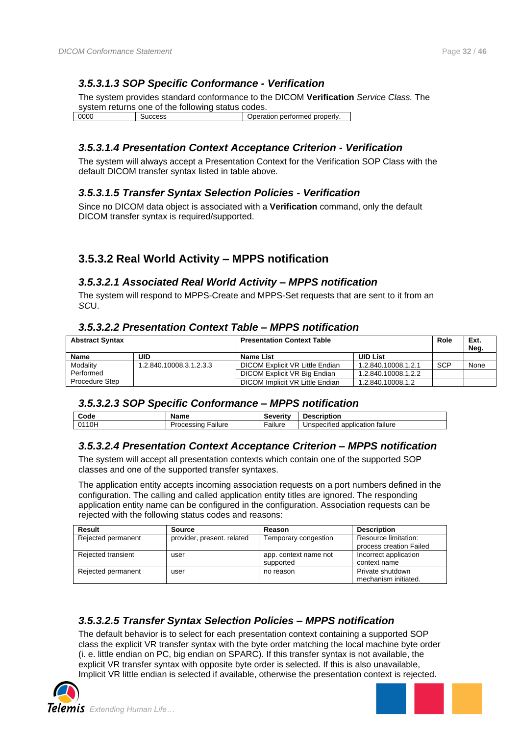#### 3.5.3.1.3 SOP Specific Conformance - Verification

The system provides standard conformance to the DICOM **Verification** *Service Class.* The system returns one of the following status codes.

| 0000 | Success | Operation performed properly. |
|---|---|---|

#### 3.5.3.1.4 Presentation Context Acceptance Criterion - Verification

The system will always accept a Presentation Context for the Verification SOP Class with the default DICOM transfer syntax listed in table above.

#### 3.5.3.1.5 Transfer Syntax Selection Policies - Verification

Since no DICOM data object is associated with a **Verification** command, only the default DICOM transfer syntax is required/supported.

### 3.5.3.2 Real World Activity – MPPS notification

#### 3.5.3.2.1 Associated Real World Activity – MPPS notification

The system will respond to MPPS-Create and MPPS-Set requests that are sent to it from an *SC*U.

#### 3.5.3.2.2 Presentation Context Table – MPPS notification

| Abstract Syntax | | Presentation Context Table | | Role | Ext. Neg. |
|---|---|---|---|---|---|
| **Name** | **UID** | **Name List** | **UID List** | | |
| Modality Performed Procedure Step | 1.2.840.10008.3.1.2.3.3 | DICOM Explicit VR Little Endian | 1.2.840.10008.1.2.1 | SCP | None |
| | | DICOM Explicit VR Big Endian | 1.2.840.10008.1.2.2 | | |
| | | DICOM Implicit VR Little Endian | 1.2.840.10008.1.2 | | |

#### 3.5.3.2.3 SOP Specific Conformance – MPPS notification

| Code | Name | Severity | Description |
|---|---|---|---|
| 0110H | Processing Failure | Failure | Unspecified application failure |

#### 3.5.3.2.4 Presentation Context Acceptance Criterion – MPPS notification

The system will accept all presentation contexts which contain one of the supported SOP classes and one of the supported transfer syntaxes.

The application entity accepts incoming association requests on a port numbers defined in the configuration. The calling and called application entity titles are ignored. The responding application entity name can be configured in the configuration. Association requests can be rejected with the following status codes and reasons:

| Result | Source | Reason | Description |
|---|---|---|---|
| Rejected permanent | provider, present. related | Temporary congestion | Resource limitation: process creation Failed |
| Rejected transient | user | app. context name not supported | Incorrect application context name |
| Rejected permanent | user | no reason | Private shutdown mechanism initiated. |

#### 3.5.3.2.5 Transfer Syntax Selection Policies – MPPS notification

The default behavior is to select for each presentation context containing a supported SOP class the explicit VR transfer syntax with the byte order matching the local machine byte order (i. e. little endian on PC, big endian on SPARC). If this transfer syntax is not available, the explicit VR transfer syntax with opposite byte order is selected. If this is also unavailable, Implicit VR little endian is selected if available, otherwise the presentation context is rejected.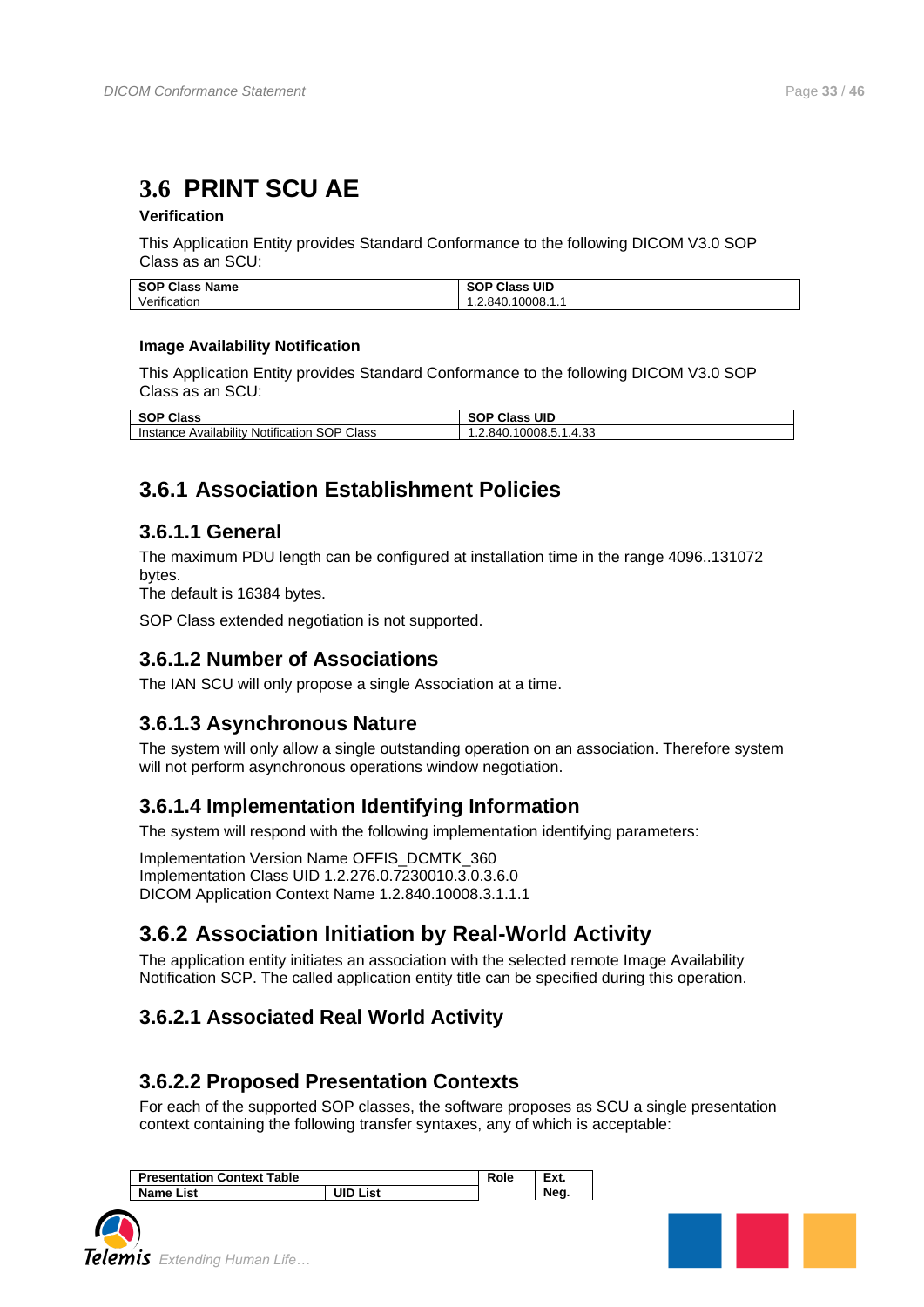## 3.6 PRINT SCU AE

**Verification**

This Application Entity provides Standard Conformance to the following DICOM V3.0 SOP Class as an SCU:

| SOP Class Name | SOP Class UID |
|---|---|
| Verification | 1.2.840.10008.1.1 |

**Image Availability Notification**

This Application Entity provides Standard Conformance to the following DICOM V3.0 SOP Class as an SCU:

| SOP Class | SOP Class UID |
|---|---|
| Instance Availability Notification SOP Class | 1.2.840.10008.5.1.4.33 |

### 3.6.1 Association Establishment Policies

#### 3.6.1.1 General

The maximum PDU length can be configured at installation time in the range 4096..131072 bytes.
The default is 16384 bytes.

SOP Class extended negotiation is not supported.

#### 3.6.1.2 Number of Associations

The IAN SCU will only propose a single Association at a time.

#### 3.6.1.3 Asynchronous Nature

The system will only allow a single outstanding operation on an association. Therefore system will not perform asynchronous operations window negotiation.

#### 3.6.1.4 Implementation Identifying Information

The system will respond with the following implementation identifying parameters:

Implementation Version Name OFFIS_DCMTK_360
Implementation Class UID 1.2.276.0.7230010.3.0.3.6.0
DICOM Application Context Name 1.2.840.10008.3.1.1.1

### 3.6.2 Association Initiation by Real-World Activity

The application entity initiates an association with the selected remote Image Availability Notification SCP. The called application entity title can be specified during this operation.

#### 3.6.2.1 Associated Real World Activity

#### 3.6.2.2 Proposed Presentation Contexts

For each of the supported SOP classes, the software proposes as SCU a single presentation context containing the following transfer syntaxes, any of which is acceptable:

| Presentation Context Table | | Role | Ext. Neg. |
|---|---|---|---|
| Name List | UID List | | |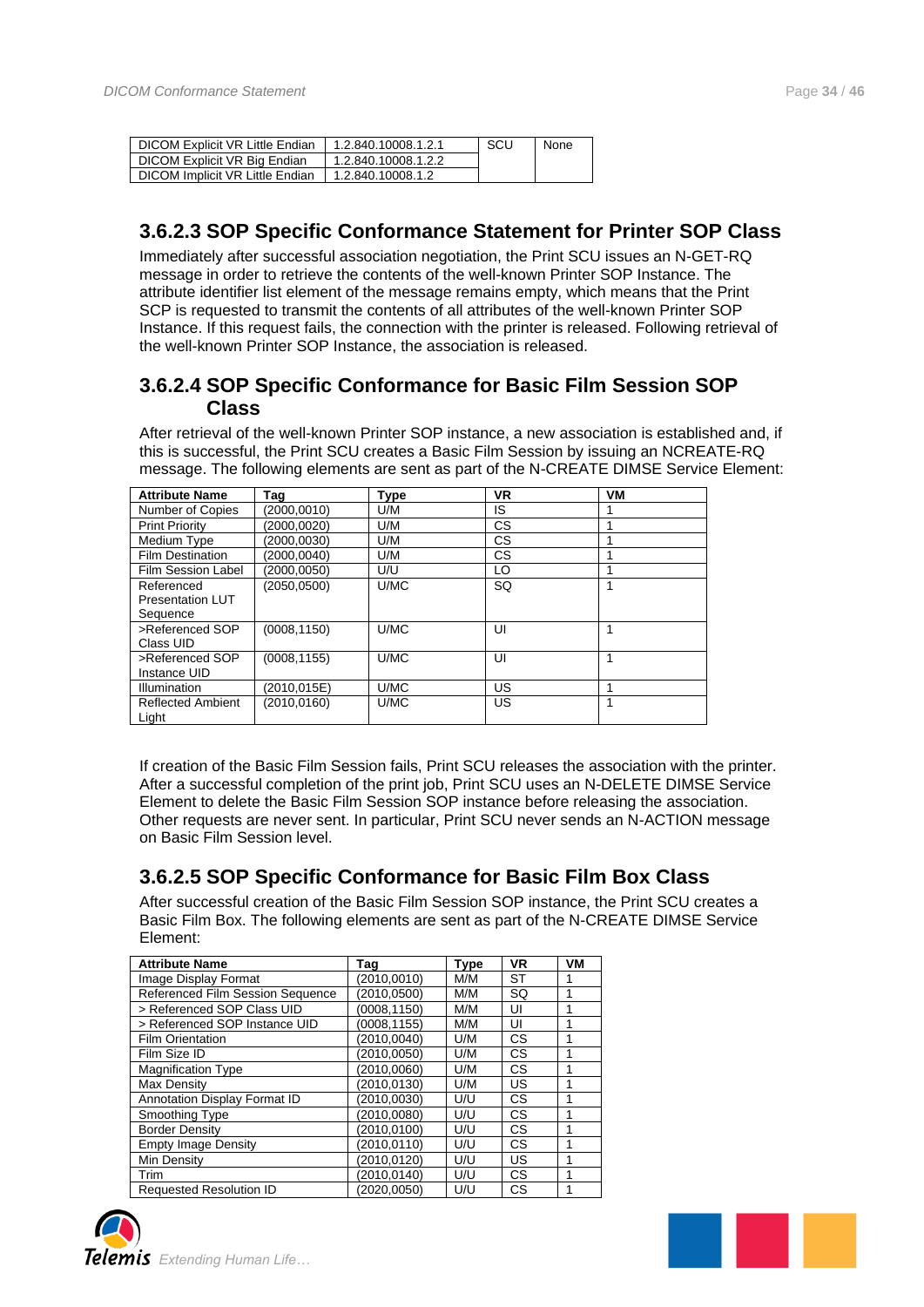| DICOM Explicit VR Little Endian | 1.2.840.10008.1.2.1 | SCU | None |
|---|---|---|---|
| DICOM Explicit VR Big Endian | 1.2.840.10008.1.2.2 | | |
| DICOM Implicit VR Little Endian | 1.2.840.10008.1.2 | | |

### 3.6.2.3 SOP Specific Conformance Statement for Printer SOP Class

Immediately after successful association negotiation, the Print SCU issues an N-GET-RQ message in order to retrieve the contents of the well-known Printer SOP Instance. The attribute identifier list element of the message remains empty, which means that the Print SCP is requested to transmit the contents of all attributes of the well-known Printer SOP Instance. If this request fails, the connection with the printer is released. Following retrieval of the well-known Printer SOP Instance, the association is released.

### 3.6.2.4 SOP Specific Conformance for Basic Film Session SOP Class

After retrieval of the well-known Printer SOP instance, a new association is established and, if this is successful, the Print SCU creates a Basic Film Session by issuing an NCREATE-RQ message. The following elements are sent as part of the N-CREATE DIMSE Service Element:

| Attribute Name | Tag | Type | VR | VM |
|---|---|---|---|---|
| Number of Copies | (2000,0010) | U/M | IS | 1 |
| Print Priority | (2000,0020) | U/M | CS | 1 |
| Medium Type | (2000,0030) | U/M | CS | 1 |
| Film Destination | (2000,0040) | U/M | CS | 1 |
| Film Session Label | (2000,0050) | U/U | LO | 1 |
| Referenced Presentation LUT Sequence | (2050,0500) | U/MC | SQ | 1 |
| >Referenced SOP Class UID | (0008,1150) | U/MC | UI | 1 |
| >Referenced SOP Instance UID | (0008,1155) | U/MC | UI | 1 |
| Illumination | (2010,015E) | U/MC | US | 1 |
| Reflected Ambient Light | (2010,0160) | U/MC | US | 1 |

If creation of the Basic Film Session fails, Print SCU releases the association with the printer. After a successful completion of the print job, Print SCU uses an N-DELETE DIMSE Service Element to delete the Basic Film Session SOP instance before releasing the association. Other requests are never sent. In particular, Print SCU never sends an N-ACTION message on Basic Film Session level.

### 3.6.2.5 SOP Specific Conformance for Basic Film Box Class

After successful creation of the Basic Film Session SOP instance, the Print SCU creates a Basic Film Box. The following elements are sent as part of the N-CREATE DIMSE Service Element:

| Attribute Name | Tag | Type | VR | VM |
|---|---|---|---|---|
| Image Display Format | (2010,0010) | M/M | ST | 1 |
| Referenced Film Session Sequence | (2010,0500) | M/M | SQ | 1 |
| > Referenced SOP Class UID | (0008,1150) | M/M | UI | 1 |
| > Referenced SOP Instance UID | (0008,1155) | M/M | UI | 1 |
| Film Orientation | (2010,0040) | U/M | CS | 1 |
| Film Size ID | (2010,0050) | U/M | CS | 1 |
| Magnification Type | (2010,0060) | U/M | CS | 1 |
| Max Density | (2010,0130) | U/M | US | 1 |
| Annotation Display Format ID | (2010,0030) | U/U | CS | 1 |
| Smoothing Type | (2010,0080) | U/U | CS | 1 |
| Border Density | (2010,0100) | U/U | CS | 1 |
| Empty Image Density | (2010,0110) | U/U | CS | 1 |
| Min Density | (2010,0120) | U/U | US | 1 |
| Trim | (2010,0140) | U/U | CS | 1 |
| Requested Resolution ID | (2020,0050) | U/U | CS | 1 |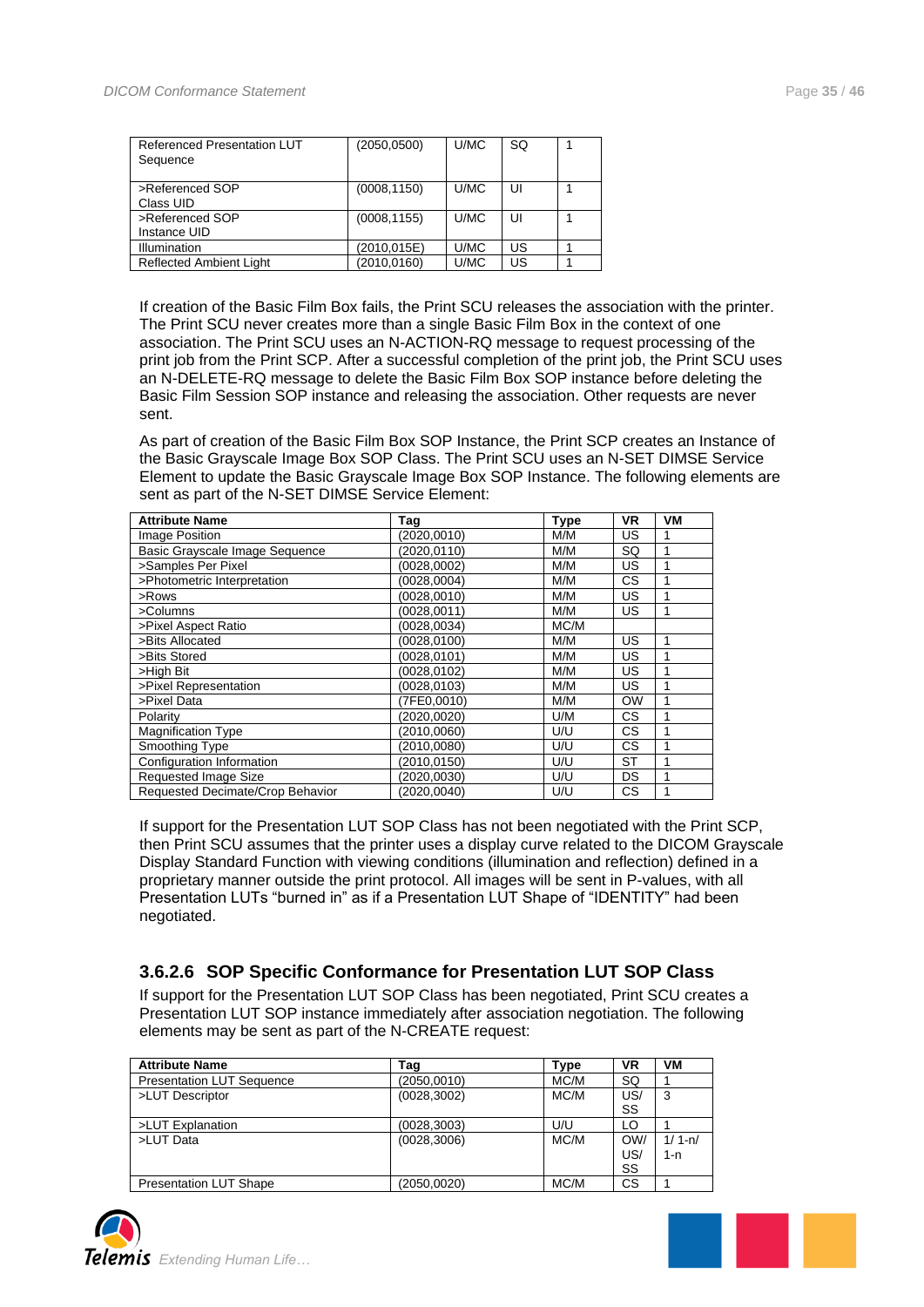| Referenced Presentation LUT Sequence | (2050,0500) | U/MC | SQ | 1 |
|---|---|---|---|---|
| >Referenced SOP Class UID | (0008,1150) | U/MC | UI | 1 |
| >Referenced SOP Instance UID | (0008,1155) | U/MC | UI | 1 |
| Illumination | (2010,015E) | U/MC | US | 1 |
| Reflected Ambient Light | (2010,0160) | U/MC | US | 1 |

If creation of the Basic Film Box fails, the Print SCU releases the association with the printer. The Print SCU never creates more than a single Basic Film Box in the context of one association. The Print SCU uses an N-ACTION-RQ message to request processing of the print job from the Print SCP. After a successful completion of the print job, the Print SCU uses an N-DELETE-RQ message to delete the Basic Film Box SOP instance before deleting the Basic Film Session SOP instance and releasing the association. Other requests are never sent.

As part of creation of the Basic Film Box SOP Instance, the Print SCP creates an Instance of the Basic Grayscale Image Box SOP Class. The Print SCU uses an N-SET DIMSE Service Element to update the Basic Grayscale Image Box SOP Instance. The following elements are sent as part of the N-SET DIMSE Service Element:

| Attribute Name | Tag | Type | VR | VM |
|---|---|---|---|---|
| Image Position | (2020,0010) | M/M | US | 1 |
| Basic Grayscale Image Sequence | (2020,0110) | M/M | SQ | 1 |
| >Samples Per Pixel | (0028,0002) | M/M | US | 1 |
| >Photometric Interpretation | (0028,0004) | M/M | CS | 1 |
| >Rows | (0028,0010) | M/M | US | 1 |
| >Columns | (0028,0011) | M/M | US | 1 |
| >Pixel Aspect Ratio | (0028,0034) | MC/M | | |
| >Bits Allocated | (0028,0100) | M/M | US | 1 |
| >Bits Stored | (0028,0101) | M/M | US | 1 |
| >High Bit | (0028,0102) | M/M | US | 1 |
| >Pixel Representation | (0028,0103) | M/M | US | 1 |
| >Pixel Data | (7FE0,0010) | M/M | OW | 1 |
| Polarity | (2020,0020) | U/M | CS | 1 |
| Magnification Type | (2010,0060) | U/U | CS | 1 |
| Smoothing Type | (2010,0080) | U/U | CS | 1 |
| Configuration Information | (2010,0150) | U/U | ST | 1 |
| Requested Image Size | (2020,0030) | U/U | DS | 1 |
| Requested Decimate/Crop Behavior | (2020,0040) | U/U | CS | 1 |

If support for the Presentation LUT SOP Class has not been negotiated with the Print SCP, then Print SCU assumes that the printer uses a display curve related to the DICOM Grayscale Display Standard Function with viewing conditions (illumination and reflection) defined in a proprietary manner outside the print protocol. All images will be sent in P-values, with all Presentation LUTs "burned in" as if a Presentation LUT Shape of "IDENTITY" had been negotiated.

### 3.6.2.6 SOP Specific Conformance for Presentation LUT SOP Class

If support for the Presentation LUT SOP Class has been negotiated, Print SCU creates a Presentation LUT SOP instance immediately after association negotiation. The following elements may be sent as part of the N-CREATE request:

| Attribute Name | Tag | Type | VR | VM |
|---|---|---|---|---|
| Presentation LUT Sequence | (2050,0010) | MC/M | SQ | 1 |
| >LUT Descriptor | (0028,3002) | MC/M | US/ SS | 3 |
| >LUT Explanation | (0028,3003) | U/U | LO | 1 |
| >LUT Data | (0028,3006) | MC/M | OW/ US/ SS | 1/ 1-n/ 1-n |
| Presentation LUT Shape | (2050,0020) | MC/M | CS | 1 |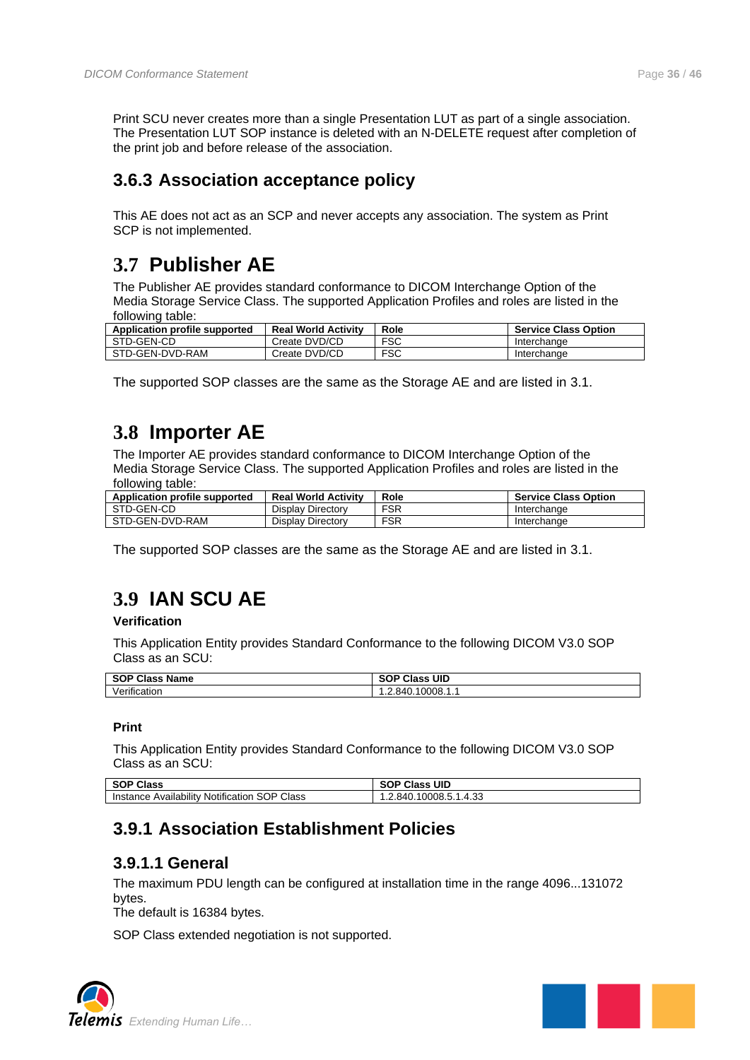Print SCU never creates more than a single Presentation LUT as part of a single association. The Presentation LUT SOP instance is deleted with an N-DELETE request after completion of the print job and before release of the association.

### 3.6.3 Association acceptance policy

This AE does not act as an SCP and never accepts any association. The system as Print SCP is not implemented.

## 3.7 Publisher AE

The Publisher AE provides standard conformance to DICOM Interchange Option of the Media Storage Service Class. The supported Application Profiles and roles are listed in the following table:

| Application profile supported | Real World Activity | Role | Service Class Option |
|---|---|---|---|
| STD-GEN-CD | Create DVD/CD | FSC | Interchange |
| STD-GEN-DVD-RAM | Create DVD/CD | FSC | Interchange |

The supported SOP classes are the same as the Storage AE and are listed in 3.1.

## 3.8 Importer AE

The Importer AE provides standard conformance to DICOM Interchange Option of the Media Storage Service Class. The supported Application Profiles and roles are listed in the following table:

| Application profile supported | Real World Activity | Role | Service Class Option |
|---|---|---|---|
| STD-GEN-CD | Display Directory | FSR | Interchange |
| STD-GEN-DVD-RAM | Display Directory | FSR | Interchange |

The supported SOP classes are the same as the Storage AE and are listed in 3.1.

## 3.9 IAN SCU AE

**Verification**

This Application Entity provides Standard Conformance to the following DICOM V3.0 SOP Class as an SCU:

| SOP Class Name | SOP Class UID |
|---|---|
| Verification | 1.2.840.10008.1.1 |

**Print**

This Application Entity provides Standard Conformance to the following DICOM V3.0 SOP Class as an SCU:

| SOP Class | SOP Class UID |
|---|---|
| Instance Availability Notification SOP Class | 1.2.840.10008.5.1.4.33 |

### 3.9.1 Association Establishment Policies

#### 3.9.1.1 General

The maximum PDU length can be configured at installation time in the range 4096...131072 bytes.
The default is 16384 bytes.

SOP Class extended negotiation is not supported.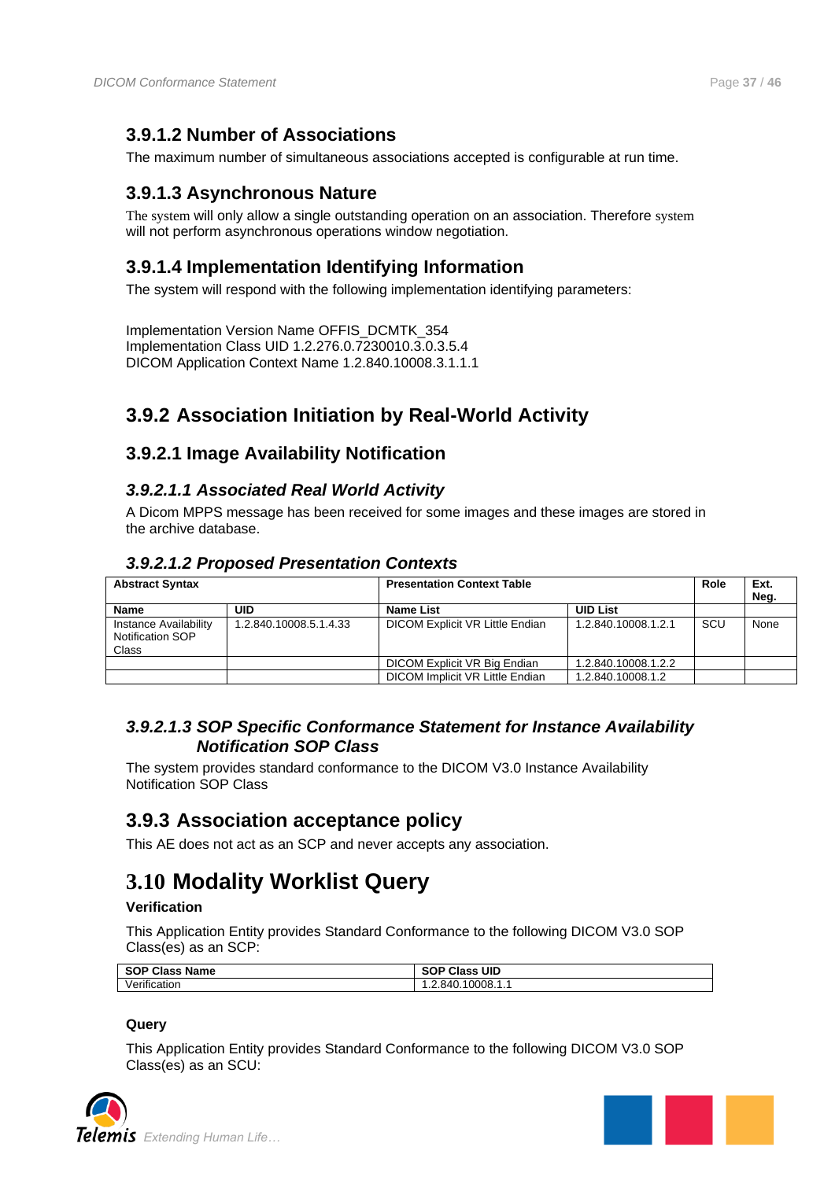### 3.9.1.2 Number of Associations

The maximum number of simultaneous associations accepted is configurable at run time.

### 3.9.1.3 Asynchronous Nature

The system will only allow a single outstanding operation on an association. Therefore system will not perform asynchronous operations window negotiation.

### 3.9.1.4 Implementation Identifying Information

The system will respond with the following implementation identifying parameters:

Implementation Version Name OFFIS_DCMTK_354
Implementation Class UID 1.2.276.0.7230010.3.0.3.5.4
DICOM Application Context Name 1.2.840.10008.3.1.1.1

## 3.9.2 Association Initiation by Real-World Activity

### 3.9.2.1 Image Availability Notification

#### *3.9.2.1.1 Associated Real World Activity*

A Dicom MPPS message has been received for some images and these images are stored in the archive database.

#### *3.9.2.1.2 Proposed Presentation Contexts*

| **Abstract Syntax** | | **Presentation Context Table** | | **Role** | **Ext. Neg.** |
|---|---|---|---|---|---|
| **Name** | **UID** | **Name List** | **UID List** | | |
| Instance Availability Notification SOP Class | 1.2.840.10008.5.1.4.33 | DICOM Explicit VR Little Endian | 1.2.840.10008.1.2.1 | SCU | None |
| | | DICOM Explicit VR Big Endian | 1.2.840.10008.1.2.2 | | |
| | | DICOM Implicit VR Little Endian | 1.2.840.10008.1.2 | | |

#### *3.9.2.1.3 SOP Specific Conformance Statement for Instance Availability Notification SOP Class*

The system provides standard conformance to the DICOM V3.0 Instance Availability Notification SOP Class

## 3.9.3 Association acceptance policy

This AE does not act as an SCP and never accepts any association.

# 3.10 Modality Worklist Query

**Verification**

This Application Entity provides Standard Conformance to the following DICOM V3.0 SOP Class(es) as an SCP:

| **SOP Class Name** | **SOP Class UID** |
|---|---|
| Verification | 1.2.840.10008.1.1 |

**Query**

This Application Entity provides Standard Conformance to the following DICOM V3.0 SOP Class(es) as an SCU: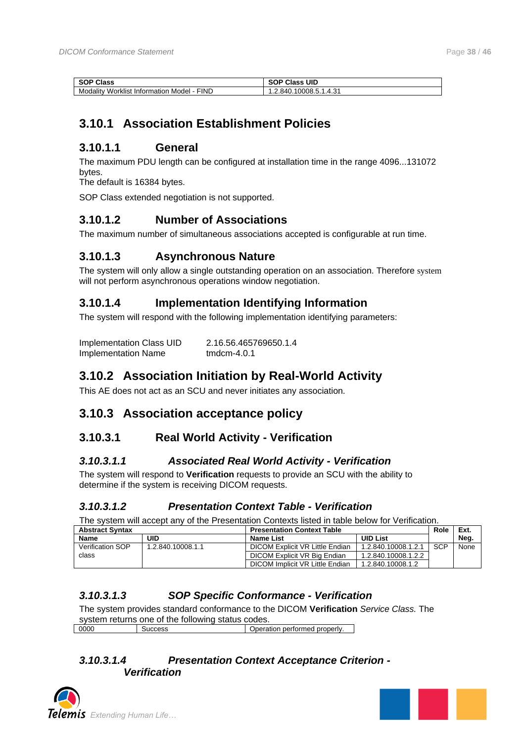| SOP Class | SOP Class UID |
|---|---|
| Modality Worklist Information Model - FIND | 1.2.840.10008.5.1.4.31 |

## 3.10.1 Association Establishment Policies

### 3.10.1.1 General

The maximum PDU length can be configured at installation time in the range 4096...131072 bytes.
The default is 16384 bytes.

SOP Class extended negotiation is not supported.

### 3.10.1.2 Number of Associations

The maximum number of simultaneous associations accepted is configurable at run time.

### 3.10.1.3 Asynchronous Nature

The system will only allow a single outstanding operation on an association. Therefore system will not perform asynchronous operations window negotiation.

### 3.10.1.4 Implementation Identifying Information

The system will respond with the following implementation identifying parameters:

| | |
|---|---|
| Implementation Class UID | 2.16.56.465769650.1.4 |
| Implementation Name | tmdcm-4.0.1 |

## 3.10.2 Association Initiation by Real-World Activity

This AE does not act as an SCU and never initiates any association.

## 3.10.3 Association acceptance policy

### 3.10.3.1 Real World Activity - Verification

#### *3.10.3.1.1 Associated Real World Activity - Verification*

The system will respond to **Verification** requests to provide an SCU with the ability to determine if the system is receiving DICOM requests.

#### *3.10.3.1.2 Presentation Context Table - Verification*

The system will accept any of the Presentation Contexts listed in table below for Verification.

| Abstract Syntax | | Presentation Context Table | | Role | Ext. Neg. |
|---|---|---|---|---|---|
| Name | UID | Name List | UID List | | |
| Verification SOP class | 1.2.840.10008.1.1 | DICOM Explicit VR Little Endian | 1.2.840.10008.1.2.1 | SCP | None |
| | | DICOM Explicit VR Big Endian | 1.2.840.10008.1.2.2 | | |
| | | DICOM Implicit VR Little Endian | 1.2.840.10008.1.2 | | |

#### *3.10.3.1.3 SOP Specific Conformance - Verification*

The system provides standard conformance to the DICOM **Verification** *Service Class.* The system returns one of the following status codes.

| | | |
|---|---|---|
| 0000 | Success | Operation performed properly. |

#### *3.10.3.1.4 Presentation Context Acceptance Criterion - Verification*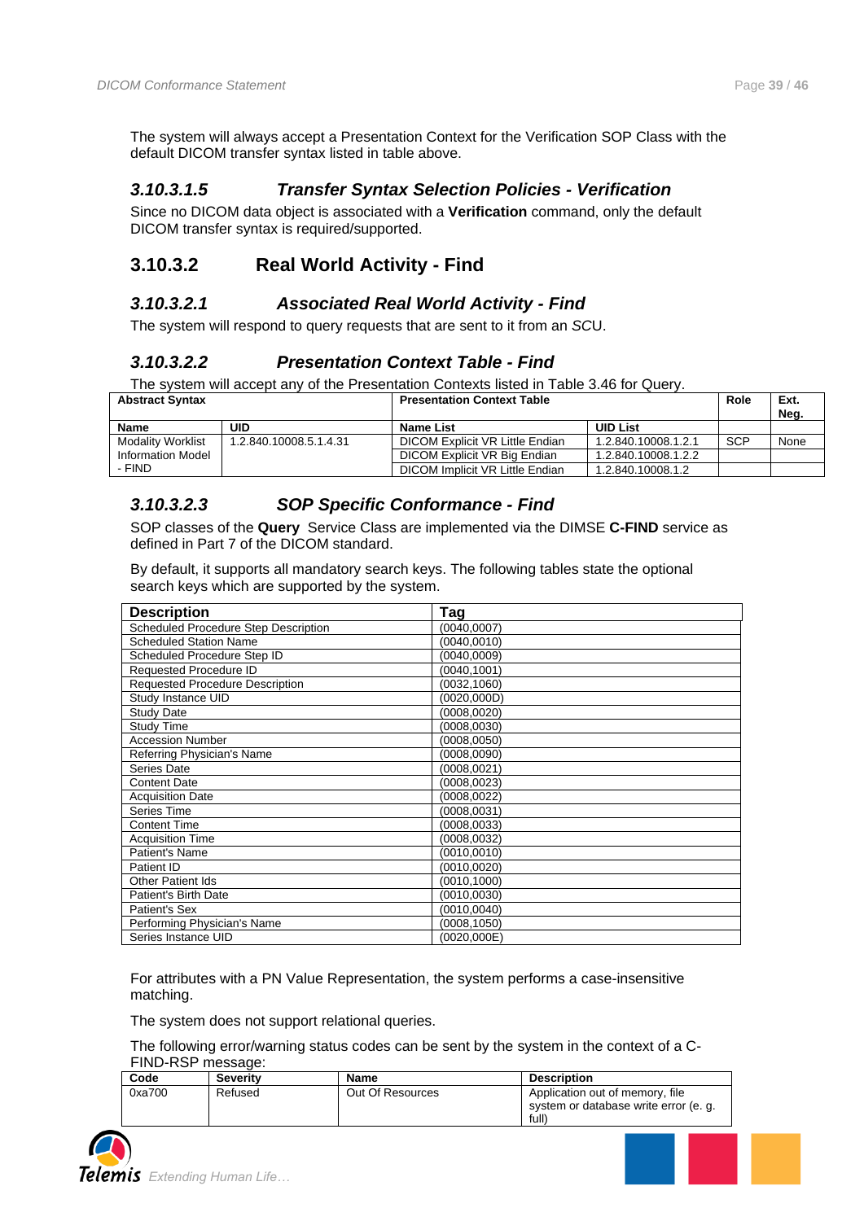The system will always accept a Presentation Context for the Verification SOP Class with the default DICOM transfer syntax listed in table above.

#### *3.10.3.1.5 Transfer Syntax Selection Policies - Verification*

Since no DICOM data object is associated with a **Verification** command, only the default DICOM transfer syntax is required/supported.

### 3.10.3.2 Real World Activity - Find

#### *3.10.3.2.1 Associated Real World Activity - Find*

The system will respond to query requests that are sent to it from an *SCU*.

#### *3.10.3.2.2 Presentation Context Table - Find*

The system will accept any of the Presentation Contexts listed in Table 3.46 for Query.

| Abstract Syntax | | Presentation Context Table | | Role | Ext. Neg. |
|---|---|---|---|---|---|
| **Name** | **UID** | **Name List** | **UID List** | | |
| Modality Worklist Information Model - FIND | 1.2.840.10008.5.1.4.31 | DICOM Explicit VR Little Endian | 1.2.840.10008.1.2.1 | SCP | None |
| | | DICOM Explicit VR Big Endian | 1.2.840.10008.1.2.2 | | |
| | | DICOM Implicit VR Little Endian | 1.2.840.10008.1.2 | | |

#### *3.10.3.2.3 SOP Specific Conformance - Find*

SOP classes of the **Query** Service Class are implemented via the DIMSE **C-FIND** service as defined in Part 7 of the DICOM standard.

By default, it supports all mandatory search keys. The following tables state the optional search keys which are supported by the system.

| Description | Tag |
|---|---|
| Scheduled Procedure Step Description | (0040,0007) |
| Scheduled Station Name | (0040,0010) |
| Scheduled Procedure Step ID | (0040,0009) |
| Requested Procedure ID | (0040,1001) |
| Requested Procedure Description | (0032,1060) |
| Study Instance UID | (0020,000D) |
| Study Date | (0008,0020) |
| Study Time | (0008,0030) |
| Accession Number | (0008,0050) |
| Referring Physician's Name | (0008,0090) |
| Series Date | (0008,0021) |
| Content Date | (0008,0023) |
| Acquisition Date | (0008,0022) |
| Series Time | (0008,0031) |
| Content Time | (0008,0033) |
| Acquisition Time | (0008,0032) |
| Patient's Name | (0010,0010) |
| Patient ID | (0010,0020) |
| Other Patient Ids | (0010,1000) |
| Patient's Birth Date | (0010,0030) |
| Patient's Sex | (0010,0040) |
| Performing Physician's Name | (0008,1050) |
| Series Instance UID | (0020,000E) |

For attributes with a PN Value Representation, the system performs a case-insensitive matching.

The system does not support relational queries.

The following error/warning status codes can be sent by the system in the context of a C-FIND-RSP message:

| Code | Severity | Name | Description |
|---|---|---|---|
| 0xa700 | Refused | Out Of Resources | Application out of memory, file system or database write error (e. g. full) |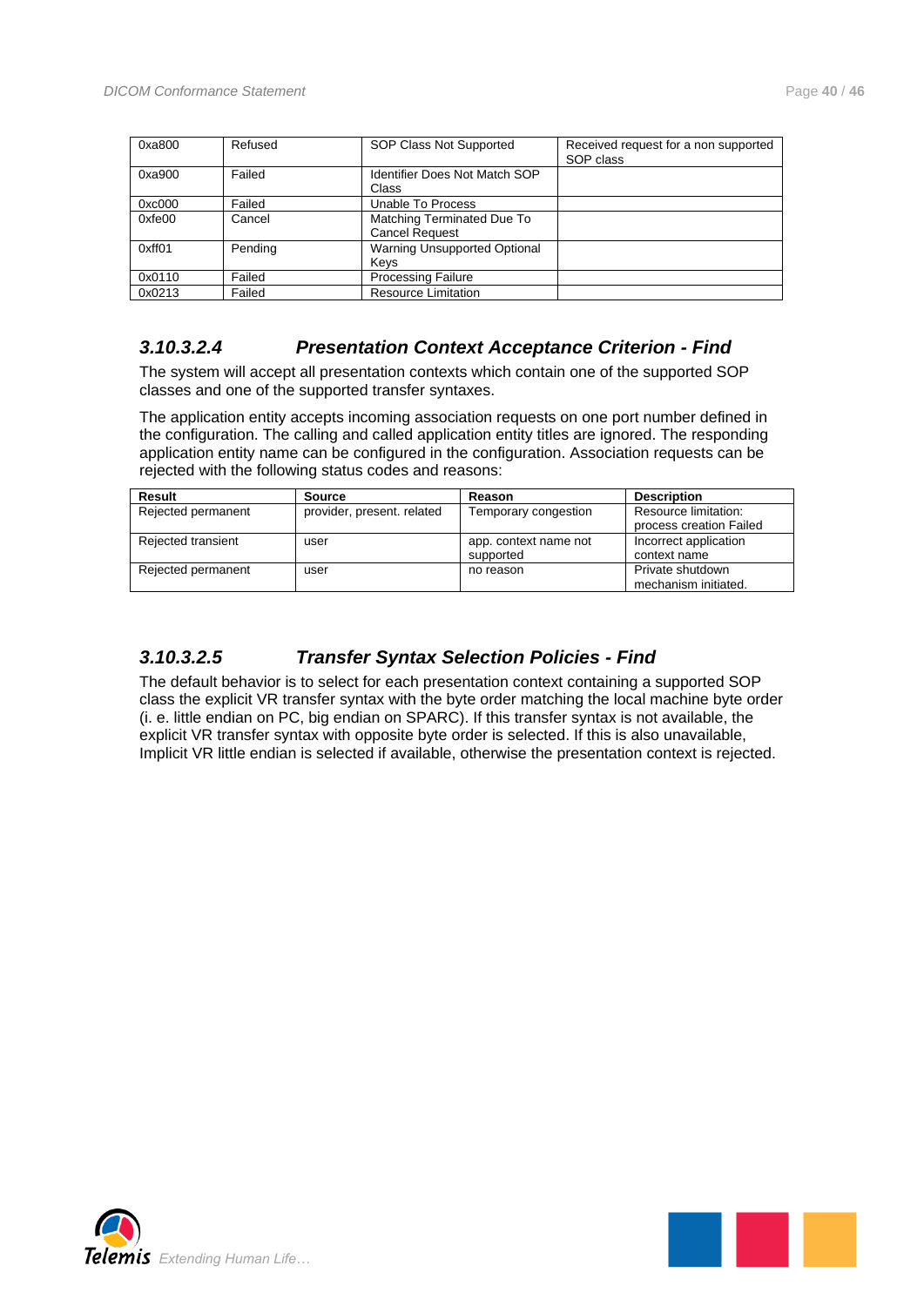| 0xa800 | Refused | SOP Class Not Supported | Received request for a non supported SOP class |
|---|---|---|---|
| 0xa900 | Failed | Identifier Does Not Match SOP Class | |
| 0xc000 | Failed | Unable To Process | |
| 0xfe00 | Cancel | Matching Terminated Due To Cancel Request | |
| 0xff01 | Pending | Warning Unsupported Optional Keys | |
| 0x0110 | Failed | Processing Failure | |
| 0x0213 | Failed | Resource Limitation | |

### 3.10.3.2.4 Presentation Context Acceptance Criterion - Find

The system will accept all presentation contexts which contain one of the supported SOP classes and one of the supported transfer syntaxes.

The application entity accepts incoming association requests on one port number defined in the configuration. The calling and called application entity titles are ignored. The responding application entity name can be configured in the configuration. Association requests can be rejected with the following status codes and reasons:

| Result | Source | Reason | Description |
|---|---|---|---|
| Rejected permanent | provider, present. related | Temporary congestion | Resource limitation: process creation Failed |
| Rejected transient | user | app. context name not supported | Incorrect application context name |
| Rejected permanent | user | no reason | Private shutdown mechanism initiated. |

### 3.10.3.2.5 Transfer Syntax Selection Policies - Find

The default behavior is to select for each presentation context containing a supported SOP class the explicit VR transfer syntax with the byte order matching the local machine byte order (i. e. little endian on PC, big endian on SPARC). If this transfer syntax is not available, the explicit VR transfer syntax with opposite byte order is selected. If this is also unavailable, Implicit VR little endian is selected if available, otherwise the presentation context is rejected.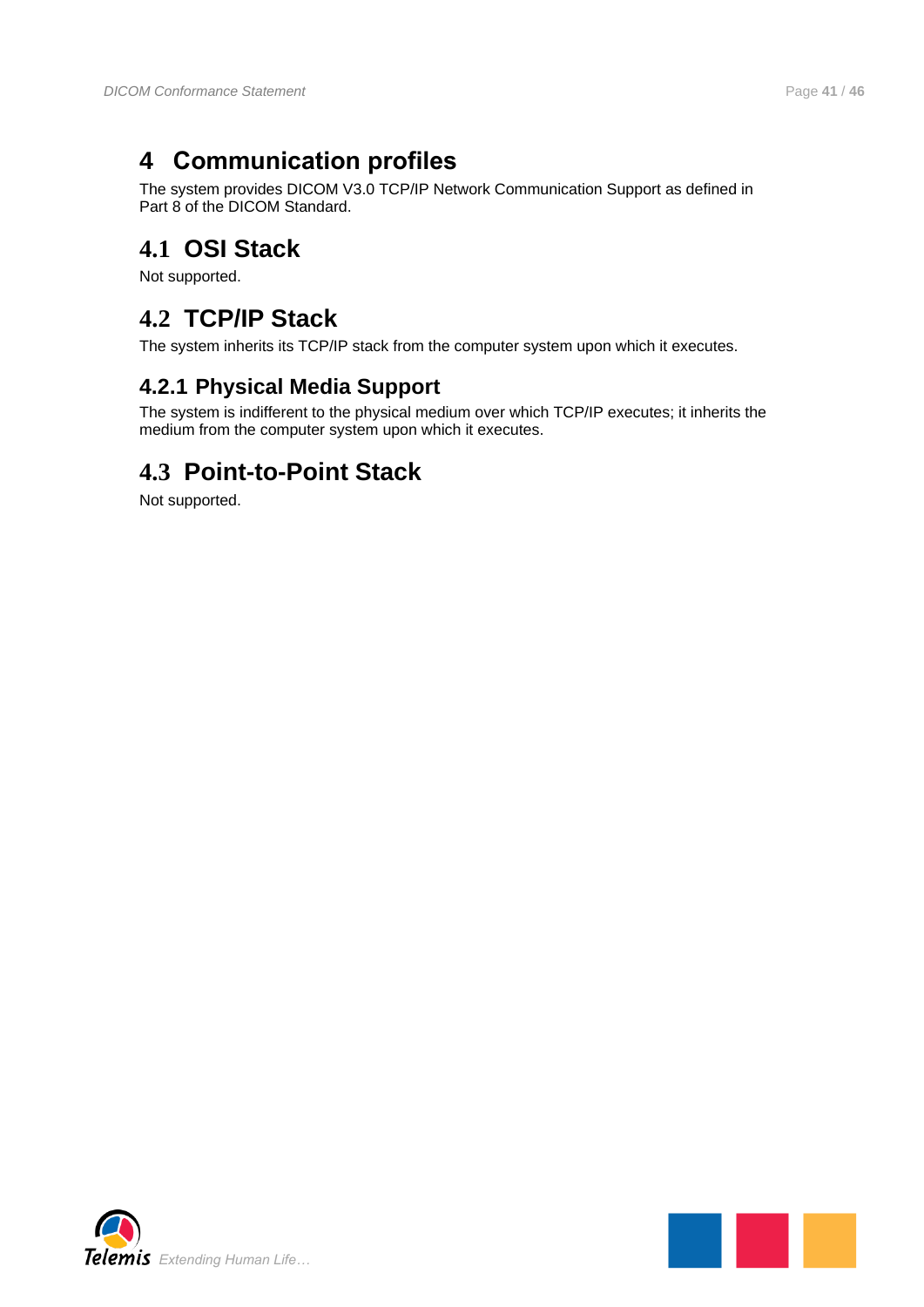# 4 Communication profiles

The system provides DICOM V3.0 TCP/IP Network Communication Support as defined in Part 8 of the DICOM Standard.

## 4.1 OSI Stack

Not supported.

## 4.2 TCP/IP Stack

The system inherits its TCP/IP stack from the computer system upon which it executes.

### 4.2.1 Physical Media Support

The system is indifferent to the physical medium over which TCP/IP executes; it inherits the medium from the computer system upon which it executes.

## 4.3 Point-to-Point Stack

Not supported.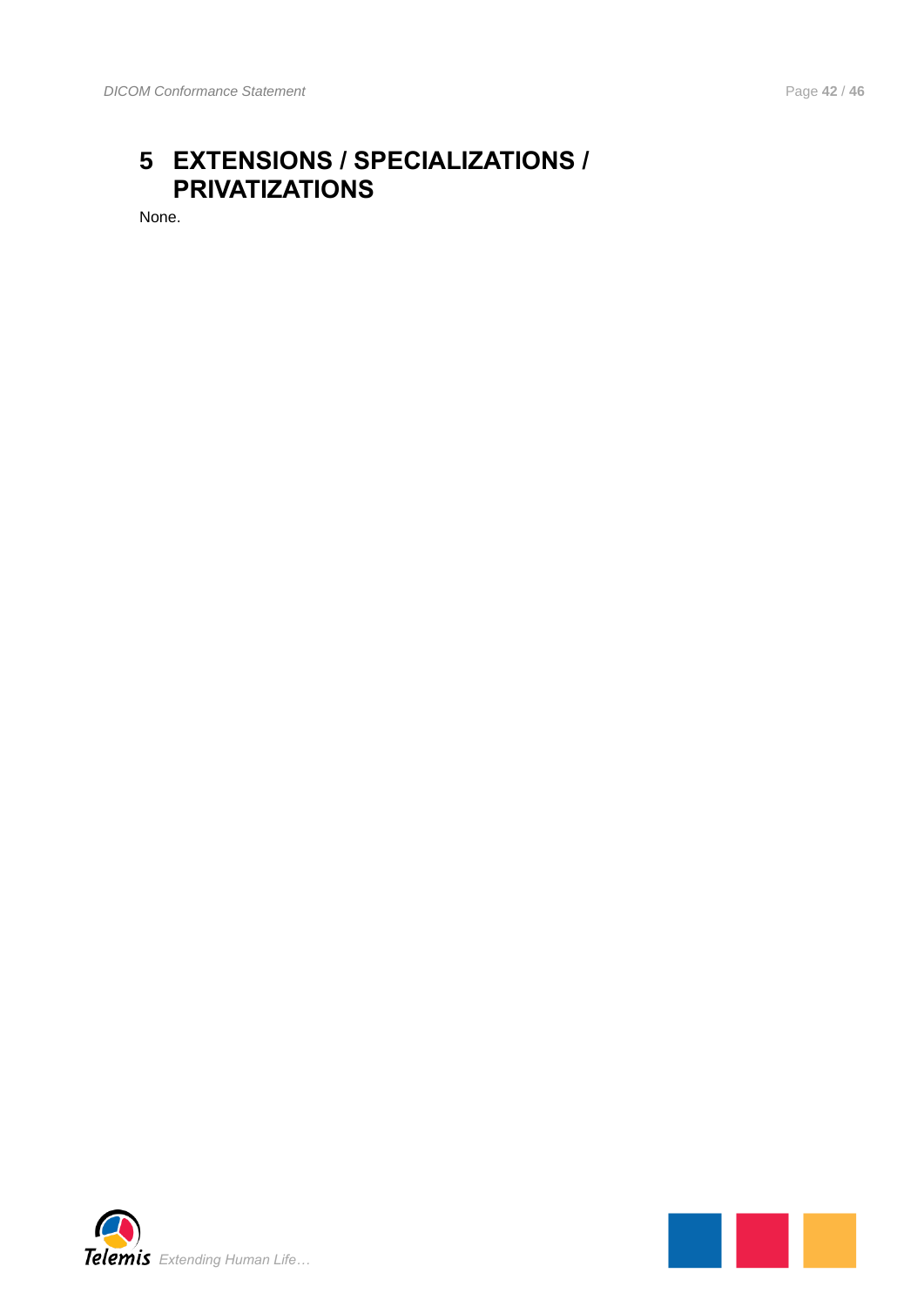# 5 EXTENSIONS / SPECIALIZATIONS / PRIVATIZATIONS

None.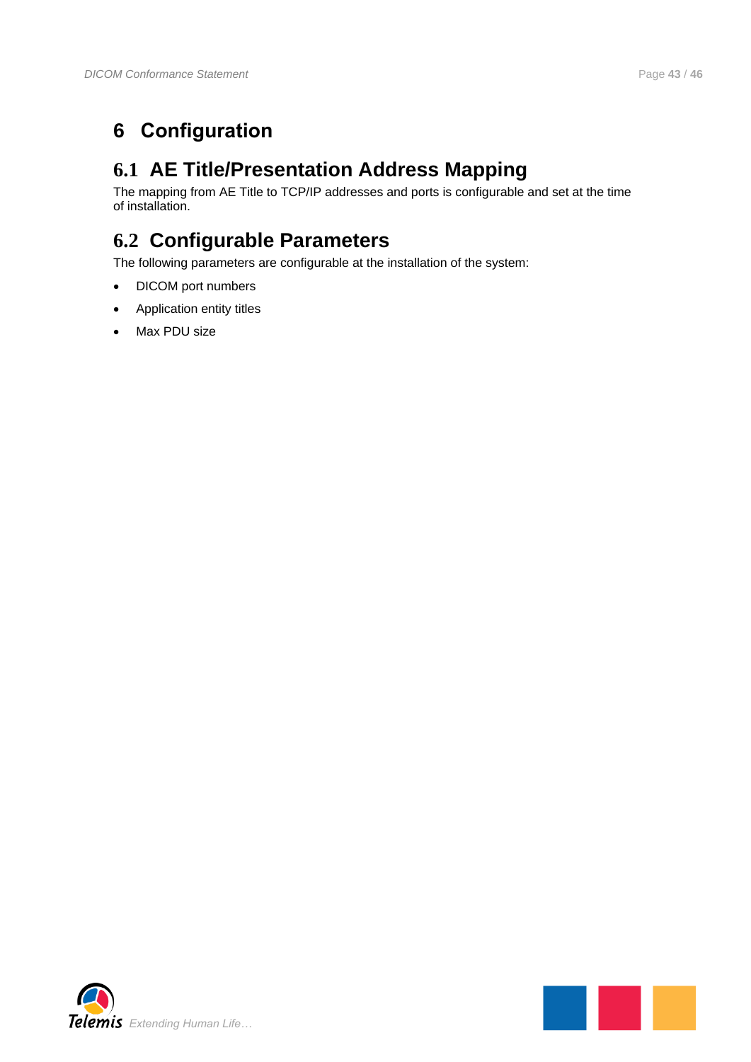# 6 Configuration

## 6.1 AE Title/Presentation Address Mapping

The mapping from AE Title to TCP/IP addresses and ports is configurable and set at the time of installation.

## 6.2 Configurable Parameters

The following parameters are configurable at the installation of the system:

- DICOM port numbers
- Application entity titles
- Max PDU size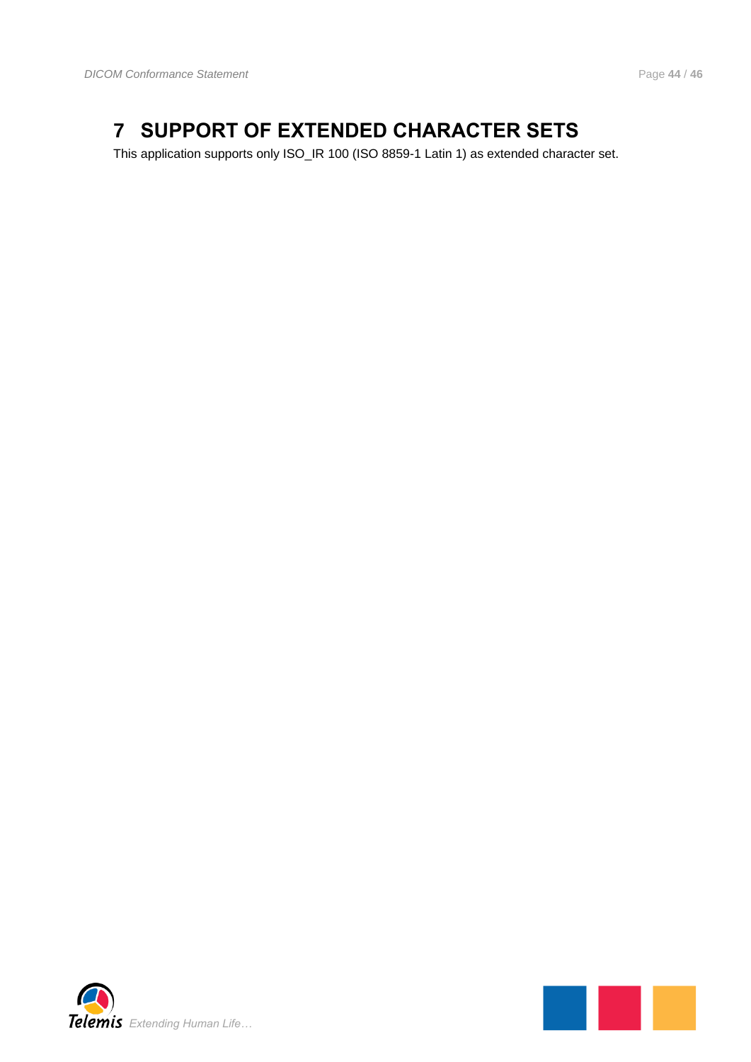# 7 SUPPORT OF EXTENDED CHARACTER SETS

This application supports only ISO_IR 100 (ISO 8859-1 Latin 1) as extended character set.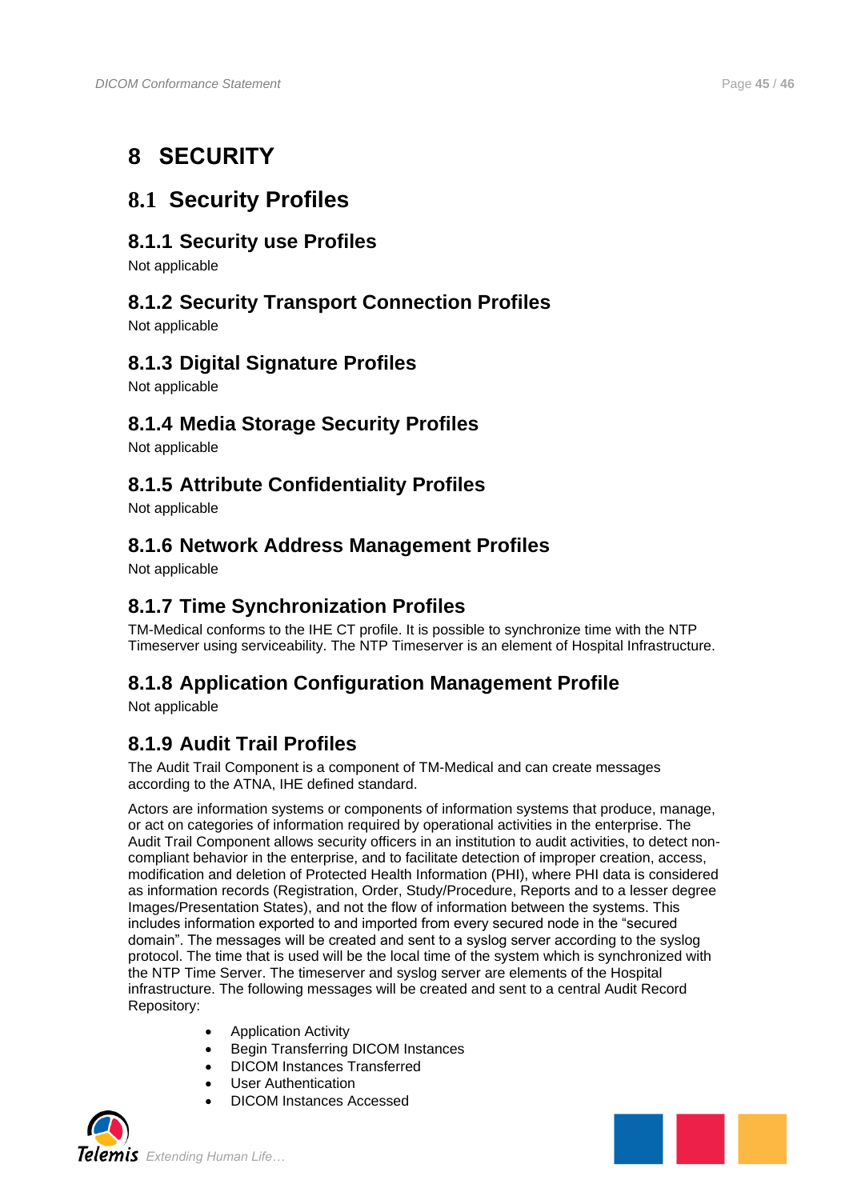# 8 SECURITY

## 8.1 Security Profiles

### 8.1.1 Security use Profiles

Not applicable

### 8.1.2 Security Transport Connection Profiles

Not applicable

### 8.1.3 Digital Signature Profiles

Not applicable

### 8.1.4 Media Storage Security Profiles

Not applicable

### 8.1.5 Attribute Confidentiality Profiles

Not applicable

### 8.1.6 Network Address Management Profiles

Not applicable

### 8.1.7 Time Synchronization Profiles

TM-Medical conforms to the IHE CT profile. It is possible to synchronize time with the NTP Timeserver using serviceability. The NTP Timeserver is an element of Hospital Infrastructure.

### 8.1.8 Application Configuration Management Profile

Not applicable

### 8.1.9 Audit Trail Profiles

The Audit Trail Component is a component of TM-Medical and can create messages according to the ATNA, IHE defined standard.

Actors are information systems or components of information systems that produce, manage, or act on categories of information required by operational activities in the enterprise. The Audit Trail Component allows security officers in an institution to audit activities, to detect non-compliant behavior in the enterprise, and to facilitate detection of improper creation, access, modification and deletion of Protected Health Information (PHI), where PHI data is considered as information records (Registration, Order, Study/Procedure, Reports and to a lesser degree Images/Presentation States), and not the flow of information between the systems. This includes information exported to and imported from every secured node in the "secured domain". The messages will be created and sent to a syslog server according to the syslog protocol. The time that is used will be the local time of the system which is synchronized with the NTP Time Server. The timeserver and syslog server are elements of the Hospital infrastructure. The following messages will be created and sent to a central Audit Record Repository:

- Application Activity
- Begin Transferring DICOM Instances
- DICOM Instances Transferred
- User Authentication
- DICOM Instances Accessed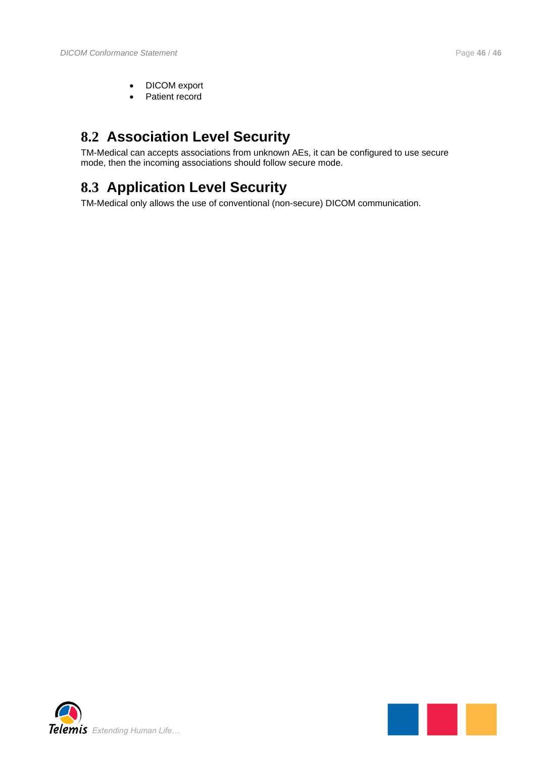- DICOM export
- Patient record

## 8.2 Association Level Security

TM-Medical can accepts associations from unknown AEs, it can be configured to use secure mode, then the incoming associations should follow secure mode.

## 8.3 Application Level Security

TM-Medical only allows the use of conventional (non-secure) DICOM communication.